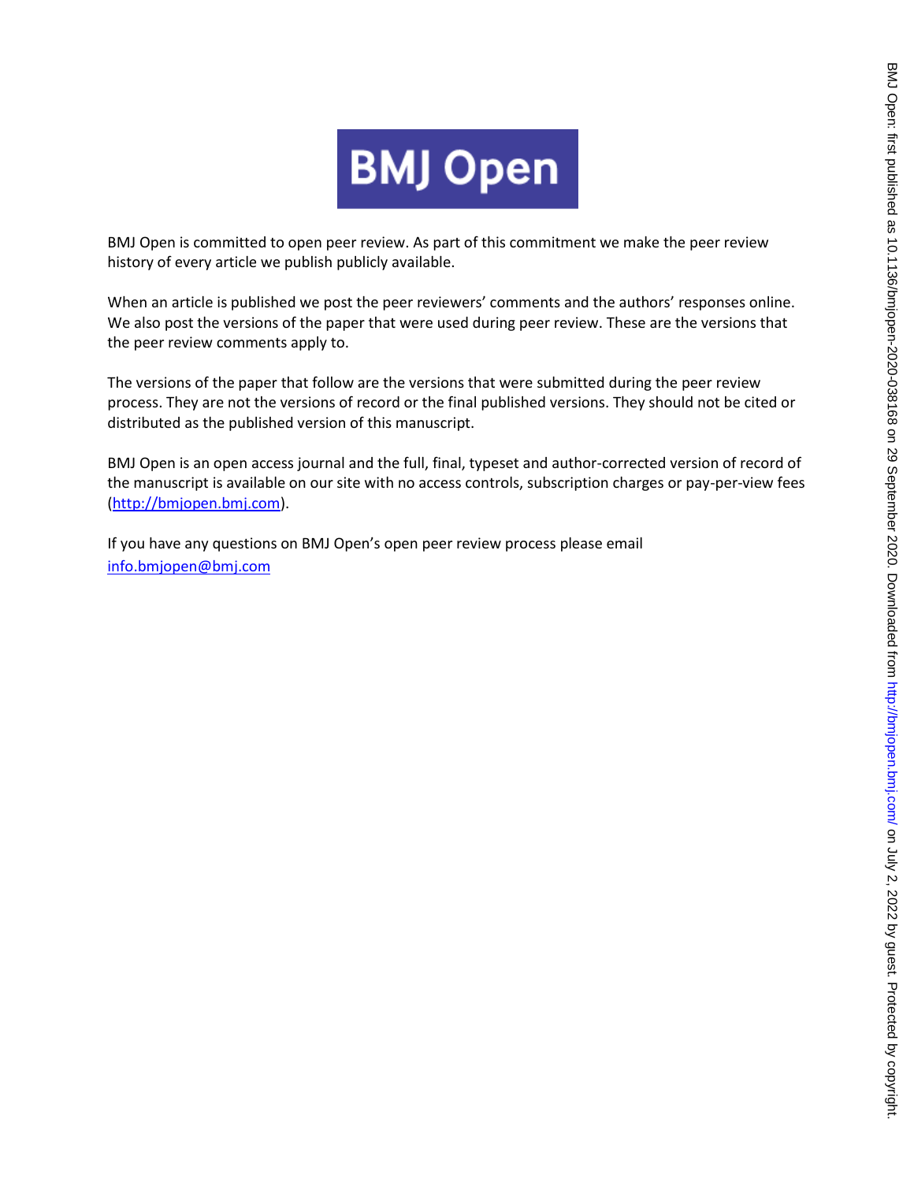# BMJ Open

BMJ Open is committed to open peer review. As part of this commitment we make the peer review history of every article we publish publicly available.

When an article is published we post the peer reviewers' comments and the authors' responses online. We also post the versions of the paper that were used during peer review. These are the versions that the peer review comments apply to.

The versions of the paper that follow are the versions that were submitted during the peer review process. They are not the versions of record or the final published versions. They should not be cited or distributed as the published version of this manuscript.

BMJ Open is an open access journal and the full, final, typeset and author-corrected version of record of the manuscript is available on our site with no access controls, subscription charges or pay-per-view fees (http://bmjopen.bmj.com).

If you have any questions on BMJ Open's open peer review process please email info.bmjopen@bmj.com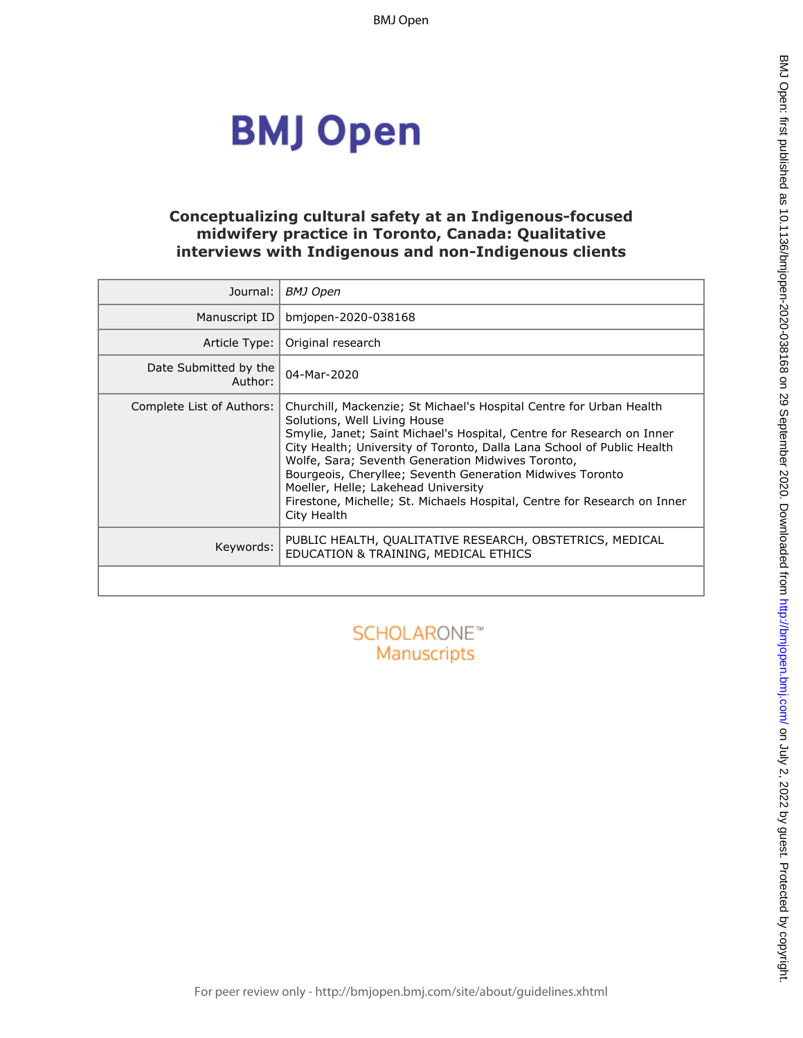# Conceptualizing cultural safety at an Indigenous-focused midwifery practice in Toronto, Canada: Qualitative interviews with Indigenous and non-Indigenous clients

| | |
|---|---|
| Journal: | *BMJ Open* |
| Manuscript ID | bmjopen-2020-038168 |
| Article Type: | Original research |
| Date Submitted by the Author: | 04-Mar-2020 |
| Complete List of Authors: | Churchill, Mackenzie; St Michael's Hospital Centre for Urban Health Solutions, Well Living House<br>Smylie, Janet; Saint Michael's Hospital, Centre for Research on Inner City Health; University of Toronto, Dalla Lana School of Public Health<br>Wolfe, Sara; Seventh Generation Midwives Toronto,<br>Bourgeois, Cheryllee; Seventh Generation Midwives Toronto<br>Moeller, Helle; Lakehead University<br>Firestone, Michelle; St. Michaels Hospital, Centre for Research on Inner City Health |
| Keywords: | PUBLIC HEALTH, QUALITATIVE RESEARCH, OBSTETRICS, MEDICAL EDUCATION & TRAINING, MEDICAL ETHICS |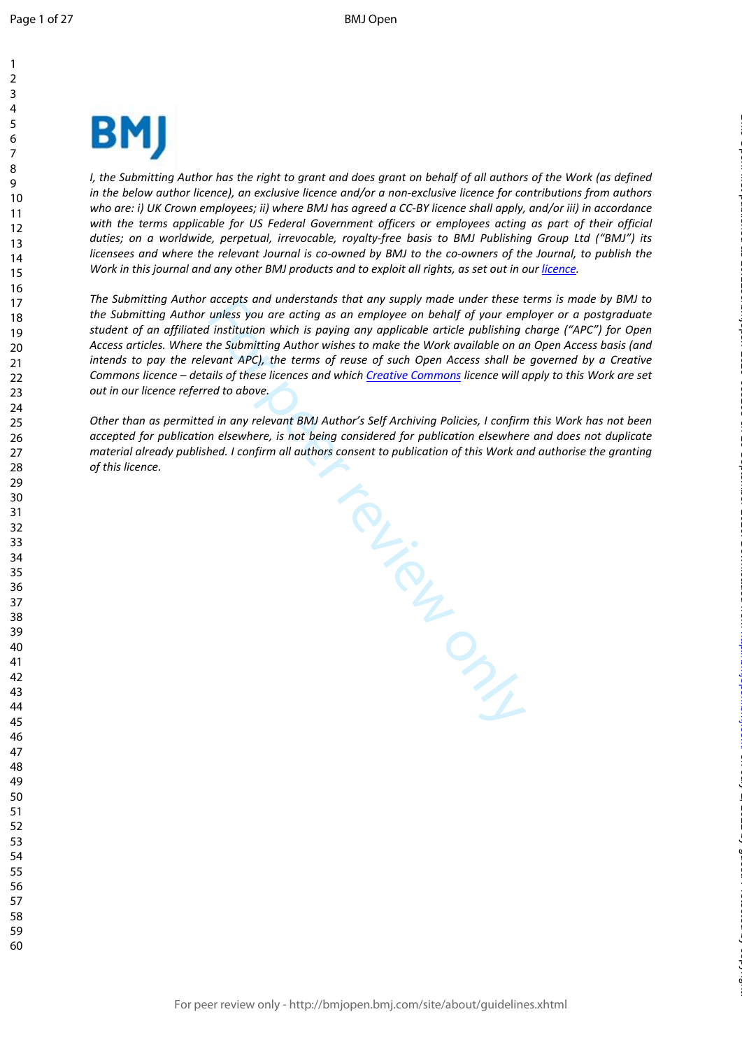*I, the Submitting Author has the right to grant and does grant on behalf of all authors of the Work (as defined in the below author licence), an exclusive licence and/or a non-exclusive licence for contributions from authors who are: i) UK Crown employees; ii) where BMJ has agreed a CC-BY licence shall apply, and/or iii) in accordance with the terms applicable for US Federal Government officers or employees acting as part of their official duties; on a worldwide, perpetual, irrevocable, royalty-free basis to BMJ Publishing Group Ltd ("BMJ") its licensees and where the relevant Journal is co-owned by BMJ to the co-owners of the Journal, to publish the Work in this journal and any other BMJ products and to exploit all rights, as set out in our licence.*

*The Submitting Author accepts and understands that any supply made under these terms is made by BMJ to the Submitting Author unless you are acting as an employee on behalf of your employer or a postgraduate student of an affiliated institution which is paying any applicable article publishing charge ("APC") for Open Access articles. Where the Submitting Author wishes to make the Work available on an Open Access basis (and intends to pay the relevant APC), the terms of reuse of such Open Access shall be governed by a Creative Commons licence – details of these licences and which Creative Commons licence will apply to this Work are set out in our licence referred to above.*

*Other than as permitted in any relevant BMJ Author's Self Archiving Policies, I confirm this Work has not been accepted for publication elsewhere, is not being considered for publication elsewhere and does not duplicate material already published. I confirm all authors consent to publication of this Work and authorise the granting of this licence.*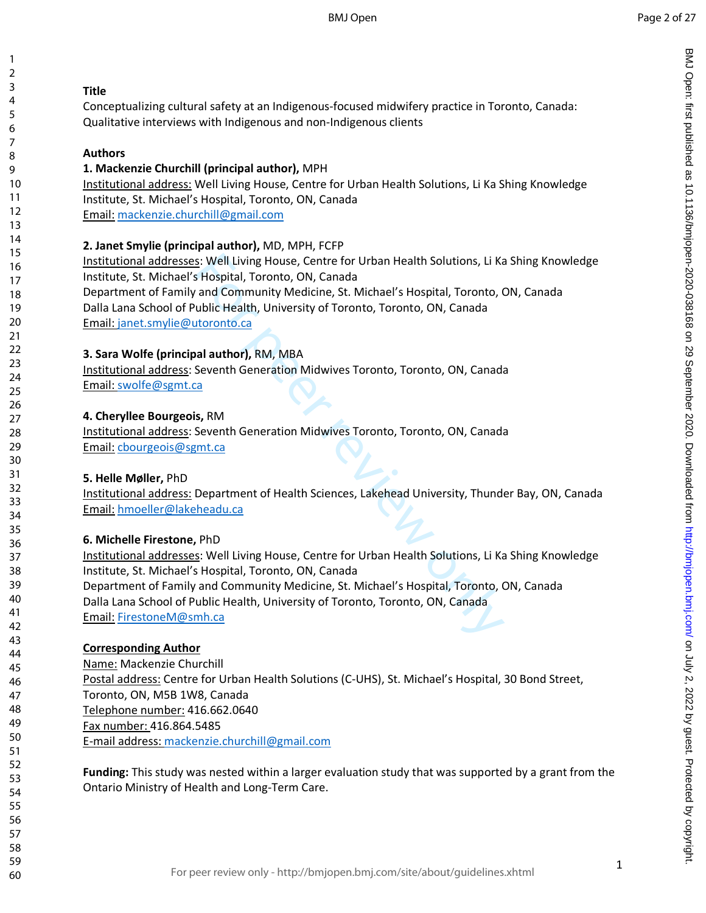**Title**

Conceptualizing cultural safety at an Indigenous-focused midwifery practice in Toronto, Canada: Qualitative interviews with Indigenous and non-Indigenous clients

**Authors**

**1. Mackenzie Churchill (principal author),** MPH

Institutional address: Well Living House, Centre for Urban Health Solutions, Li Ka Shing Knowledge Institute, St. Michael's Hospital, Toronto, ON, Canada

Email: mackenzie.churchill@gmail.com

**2. Janet Smylie (principal author),** MD, MPH, FCFP

Institutional addresses: Well Living House, Centre for Urban Health Solutions, Li Ka Shing Knowledge Institute, St. Michael's Hospital, Toronto, ON, Canada

Department of Family and Community Medicine, St. Michael's Hospital, Toronto, ON, Canada

Dalla Lana School of Public Health, University of Toronto, Toronto, ON, Canada

Email: janet.smylie@utoronto.ca

**3. Sara Wolfe (principal author),** RM, MBA

Institutional address: Seventh Generation Midwives Toronto, Toronto, ON, Canada

Email: swolfe@sgmt.ca

**4. Cheryllee Bourgeois,** RM

Institutional address: Seventh Generation Midwives Toronto, Toronto, ON, Canada

Email: cbourgeois@sgmt.ca

**5. Helle Møller,** PhD

Institutional address: Department of Health Sciences, Lakehead University, Thunder Bay, ON, Canada

Email: hmoeller@lakeheadu.ca

**6. Michelle Firestone,** PhD

Institutional addresses: Well Living House, Centre for Urban Health Solutions, Li Ka Shing Knowledge Institute, St. Michael's Hospital, Toronto, ON, Canada

Department of Family and Community Medicine, St. Michael's Hospital, Toronto, ON, Canada

Dalla Lana School of Public Health, University of Toronto, Toronto, ON, Canada

Email: FirestoneM@smh.ca

**Corresponding Author**

Name: Mackenzie Churchill

Postal address: Centre for Urban Health Solutions (C-UHS), St. Michael's Hospital, 30 Bond Street, Toronto, ON, M5B 1W8, Canada

Telephone number: 416.662.0640

Fax number: 416.864.5485

E-mail address: mackenzie.churchill@gmail.com

**Funding:** This study was nested within a larger evaluation study that was supported by a grant from the Ontario Ministry of Health and Long-Term Care.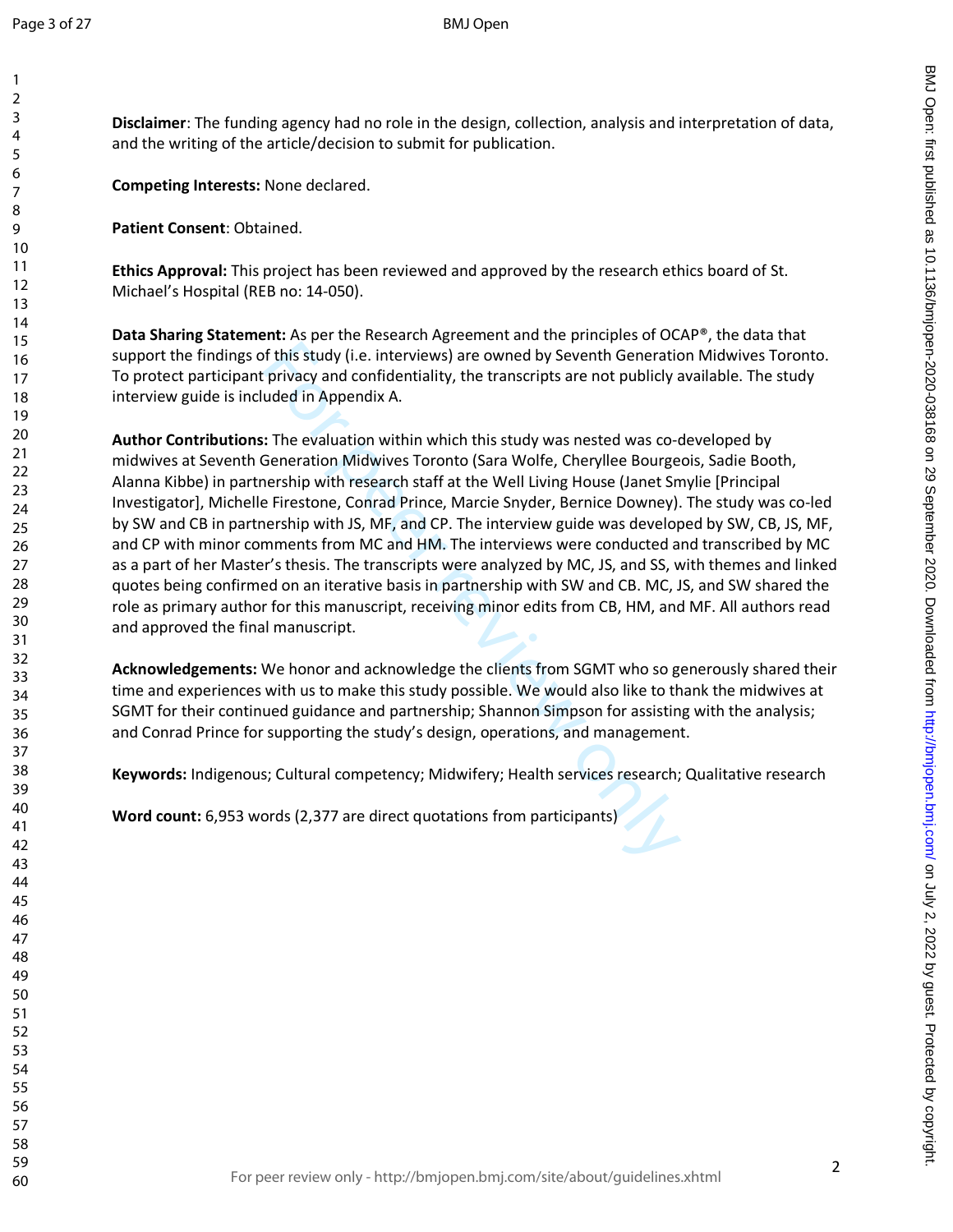**Disclaimer**: The funding agency had no role in the design, collection, analysis and interpretation of data, and the writing of the article/decision to submit for publication.

**Competing Interests:** None declared.

**Patient Consent**: Obtained.

**Ethics Approval:** This project has been reviewed and approved by the research ethics board of St. Michael's Hospital (REB no: 14-050).

**Data Sharing Statement:** As per the Research Agreement and the principles of OCAP®, the data that support the findings of this study (i.e. interviews) are owned by Seventh Generation Midwives Toronto. To protect participant privacy and confidentiality, the transcripts are not publicly available. The study interview guide is included in Appendix A.

**Author Contributions:** The evaluation within which this study was nested was co-developed by midwives at Seventh Generation Midwives Toronto (Sara Wolfe, Cheryllee Bourgeois, Sadie Booth, Alanna Kibbe) in partnership with research staff at the Well Living House (Janet Smylie [Principal Investigator], Michelle Firestone, Conrad Prince, Marcie Snyder, Bernice Downey). The study was co-led by SW and CB in partnership with JS, MF, and CP. The interview guide was developed by SW, CB, JS, MF, and CP with minor comments from MC and HM. The interviews were conducted and transcribed by MC as a part of her Master's thesis. The transcripts were analyzed by MC, JS, and SS, with themes and linked quotes being confirmed on an iterative basis in partnership with SW and CB. MC, JS, and SW shared the role as primary author for this manuscript, receiving minor edits from CB, HM, and MF. All authors read and approved the final manuscript.

**Acknowledgements:** We honor and acknowledge the clients from SGMT who so generously shared their time and experiences with us to make this study possible. We would also like to thank the midwives at SGMT for their continued guidance and partnership; Shannon Simpson for assisting with the analysis; and Conrad Prince for supporting the study's design, operations, and management.

**Keywords:** Indigenous; Cultural competency; Midwifery; Health services research; Qualitative research

**Word count:** 6,953 words (2,377 are direct quotations from participants)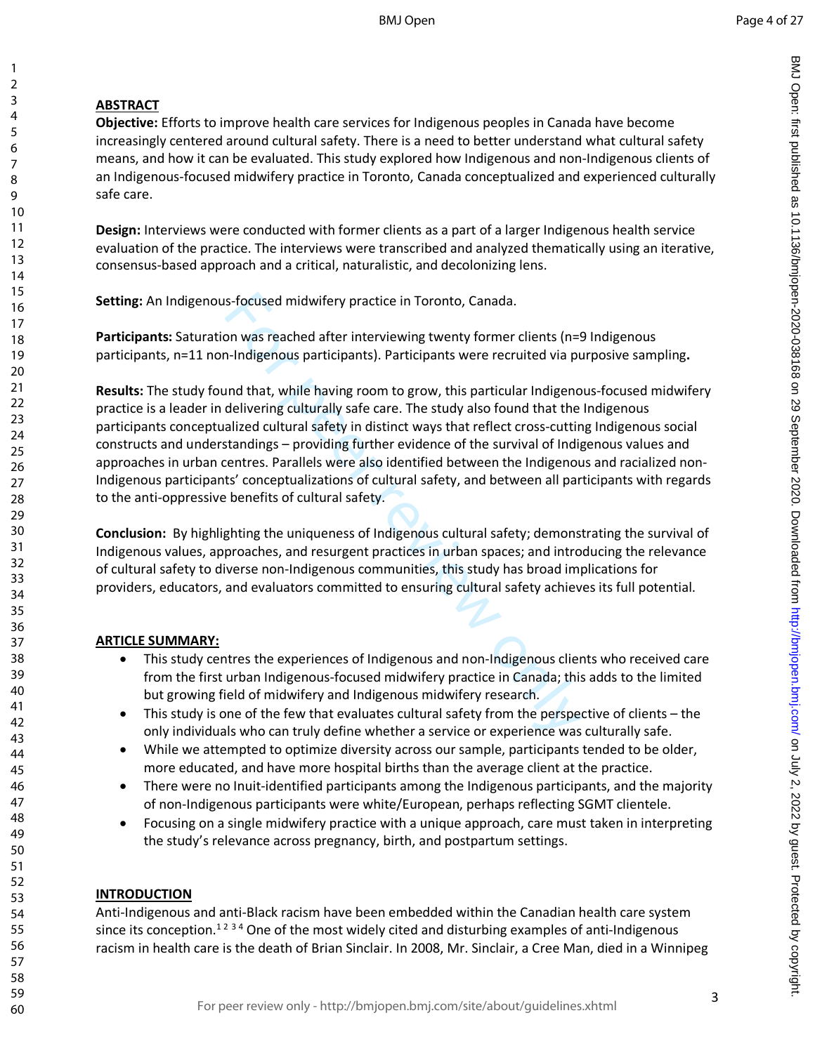## ABSTRACT

**Objective:** Efforts to improve health care services for Indigenous peoples in Canada have become increasingly centered around cultural safety. There is a need to better understand what cultural safety means, and how it can be evaluated. This study explored how Indigenous and non-Indigenous clients of an Indigenous-focused midwifery practice in Toronto, Canada conceptualized and experienced culturally safe care.

**Design:** Interviews were conducted with former clients as a part of a larger Indigenous health service evaluation of the practice. The interviews were transcribed and analyzed thematically using an iterative, consensus-based approach and a critical, naturalistic, and decolonizing lens.

**Setting:** An Indigenous-focused midwifery practice in Toronto, Canada.

**Participants:** Saturation was reached after interviewing twenty former clients (n=9 Indigenous participants, n=11 non-Indigenous participants). Participants were recruited via purposive sampling**.**

**Results:** The study found that, while having room to grow, this particular Indigenous-focused midwifery practice is a leader in delivering culturally safe care. The study also found that the Indigenous participants conceptualized cultural safety in distinct ways that reflect cross-cutting Indigenous social constructs and understandings – providing further evidence of the survival of Indigenous values and approaches in urban centres. Parallels were also identified between the Indigenous and racialized non-Indigenous participants' conceptualizations of cultural safety, and between all participants with regards to the anti-oppressive benefits of cultural safety.

**Conclusion:** By highlighting the uniqueness of Indigenous cultural safety; demonstrating the survival of Indigenous values, approaches, and resurgent practices in urban spaces; and introducing the relevance of cultural safety to diverse non-Indigenous communities, this study has broad implications for providers, educators, and evaluators committed to ensuring cultural safety achieves its full potential.

## ARTICLE SUMMARY:

- This study centres the experiences of Indigenous and non-Indigenous clients who received care from the first urban Indigenous-focused midwifery practice in Canada; this adds to the limited but growing field of midwifery and Indigenous midwifery research.
- This study is one of the few that evaluates cultural safety from the perspective of clients – the only individuals who can truly define whether a service or experience was culturally safe.
- While we attempted to optimize diversity across our sample, participants tended to be older, more educated, and have more hospital births than the average client at the practice.
- There were no Inuit-identified participants among the Indigenous participants, and the majority of non-Indigenous participants were white/European, perhaps reflecting SGMT clientele.
- Focusing on a single midwifery practice with a unique approach, care must taken in interpreting the study's relevance across pregnancy, birth, and postpartum settings.

## INTRODUCTION

Anti-Indigenous and anti-Black racism have been embedded within the Canadian health care system since its conception.[1 2 3 4] One of the most widely cited and disturbing examples of anti-Indigenous racism in health care is the death of Brian Sinclair. In 2008, Mr. Sinclair, a Cree Man, died in a Winnipeg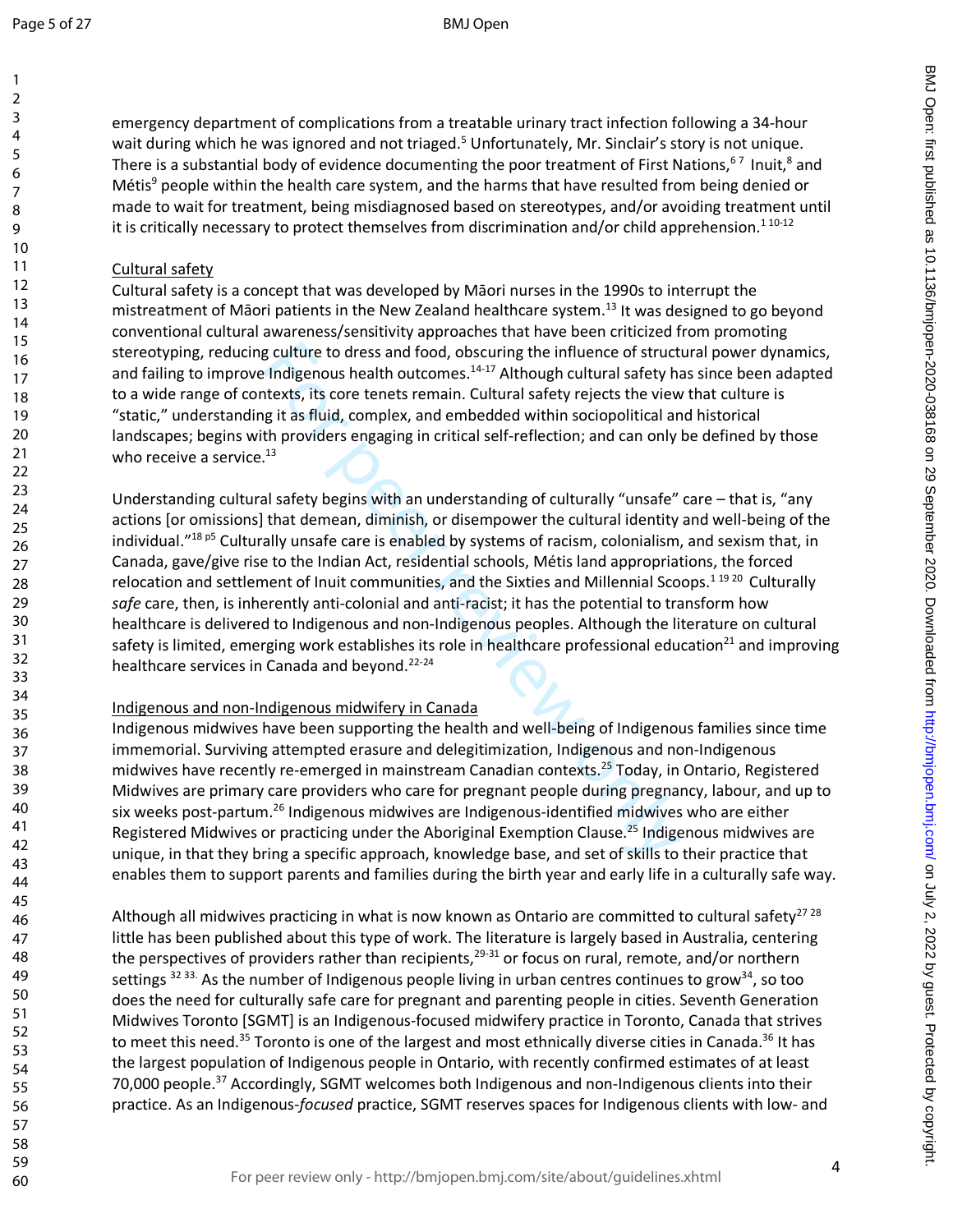emergency department of complications from a treatable urinary tract infection following a 34-hour wait during which he was ignored and not triaged.[5] Unfortunately, Mr. Sinclair's story is not unique. There is a substantial body of evidence documenting the poor treatment of First Nations,[6 7] Inuit,[8] and Métis[9] people within the health care system, and the harms that have resulted from being denied or made to wait for treatment, being misdiagnosed based on stereotypes, and/or avoiding treatment until it is critically necessary to protect themselves from discrimination and/or child apprehension.[1 10-12]

## Cultural safety

Cultural safety is a concept that was developed by Māori nurses in the 1990s to interrupt the mistreatment of Māori patients in the New Zealand healthcare system.[13] It was designed to go beyond conventional cultural awareness/sensitivity approaches that have been criticized from promoting stereotyping, reducing culture to dress and food, obscuring the influence of structural power dynamics, and failing to improve Indigenous health outcomes.[14-17] Although cultural safety has since been adapted to a wide range of contexts, its core tenets remain. Cultural safety rejects the view that culture is "static," understanding it as fluid, complex, and embedded within sociopolitical and historical landscapes; begins with providers engaging in critical self-reflection; and can only be defined by those who receive a service.[13]

Understanding cultural safety begins with an understanding of culturally "unsafe" care – that is, "any actions [or omissions] that demean, diminish, or disempower the cultural identity and well-being of the individual."[18 p5] Culturally unsafe care is enabled by systems of racism, colonialism, and sexism that, in Canada, gave/give rise to the Indian Act, residential schools, Métis land appropriations, the forced relocation and settlement of Inuit communities, and the Sixties and Millennial Scoops.[1 19 20] Culturally *safe* care, then, is inherently anti-colonial and anti-racist; it has the potential to transform how healthcare is delivered to Indigenous and non-Indigenous peoples. Although the literature on cultural safety is limited, emerging work establishes its role in healthcare professional education[21] and improving healthcare services in Canada and beyond.[22-24]

## Indigenous and non-Indigenous midwifery in Canada

Indigenous midwives have been supporting the health and well-being of Indigenous families since time immemorial. Surviving attempted erasure and delegitimization, Indigenous and non-Indigenous midwives have recently re-emerged in mainstream Canadian contexts.[25] Today, in Ontario, Registered Midwives are primary care providers who care for pregnant people during pregnancy, labour, and up to six weeks post-partum.[26] Indigenous midwives are Indigenous-identified midwives who are either Registered Midwives or practicing under the Aboriginal Exemption Clause.[25] Indigenous midwives are unique, in that they bring a specific approach, knowledge base, and set of skills to their practice that enables them to support parents and families during the birth year and early life in a culturally safe way.

Although all midwives practicing in what is now known as Ontario are committed to cultural safety[27 28] little has been published about this type of work. The literature is largely based in Australia, centering the perspectives of providers rather than recipients,[29-31] or focus on rural, remote, and/or northern settings [32 33]. As the number of Indigenous people living in urban centres continues to grow[34], so too does the need for culturally safe care for pregnant and parenting people in cities. Seventh Generation Midwives Toronto [SGMT] is an Indigenous-focused midwifery practice in Toronto, Canada that strives to meet this need.[35] Toronto is one of the largest and most ethnically diverse cities in Canada.[36] It has the largest population of Indigenous people in Ontario, with recently confirmed estimates of at least 70,000 people.[37] Accordingly, SGMT welcomes both Indigenous and non-Indigenous clients into their practice. As an Indigenous-*focused* practice, SGMT reserves spaces for Indigenous clients with low- and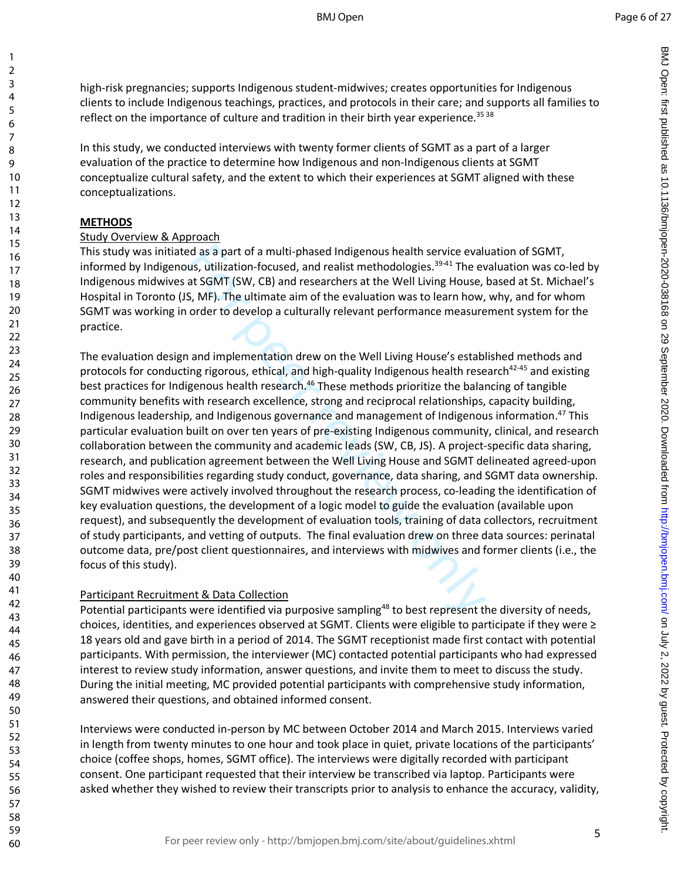high-risk pregnancies; supports Indigenous student-midwives; creates opportunities for Indigenous clients to include Indigenous teachings, practices, and protocols in their care; and supports all families to reflect on the importance of culture and tradition in their birth year experience.[35 38]

In this study, we conducted interviews with twenty former clients of SGMT as a part of a larger evaluation of the practice to determine how Indigenous and non-Indigenous clients at SGMT conceptualize cultural safety, and the extent to which their experiences at SGMT aligned with these conceptualizations.

## METHODS

### Study Overview & Approach

This study was initiated as a part of a multi-phased Indigenous health service evaluation of SGMT, informed by Indigenous, utilization-focused, and realist methodologies.[39-41] The evaluation was co-led by Indigenous midwives at SGMT (SW, CB) and researchers at the Well Living House, based at St. Michael's Hospital in Toronto (JS, MF). The ultimate aim of the evaluation was to learn how, why, and for whom SGMT was working in order to develop a culturally relevant performance measurement system for the practice.

The evaluation design and implementation drew on the Well Living House's established methods and protocols for conducting rigorous, ethical, and high-quality Indigenous health research[42-45] and existing best practices for Indigenous health research.[46] These methods prioritize the balancing of tangible community benefits with research excellence, strong and reciprocal relationships, capacity building, Indigenous leadership, and Indigenous governance and management of Indigenous information.[47] This particular evaluation built on over ten years of pre-existing Indigenous community, clinical, and research collaboration between the community and academic leads (SW, CB, JS). A project-specific data sharing, research, and publication agreement between the Well Living House and SGMT delineated agreed-upon roles and responsibilities regarding study conduct, governance, data sharing, and SGMT data ownership. SGMT midwives were actively involved throughout the research process, co-leading the identification of key evaluation questions, the development of a logic model to guide the evaluation (available upon request), and subsequently the development of evaluation tools, training of data collectors, recruitment of study participants, and vetting of outputs. The final evaluation drew on three data sources: perinatal outcome data, pre/post client questionnaires, and interviews with midwives and former clients (i.e., the focus of this study).

### Participant Recruitment & Data Collection

Potential participants were identified via purposive sampling[48] to best represent the diversity of needs, choices, identities, and experiences observed at SGMT. Clients were eligible to participate if they were ≥ 18 years old and gave birth in a period of 2014. The SGMT receptionist made first contact with potential participants. With permission, the interviewer (MC) contacted potential participants who had expressed interest to review study information, answer questions, and invite them to meet to discuss the study. During the initial meeting, MC provided potential participants with comprehensive study information, answered their questions, and obtained informed consent.

Interviews were conducted in-person by MC between October 2014 and March 2015. Interviews varied in length from twenty minutes to one hour and took place in quiet, private locations of the participants' choice (coffee shops, homes, SGMT office). The interviews were digitally recorded with participant consent. One participant requested that their interview be transcribed via laptop. Participants were asked whether they wished to review their transcripts prior to analysis to enhance the accuracy, validity,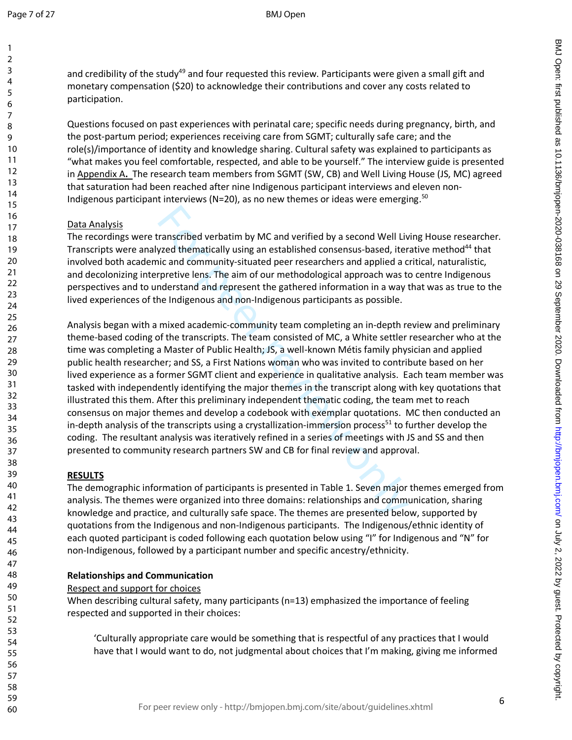and credibility of the study[49] and four requested this review. Participants were given a small gift and monetary compensation ($20) to acknowledge their contributions and cover any costs related to participation.

Questions focused on past experiences with perinatal care; specific needs during pregnancy, birth, and the post-partum period; experiences receiving care from SGMT; culturally safe care; and the role(s)/importance of identity and knowledge sharing. Cultural safety was explained to participants as "what makes you feel comfortable, respected, and able to be yourself." The interview guide is presented in Appendix A. The research team members from SGMT (SW, CB) and Well Living House (JS, MC) agreed that saturation had been reached after nine Indigenous participant interviews and eleven non-Indigenous participant interviews (N=20), as no new themes or ideas were emerging.[50]

Data Analysis

The recordings were transcribed verbatim by MC and verified by a second Well Living House researcher. Transcripts were analyzed thematically using an established consensus-based, iterative method[44] that involved both academic and community-situated peer researchers and applied a critical, naturalistic, and decolonizing interpretive lens. The aim of our methodological approach was to centre Indigenous perspectives and to understand and represent the gathered information in a way that was as true to the lived experiences of the Indigenous and non-Indigenous participants as possible.

Analysis began with a mixed academic-community team completing an in-depth review and preliminary theme-based coding of the transcripts. The team consisted of MC, a White settler researcher who at the time was completing a Master of Public Health; JS, a well-known Métis family physician and applied public health researcher; and SS, a First Nations woman who was invited to contribute based on her lived experience as a former SGMT client and experience in qualitative analysis. Each team member was tasked with independently identifying the major themes in the transcript along with key quotations that illustrated this them. After this preliminary independent thematic coding, the team met to reach consensus on major themes and develop a codebook with exemplar quotations. MC then conducted an in-depth analysis of the transcripts using a crystallization-immersion process[51] to further develop the coding. The resultant analysis was iteratively refined in a series of meetings with JS and SS and then presented to community research partners SW and CB for final review and approval.

## RESULTS

The demographic information of participants is presented in Table 1. Seven major themes emerged from analysis. The themes were organized into three domains: relationships and communication, sharing knowledge and practice, and culturally safe space. The themes are presented below, supported by quotations from the Indigenous and non-Indigenous participants. The Indigenous/ethnic identity of each quoted participant is coded following each quotation below using "I" for Indigenous and "N" for non-Indigenous, followed by a participant number and specific ancestry/ethnicity.

### Relationships and Communication

Respect and support for choices

When describing cultural safety, many participants (n=13) emphasized the importance of feeling respected and supported in their choices:

> 'Culturally appropriate care would be something that is respectful of any practices that I would have that I would want to do, not judgmental about choices that I'm making, giving me informed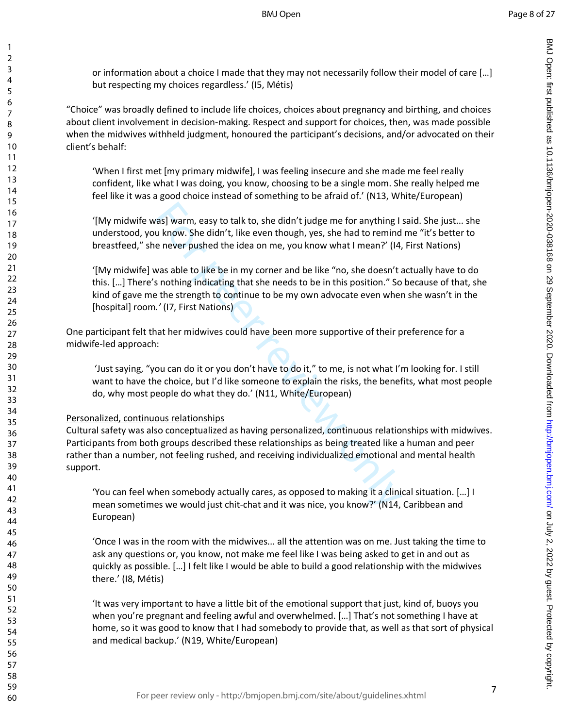or information about a choice I made that they may not necessarily follow their model of care […] but respecting my choices regardless.' (I5, Métis)

"Choice" was broadly defined to include life choices, choices about pregnancy and birthing, and choices about client involvement in decision-making. Respect and support for choices, then, was made possible when the midwives withheld judgment, honoured the participant's decisions, and/or advocated on their client's behalf:

> 'When I first met [my primary midwife], I was feeling insecure and she made me feel really confident, like what I was doing, you know, choosing to be a single mom. She really helped me feel like it was a good choice instead of something to be afraid of.' (N13, White/European)

> '[My midwife was] warm, easy to talk to, she didn't judge me for anything I said. She just... she understood, you know. She didn't, like even though, yes, she had to remind me "it's better to breastfeed," she never pushed the idea on me, you know what I mean?' (I4, First Nations)

> '[My midwife] was able to like be in my corner and be like "no, she doesn't actually have to do this. […] There's nothing indicating that she needs to be in this position." So because of that, she kind of gave me the strength to continue to be my own advocate even when she wasn't in the [hospital] room.' (I7, First Nations)

One participant felt that her midwives could have been more supportive of their preference for a midwife-led approach:

> 'Just saying, "you can do it or you don't have to do it," to me, is not what I'm looking for. I still want to have the choice, but I'd like someone to explain the risks, the benefits, what most people do, why most people do what they do.' (N11, White/European)

<u>Personalized, continuous relationships</u>

Cultural safety was also conceptualized as having personalized, continuous relationships with midwives. Participants from both groups described these relationships as being treated like a human and peer rather than a number, not feeling rushed, and receiving individualized emotional and mental health support.

> 'You can feel when somebody actually cares, as opposed to making it a clinical situation. […] I mean sometimes we would just chit-chat and it was nice, you know?' (N14, Caribbean and European)

> 'Once I was in the room with the midwives... all the attention was on me. Just taking the time to ask any questions or, you know, not make me feel like I was being asked to get in and out as quickly as possible. […] I felt like I would be able to build a good relationship with the midwives there.' (I8, Métis)

> 'It was very important to have a little bit of the emotional support that just, kind of, buoys you when you're pregnant and feeling awful and overwhelmed. […] That's not something I have at home, so it was good to know that I had somebody to provide that, as well as that sort of physical and medical backup.' (N19, White/European)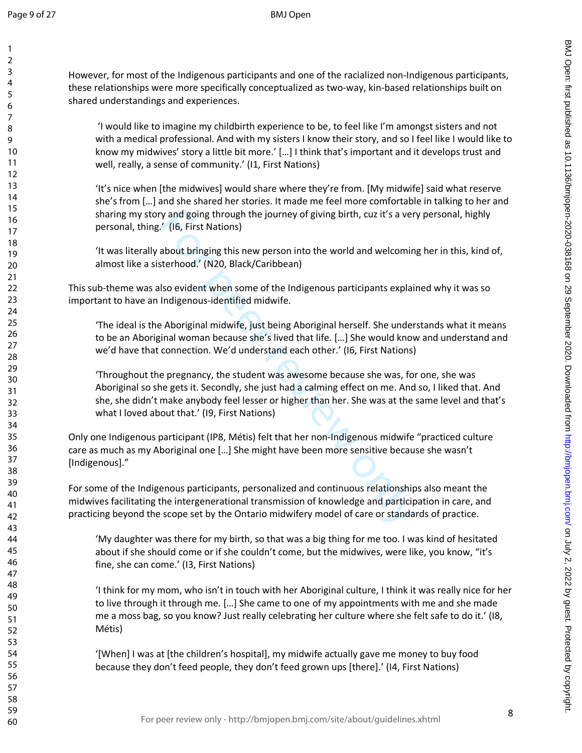However, for most of the Indigenous participants and one of the racialized non-Indigenous participants, these relationships were more specifically conceptualized as two-way, kin-based relationships built on shared understandings and experiences.

> 'I would like to imagine my childbirth experience to be, to feel like I'm amongst sisters and not with a medical professional. And with my sisters I know their story, and so I feel like I would like to know my midwives' story a little bit more.' […] I think that's important and it develops trust and well, really, a sense of community.' (I1, First Nations)

> 'It's nice when [the midwives] would share where they're from. [My midwife] said what reserve she's from […] and she shared her stories. It made me feel more comfortable in talking to her and sharing my story and going through the journey of giving birth, cuz it's a very personal, highly personal, thing.' (I6, First Nations)

> 'It was literally about bringing this new person into the world and welcoming her in this, kind of, almost like a sisterhood.' (N20, Black/Caribbean)

This sub-theme was also evident when some of the Indigenous participants explained why it was so important to have an Indigenous-identified midwife.

> 'The ideal is the Aboriginal midwife, just being Aboriginal herself. She understands what it means to be an Aboriginal woman because she's lived that life. […] She would know and understand and we'd have that connection. We'd understand each other.' (I6, First Nations)

> 'Throughout the pregnancy, the student was awesome because she was, for one, she was Aboriginal so she gets it. Secondly, she just had a calming effect on me. And so, I liked that. And she, she didn't make anybody feel lesser or higher than her. She was at the same level and that's what I loved about that.' (I9, First Nations)

Only one Indigenous participant (IP8, Métis) felt that her non-Indigenous midwife "practiced culture care as much as my Aboriginal one […] She might have been more sensitive because she wasn't [Indigenous]."

For some of the Indigenous participants, personalized and continuous relationships also meant the midwives facilitating the intergenerational transmission of knowledge and participation in care, and practicing beyond the scope set by the Ontario midwifery model of care or standards of practice.

> 'My daughter was there for my birth, so that was a big thing for me too. I was kind of hesitated about if she should come or if she couldn't come, but the midwives, were like, you know, "it's fine, she can come.' (I3, First Nations)

> 'I think for my mom, who isn't in touch with her Aboriginal culture, I think it was really nice for her to live through it through me. […] She came to one of my appointments with me and she made me a moss bag, so you know? Just really celebrating her culture where she felt safe to do it.' (I8, Métis)

> '[When] I was at [the children's hospital], my midwife actually gave me money to buy food because they don't feed people, they don't feed grown ups [there].' (I4, First Nations)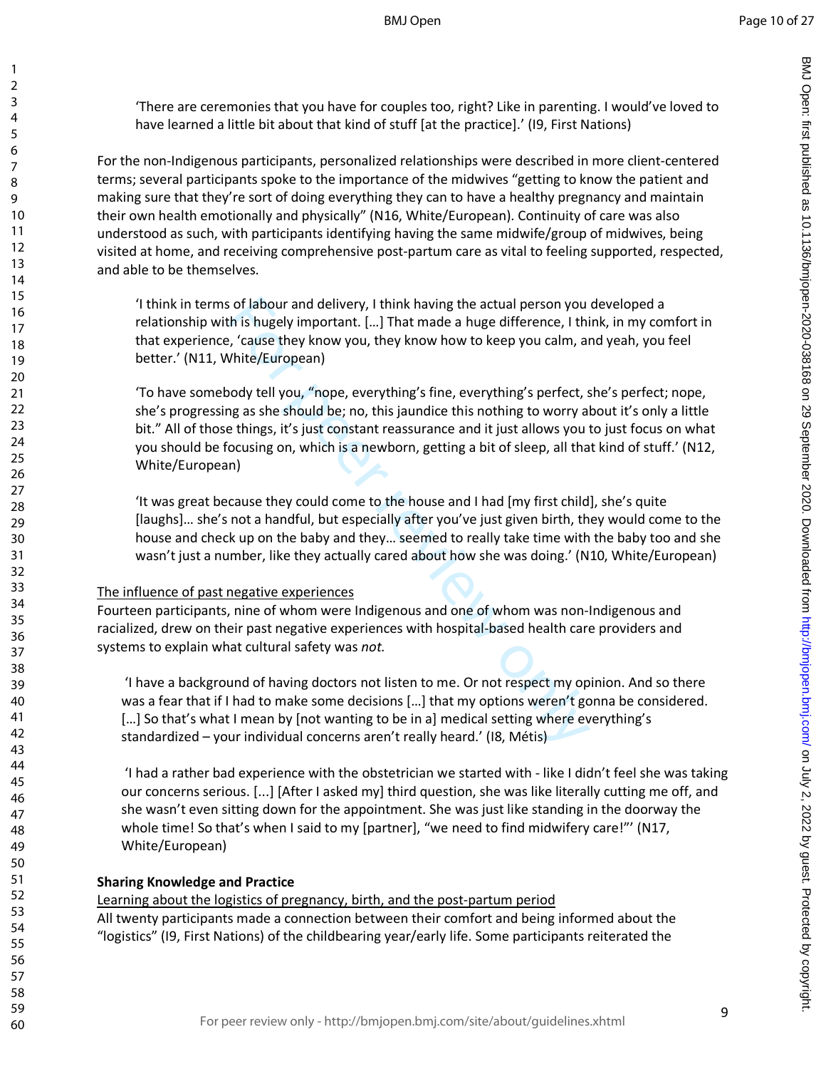'There are ceremonies that you have for couples too, right? Like in parenting. I would've loved to have learned a little bit about that kind of stuff [at the practice].' (I9, First Nations)

For the non-Indigenous participants, personalized relationships were described in more client-centered terms; several participants spoke to the importance of the midwives "getting to know the patient and making sure that they're sort of doing everything they can to have a healthy pregnancy and maintain their own health emotionally and physically" (N16, White/European). Continuity of care was also understood as such, with participants identifying having the same midwife/group of midwives, being visited at home, and receiving comprehensive post-partum care as vital to feeling supported, respected, and able to be themselves.

> 'I think in terms of labour and delivery, I think having the actual person you developed a relationship with is hugely important. […] That made a huge difference, I think, in my comfort in that experience, 'cause they know you, they know how to keep you calm, and yeah, you feel better.' (N11, White/European)

> 'To have somebody tell you, "nope, everything's fine, everything's perfect, she's perfect; nope, she's progressing as she should be; no, this jaundice this nothing to worry about it's only a little bit." All of those things, it's just constant reassurance and it just allows you to just focus on what you should be focusing on, which is a newborn, getting a bit of sleep, all that kind of stuff.' (N12, White/European)

> 'It was great because they could come to the house and I had [my first child], she's quite [laughs]… she's not a handful, but especially after you've just given birth, they would come to the house and check up on the baby and they… seemed to really take time with the baby too and she wasn't just a number, like they actually cared about how she was doing.' (N10, White/European)

<u>The influence of past negative experiences</u>

Fourteen participants, nine of whom were Indigenous and one of whom was non-Indigenous and racialized, drew on their past negative experiences with hospital-based health care providers and systems to explain what cultural safety was *not.*

> 'I have a background of having doctors not listen to me. Or not respect my opinion. And so there was a fear that if I had to make some decisions […] that my options weren't gonna be considered. […] So that's what I mean by [not wanting to be in a] medical setting where everything's standardized – your individual concerns aren't really heard.' (I8, Métis)

> 'I had a rather bad experience with the obstetrician we started with - like I didn't feel she was taking our concerns serious. [...] [After I asked my] third question, she was like literally cutting me off, and she wasn't even sitting down for the appointment. She was just like standing in the doorway the whole time! So that's when I said to my [partner], "we need to find midwifery care!"' (N17, White/European)

**Sharing Knowledge and Practice**

<u>Learning about the logistics of pregnancy, birth, and the post-partum period</u>

All twenty participants made a connection between their comfort and being informed about the "logistics" (I9, First Nations) of the childbearing year/early life. Some participants reiterated the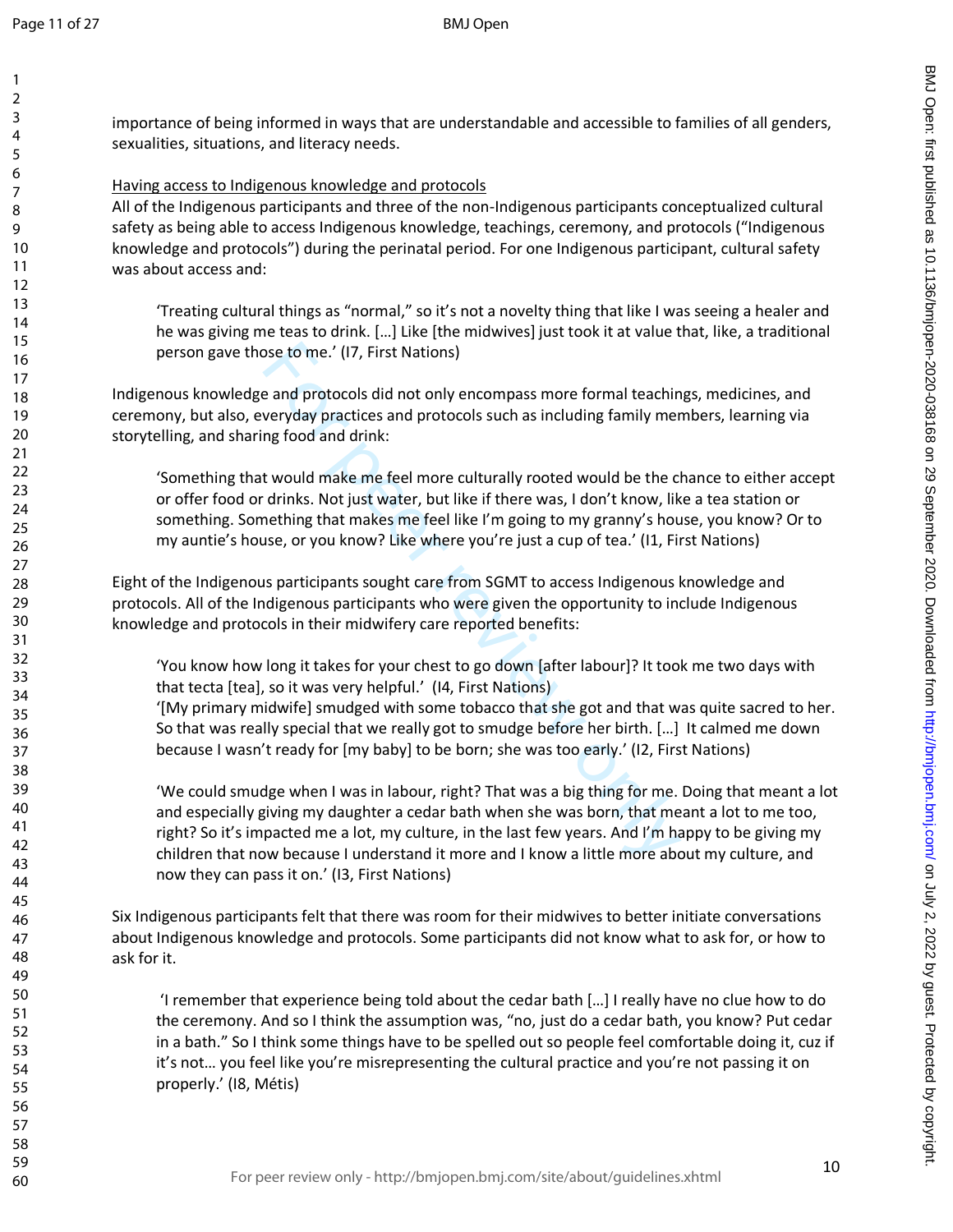importance of being informed in ways that are understandable and accessible to families of all genders, sexualities, situations, and literacy needs.

<u>Having access to Indigenous knowledge and protocols</u>

All of the Indigenous participants and three of the non-Indigenous participants conceptualized cultural safety as being able to access Indigenous knowledge, teachings, ceremony, and protocols ("Indigenous knowledge and protocols") during the perinatal period. For one Indigenous participant, cultural safety was about access and:

> 'Treating cultural things as "normal," so it's not a novelty thing that like I was seeing a healer and he was giving me teas to drink. […] Like [the midwives] just took it at value that, like, a traditional person gave those to me.' (I7, First Nations)

Indigenous knowledge and protocols did not only encompass more formal teachings, medicines, and ceremony, but also, everyday practices and protocols such as including family members, learning via storytelling, and sharing food and drink:

> 'Something that would make me feel more culturally rooted would be the chance to either accept or offer food or drinks. Not just water, but like if there was, I don't know, like a tea station or something. Something that makes me feel like I'm going to my granny's house, you know? Or to my auntie's house, or you know? Like where you're just a cup of tea.' (I1, First Nations)

Eight of the Indigenous participants sought care from SGMT to access Indigenous knowledge and protocols. All of the Indigenous participants who were given the opportunity to include Indigenous knowledge and protocols in their midwifery care reported benefits:

> 'You know how long it takes for your chest to go down [after labour]? It took me two days with that tecta [tea], so it was very helpful.' (I4, First Nations)
> '[My primary midwife] smudged with some tobacco that she got and that was quite sacred to her. So that was really special that we really got to smudge before her birth. […] It calmed me down because I wasn't ready for [my baby] to be born; she was too early.' (I2, First Nations)

> 'We could smudge when I was in labour, right? That was a big thing for me. Doing that meant a lot and especially giving my daughter a cedar bath when she was born, that meant a lot to me too, right? So it's impacted me a lot, my culture, in the last few years. And I'm happy to be giving my children that now because I understand it more and I know a little more about my culture, and now they can pass it on.' (I3, First Nations)

Six Indigenous participants felt that there was room for their midwives to better initiate conversations about Indigenous knowledge and protocols. Some participants did not know what to ask for, or how to ask for it.

> 'I remember that experience being told about the cedar bath […] I really have no clue how to do the ceremony. And so I think the assumption was, "no, just do a cedar bath, you know? Put cedar in a bath." So I think some things have to be spelled out so people feel comfortable doing it, cuz if it's not… you feel like you're misrepresenting the cultural practice and you're not passing it on properly.' (I8, Métis)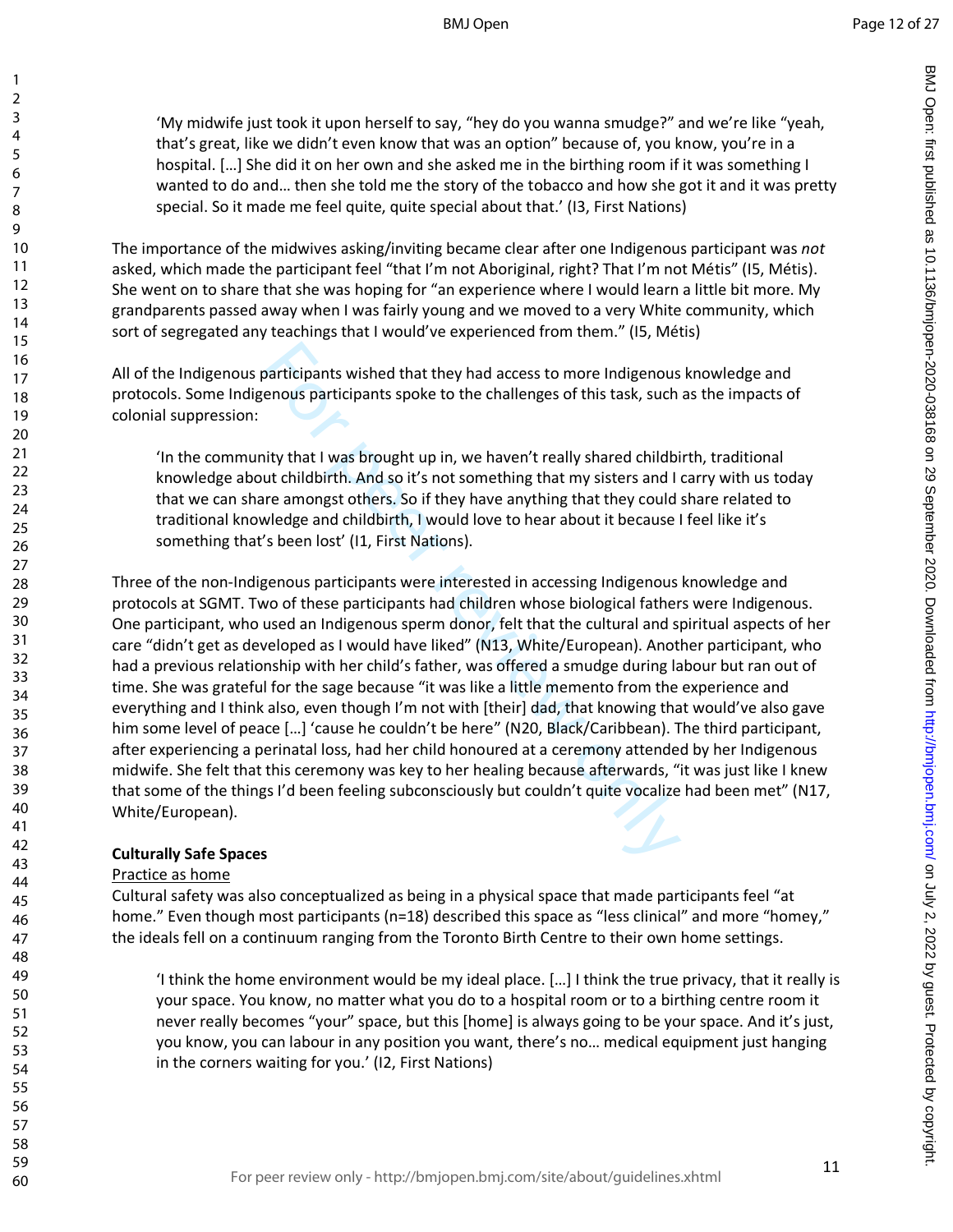'My midwife just took it upon herself to say, "hey do you wanna smudge?" and we're like "yeah, that's great, like we didn't even know that was an option" because of, you know, you're in a hospital. […] She did it on her own and she asked me in the birthing room if it was something I wanted to do and… then she told me the story of the tobacco and how she got it and it was pretty special. So it made me feel quite, quite special about that.' (I3, First Nations)

The importance of the midwives asking/inviting became clear after one Indigenous participant was *not* asked, which made the participant feel "that I'm not Aboriginal, right? That I'm not Métis" (I5, Métis). She went on to share that she was hoping for "an experience where I would learn a little bit more. My grandparents passed away when I was fairly young and we moved to a very White community, which sort of segregated any teachings that I would've experienced from them." (I5, Métis)

All of the Indigenous participants wished that they had access to more Indigenous knowledge and protocols. Some Indigenous participants spoke to the challenges of this task, such as the impacts of colonial suppression:

'In the community that I was brought up in, we haven't really shared childbirth, traditional knowledge about childbirth. And so it's not something that my sisters and I carry with us today that we can share amongst others. So if they have anything that they could share related to traditional knowledge and childbirth, I would love to hear about it because I feel like it's something that's been lost' (I1, First Nations).

Three of the non-Indigenous participants were interested in accessing Indigenous knowledge and protocols at SGMT. Two of these participants had children whose biological fathers were Indigenous. One participant, who used an Indigenous sperm donor, felt that the cultural and spiritual aspects of her care "didn't get as developed as I would have liked" (N13, White/European). Another participant, who had a previous relationship with her child's father, was offered a smudge during labour but ran out of time. She was grateful for the sage because "it was like a little memento from the experience and everything and I think also, even though I'm not with [their] dad, that knowing that would've also gave him some level of peace […] 'cause he couldn't be here" (N20, Black/Caribbean). The third participant, after experiencing a perinatal loss, had her child honoured at a ceremony attended by her Indigenous midwife. She felt that this ceremony was key to her healing because afterwards, "it was just like I knew that some of the things I'd been feeling subconsciously but couldn't quite vocalize had been met" (N17, White/European).

**Culturally Safe Spaces**

Practice as home

Cultural safety was also conceptualized as being in a physical space that made participants feel "at home." Even though most participants (n=18) described this space as "less clinical" and more "homey," the ideals fell on a continuum ranging from the Toronto Birth Centre to their own home settings.

'I think the home environment would be my ideal place. […] I think the true privacy, that it really is your space. You know, no matter what you do to a hospital room or to a birthing centre room it never really becomes "your" space, but this [home] is always going to be your space. And it's just, you know, you can labour in any position you want, there's no… medical equipment just hanging in the corners waiting for you.' (I2, First Nations)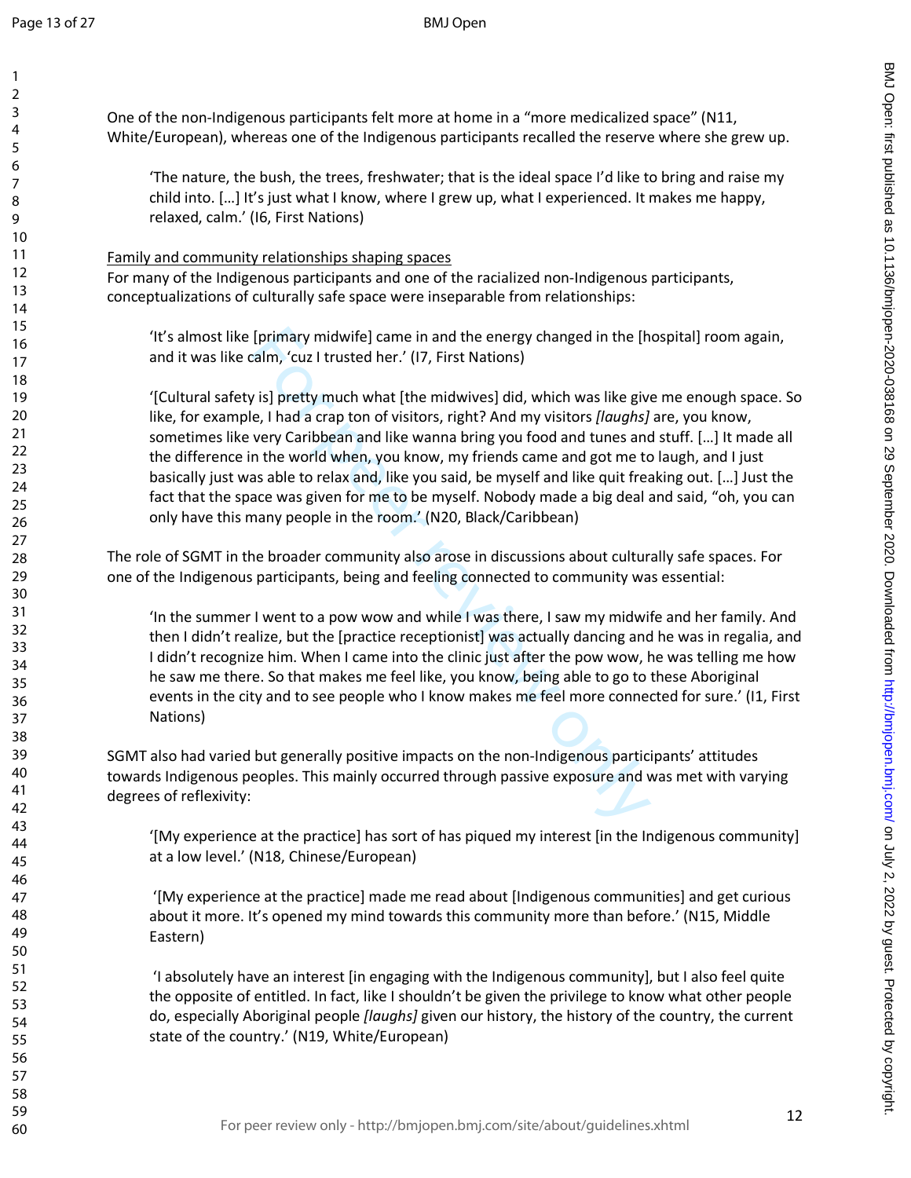One of the non-Indigenous participants felt more at home in a "more medicalized space" (N11, White/European), whereas one of the Indigenous participants recalled the reserve where she grew up.

> 'The nature, the bush, the trees, freshwater; that is the ideal space I'd like to bring and raise my child into. […] It's just what I know, where I grew up, what I experienced. It makes me happy, relaxed, calm.' (I6, First Nations)

Family and community relationships shaping spaces

For many of the Indigenous participants and one of the racialized non-Indigenous participants, conceptualizations of culturally safe space were inseparable from relationships:

> 'It's almost like [primary midwife] came in and the energy changed in the [hospital] room again, and it was like calm, 'cuz I trusted her.' (I7, First Nations)

> '[Cultural safety is] pretty much what [the midwives] did, which was like give me enough space. So like, for example, I had a crap ton of visitors, right? And my visitors *[laughs]* are, you know, sometimes like very Caribbean and like wanna bring you food and tunes and stuff. […] It made all the difference in the world when, you know, my friends came and got me to laugh, and I just basically just was able to relax and, like you said, be myself and like quit freaking out. […] Just the fact that the space was given for me to be myself. Nobody made a big deal and said, "oh, you can only have this many people in the room.' (N20, Black/Caribbean)

The role of SGMT in the broader community also arose in discussions about culturally safe spaces. For one of the Indigenous participants, being and feeling connected to community was essential:

> 'In the summer I went to a pow wow and while I was there, I saw my midwife and her family. And then I didn't realize, but the [practice receptionist] was actually dancing and he was in regalia, and I didn't recognize him. When I came into the clinic just after the pow wow, he was telling me how he saw me there. So that makes me feel like, you know, being able to go to these Aboriginal events in the city and to see people who I know makes me feel more connected for sure.' (I1, First Nations)

SGMT also had varied but generally positive impacts on the non-Indigenous participants' attitudes towards Indigenous peoples. This mainly occurred through passive exposure and was met with varying degrees of reflexivity:

> '[My experience at the practice] has sort of has piqued my interest [in the Indigenous community] at a low level.' (N18, Chinese/European)

> '[My experience at the practice] made me read about [Indigenous communities] and get curious about it more. It's opened my mind towards this community more than before.' (N15, Middle Eastern)

> 'I absolutely have an interest [in engaging with the Indigenous community], but I also feel quite the opposite of entitled. In fact, like I shouldn't be given the privilege to know what other people do, especially Aboriginal people *[laughs]* given our history, the history of the country, the current state of the country.' (N19, White/European)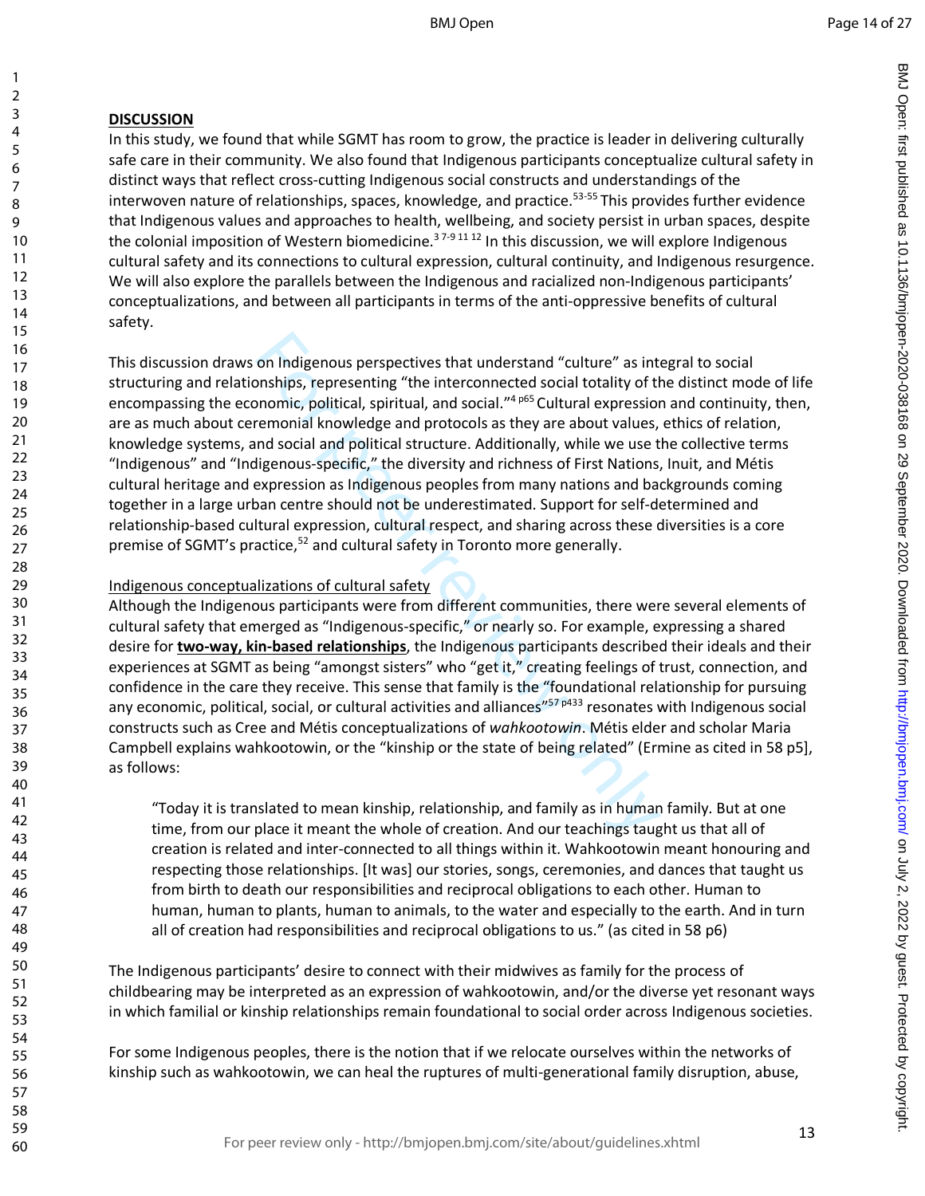## DISCUSSION

In this study, we found that while SGMT has room to grow, the practice is leader in delivering culturally safe care in their community. We also found that Indigenous participants conceptualize cultural safety in distinct ways that reflect cross-cutting Indigenous social constructs and understandings of the interwoven nature of relationships, spaces, knowledge, and practice.[53-55] This provides further evidence that Indigenous values and approaches to health, wellbeing, and society persist in urban spaces, despite the colonial imposition of Western biomedicine.[3 7-9 11 12] In this discussion, we will explore Indigenous cultural safety and its connections to cultural expression, cultural continuity, and Indigenous resurgence. We will also explore the parallels between the Indigenous and racialized non-Indigenous participants' conceptualizations, and between all participants in terms of the anti-oppressive benefits of cultural safety.

This discussion draws on Indigenous perspectives that understand "culture" as integral to social structuring and relationships, representing "the interconnected social totality of the distinct mode of life encompassing the economic, political, spiritual, and social."[4 p65] Cultural expression and continuity, then, are as much about ceremonial knowledge and protocols as they are about values, ethics of relation, knowledge systems, and social and political structure. Additionally, while we use the collective terms "Indigenous" and "Indigenous-specific," the diversity and richness of First Nations, Inuit, and Métis cultural heritage and expression as Indigenous peoples from many nations and backgrounds coming together in a large urban centre should not be underestimated. Support for self-determined and relationship-based cultural expression, cultural respect, and sharing across these diversities is a core premise of SGMT's practice,[52] and cultural safety in Toronto more generally.

### Indigenous conceptualizations of cultural safety

Although the Indigenous participants were from different communities, there were several elements of cultural safety that emerged as "Indigenous-specific," or nearly so. For example, expressing a shared desire for **two-way, kin-based relationships**, the Indigenous participants described their ideals and their experiences at SGMT as being "amongst sisters" who "get it," creating feelings of trust, connection, and confidence in the care they receive. This sense that family is the "foundational relationship for pursuing any economic, political, social, or cultural activities and alliances"[57 p433] resonates with Indigenous social constructs such as Cree and Métis conceptualizations of *wahkootowin*. Métis elder and scholar Maria Campbell explains wahkootowin, or the "kinship or the state of being related" (Ermine as cited in 58 p5], as follows:

> "Today it is translated to mean kinship, relationship, and family as in human family. But at one time, from our place it meant the whole of creation. And our teachings taught us that all of creation is related and inter-connected to all things within it. Wahkootowin meant honouring and respecting those relationships. [It was] our stories, songs, ceremonies, and dances that taught us from birth to death our responsibilities and reciprocal obligations to each other. Human to human, human to plants, human to animals, to the water and especially to the earth. And in turn all of creation had responsibilities and reciprocal obligations to us." (as cited in 58 p6)

The Indigenous participants' desire to connect with their midwives as family for the process of childbearing may be interpreted as an expression of wahkootowin, and/or the diverse yet resonant ways in which familial or kinship relationships remain foundational to social order across Indigenous societies.

For some Indigenous peoples, there is the notion that if we relocate ourselves within the networks of kinship such as wahkootowin, we can heal the ruptures of multi-generational family disruption, abuse,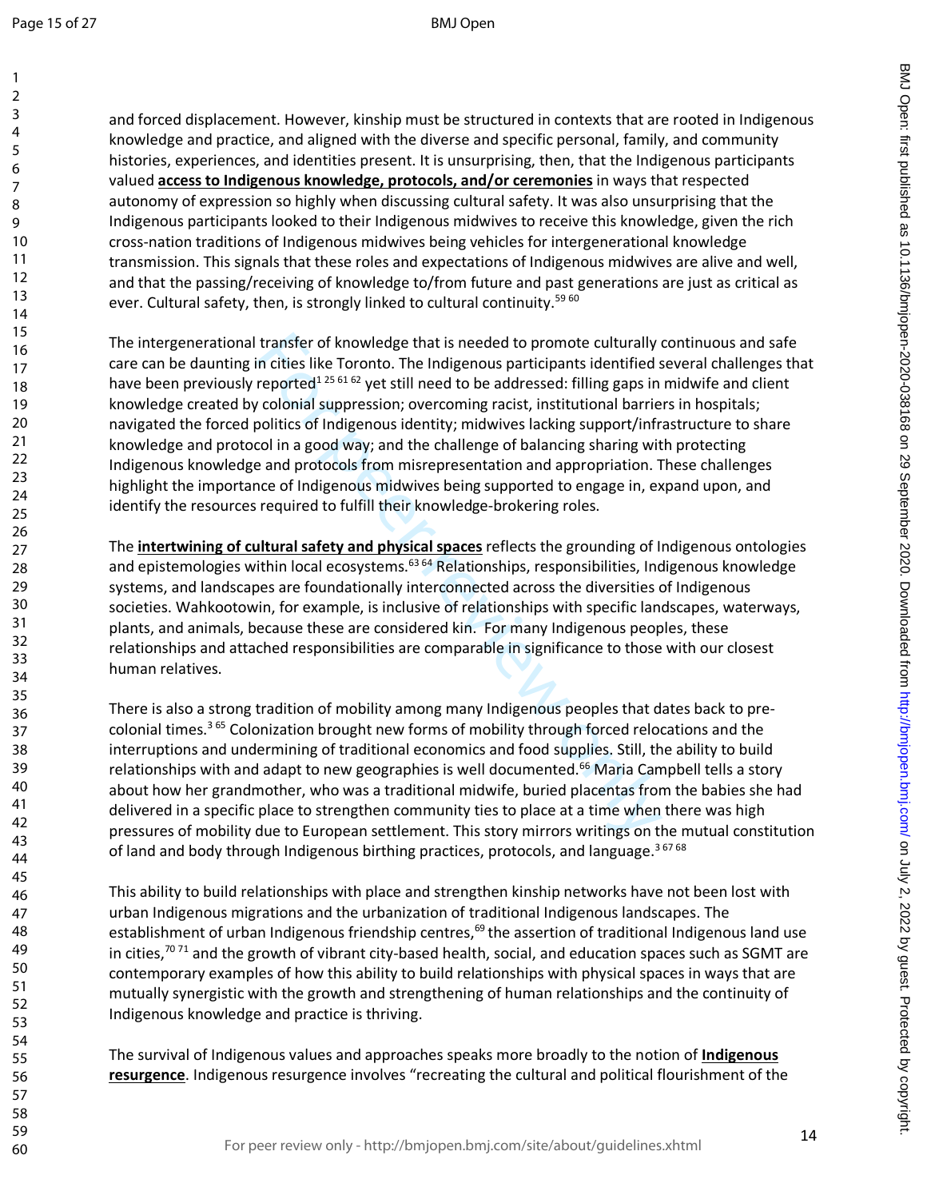and forced displacement. However, kinship must be structured in contexts that are rooted in Indigenous knowledge and practice, and aligned with the diverse and specific personal, family, and community histories, experiences, and identities present. It is unsurprising, then, that the Indigenous participants valued **access to Indigenous knowledge, protocols, and/or ceremonies** in ways that respected autonomy of expression so highly when discussing cultural safety. It was also unsurprising that the Indigenous participants looked to their Indigenous midwives to receive this knowledge, given the rich cross-nation traditions of Indigenous midwives being vehicles for intergenerational knowledge transmission. This signals that these roles and expectations of Indigenous midwives are alive and well, and that the passing/receiving of knowledge to/from future and past generations are just as critical as ever. Cultural safety, then, is strongly linked to cultural continuity.[59 60]

The intergenerational transfer of knowledge that is needed to promote culturally continuous and safe care can be daunting in cities like Toronto. The Indigenous participants identified several challenges that have been previously reported[1 25 61 62] yet still need to be addressed: filling gaps in midwife and client knowledge created by colonial suppression; overcoming racist, institutional barriers in hospitals; navigated the forced politics of Indigenous identity; midwives lacking support/infrastructure to share knowledge and protocol in a good way; and the challenge of balancing sharing with protecting Indigenous knowledge and protocols from misrepresentation and appropriation. These challenges highlight the importance of Indigenous midwives being supported to engage in, expand upon, and identify the resources required to fulfill their knowledge-brokering roles.

The **intertwining of cultural safety and physical spaces** reflects the grounding of Indigenous ontologies and epistemologies within local ecosystems.[63 64] Relationships, responsibilities, Indigenous knowledge systems, and landscapes are foundationally interconnected across the diversities of Indigenous societies. Wahkootowin, for example, is inclusive of relationships with specific landscapes, waterways, plants, and animals, because these are considered kin. For many Indigenous peoples, these relationships and attached responsibilities are comparable in significance to those with our closest human relatives.

There is also a strong tradition of mobility among many Indigenous peoples that dates back to pre-colonial times.[3 65] Colonization brought new forms of mobility through forced relocations and the interruptions and undermining of traditional economics and food supplies. Still, the ability to build relationships with and adapt to new geographies is well documented.[66] Maria Campbell tells a story about how her grandmother, who was a traditional midwife, buried placentas from the babies she had delivered in a specific place to strengthen community ties to place at a time when there was high pressures of mobility due to European settlement. This story mirrors writings on the mutual constitution of land and body through Indigenous birthing practices, protocols, and language.[3 67 68]

This ability to build relationships with place and strengthen kinship networks have not been lost with urban Indigenous migrations and the urbanization of traditional Indigenous landscapes. The establishment of urban Indigenous friendship centres,[69] the assertion of traditional Indigenous land use in cities,[70 71] and the growth of vibrant city-based health, social, and education spaces such as SGMT are contemporary examples of how this ability to build relationships with physical spaces in ways that are mutually synergistic with the growth and strengthening of human relationships and the continuity of Indigenous knowledge and practice is thriving.

The survival of Indigenous values and approaches speaks more broadly to the notion of **Indigenous resurgence**. Indigenous resurgence involves "recreating the cultural and political flourishment of the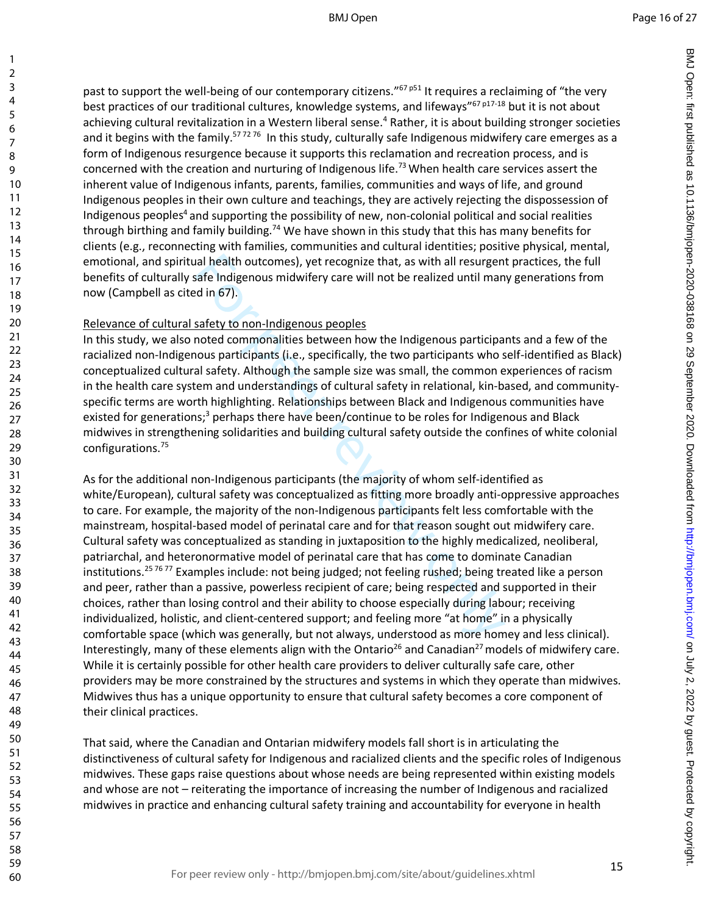past to support the well-being of our contemporary citizens."[67 p51] It requires a reclaiming of "the very best practices of our traditional cultures, knowledge systems, and lifeways"[67 p17-18] but it is not about achieving cultural revitalization in a Western liberal sense.[4] Rather, it is about building stronger societies and it begins with the family.[57 72 76] In this study, culturally safe Indigenous midwifery care emerges as a form of Indigenous resurgence because it supports this reclamation and recreation process, and is concerned with the creation and nurturing of Indigenous life.[73] When health care services assert the inherent value of Indigenous infants, parents, families, communities and ways of life, and ground Indigenous peoples in their own culture and teachings, they are actively rejecting the dispossession of Indigenous peoples[4] and supporting the possibility of new, non-colonial political and social realities through birthing and family building.[74] We have shown in this study that this has many benefits for clients (e.g., reconnecting with families, communities and cultural identities; positive physical, mental, emotional, and spiritual health outcomes), yet recognize that, as with all resurgent practices, the full benefits of culturally safe Indigenous midwifery care will not be realized until many generations from now (Campbell as cited in 67).

Relevance of cultural safety to non-Indigenous peoples

In this study, we also noted commonalities between how the Indigenous participants and a few of the racialized non-Indigenous participants (i.e., specifically, the two participants who self-identified as Black) conceptualized cultural safety. Although the sample size was small, the common experiences of racism in the health care system and understandings of cultural safety in relational, kin-based, and community-specific terms are worth highlighting. Relationships between Black and Indigenous communities have existed for generations;[3] perhaps there have been/continue to be roles for Indigenous and Black midwives in strengthening solidarities and building cultural safety outside the confines of white colonial configurations.[75]

As for the additional non-Indigenous participants (the majority of whom self-identified as white/European), cultural safety was conceptualized as fitting more broadly anti-oppressive approaches to care. For example, the majority of the non-Indigenous participants felt less comfortable with the mainstream, hospital-based model of perinatal care and for that reason sought out midwifery care. Cultural safety was conceptualized as standing in juxtaposition to the highly medicalized, neoliberal, patriarchal, and heteronormative model of perinatal care that has come to dominate Canadian institutions.[25 76 77] Examples include: not being judged; not feeling rushed; being treated like a person and peer, rather than a passive, powerless recipient of care; being respected and supported in their choices, rather than losing control and their ability to choose especially during labour; receiving individualized, holistic, and client-centered support; and feeling more "at home" in a physically comfortable space (which was generally, but not always, understood as more homey and less clinical). Interestingly, many of these elements align with the Ontario[26] and Canadian[27] models of midwifery care. While it is certainly possible for other health care providers to deliver culturally safe care, other providers may be more constrained by the structures and systems in which they operate than midwives. Midwives thus has a unique opportunity to ensure that cultural safety becomes a core component of their clinical practices.

That said, where the Canadian and Ontarian midwifery models fall short is in articulating the distinctiveness of cultural safety for Indigenous and racialized clients and the specific roles of Indigenous midwives. These gaps raise questions about whose needs are being represented within existing models and whose are not – reiterating the importance of increasing the number of Indigenous and racialized midwives in practice and enhancing cultural safety training and accountability for everyone in health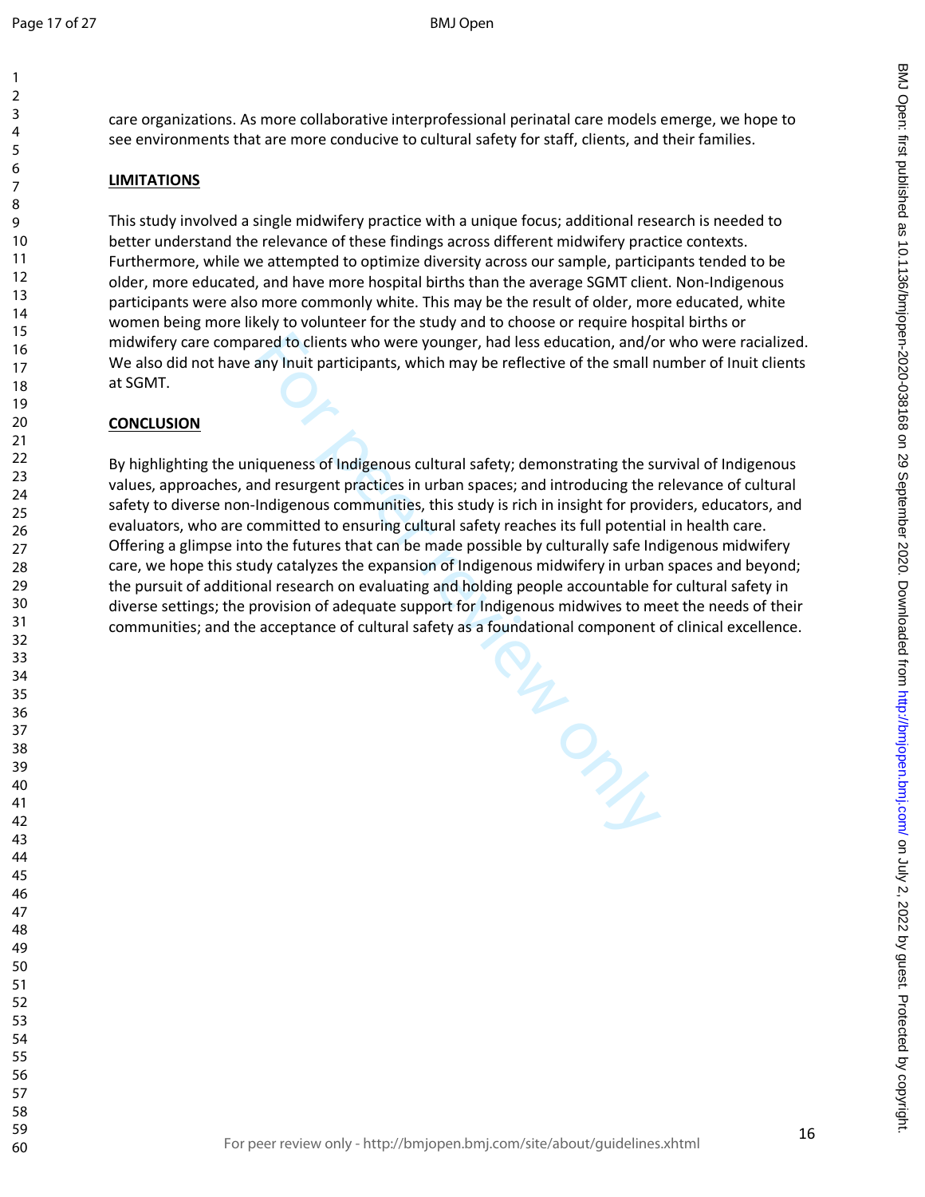care organizations. As more collaborative interprofessional perinatal care models emerge, we hope to see environments that are more conducive to cultural safety for staff, clients, and their families.

## LIMITATIONS

This study involved a single midwifery practice with a unique focus; additional research is needed to better understand the relevance of these findings across different midwifery practice contexts. Furthermore, while we attempted to optimize diversity across our sample, participants tended to be older, more educated, and have more hospital births than the average SGMT client. Non-Indigenous participants were also more commonly white. This may be the result of older, more educated, white women being more likely to volunteer for the study and to choose or require hospital births or midwifery care compared to clients who were younger, had less education, and/or who were racialized. We also did not have any Inuit participants, which may be reflective of the small number of Inuit clients at SGMT.

## CONCLUSION

By highlighting the uniqueness of Indigenous cultural safety; demonstrating the survival of Indigenous values, approaches, and resurgent practices in urban spaces; and introducing the relevance of cultural safety to diverse non-Indigenous communities, this study is rich in insight for providers, educators, and evaluators, who are committed to ensuring cultural safety reaches its full potential in health care. Offering a glimpse into the futures that can be made possible by culturally safe Indigenous midwifery care, we hope this study catalyzes the expansion of Indigenous midwifery in urban spaces and beyond; the pursuit of additional research on evaluating and holding people accountable for cultural safety in diverse settings; the provision of adequate support for Indigenous midwives to meet the needs of their communities; and the acceptance of cultural safety as a foundational component of clinical excellence.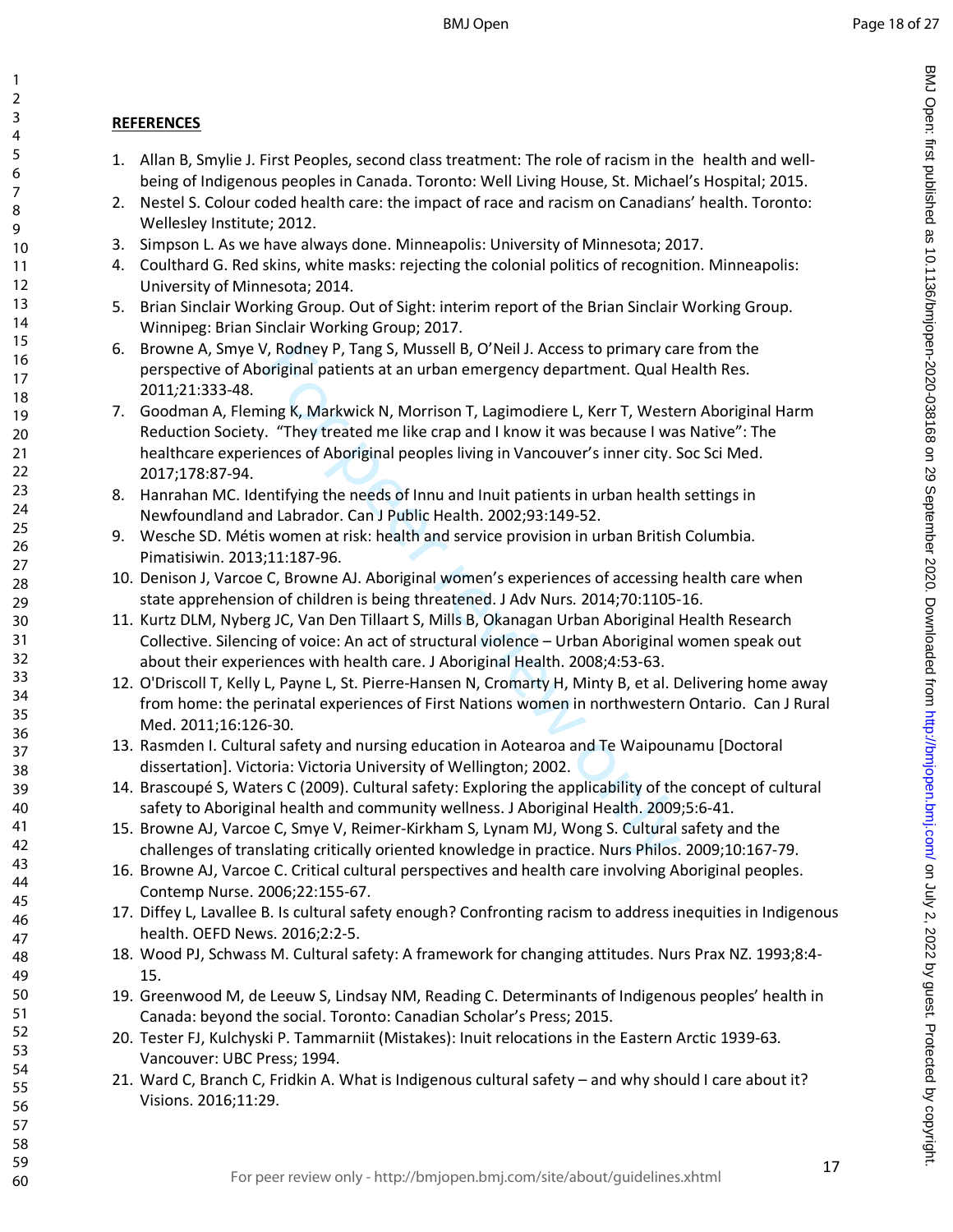**REFERENCES**

1. Allan B, Smylie J. First Peoples, second class treatment: The role of racism in the health and well-being of Indigenous peoples in Canada. Toronto: Well Living House, St. Michael's Hospital; 2015.
2. Nestel S. Colour coded health care: the impact of race and racism on Canadians' health. Toronto: Wellesley Institute; 2012.
3. Simpson L. As we have always done. Minneapolis: University of Minnesota; 2017.
4. Coulthard G. Red skins, white masks: rejecting the colonial politics of recognition. Minneapolis: University of Minnesota; 2014.
5. Brian Sinclair Working Group. Out of Sight: interim report of the Brian Sinclair Working Group. Winnipeg: Brian Sinclair Working Group; 2017.
6. Browne A, Smye V, Rodney P, Tang S, Mussell B, O'Neil J. Access to primary care from the perspective of Aboriginal patients at an urban emergency department. Qual Health Res. 2011;21:333-48.
7. Goodman A, Fleming K, Markwick N, Morrison T, Lagimodiere L, Kerr T, Western Aboriginal Harm Reduction Society. "They treated me like crap and I know it was because I was Native": The healthcare experiences of Aboriginal peoples living in Vancouver's inner city. Soc Sci Med. 2017;178:87-94.
8. Hanrahan MC. Identifying the needs of Innu and Inuit patients in urban health settings in Newfoundland and Labrador. Can J Public Health. 2002;93:149-52.
9. Wesche SD. Métis women at risk: health and service provision in urban British Columbia. Pimatisiwin. 2013;11:187-96.
10. Denison J, Varcoe C, Browne AJ. Aboriginal women's experiences of accessing health care when state apprehension of children is being threatened. J Adv Nurs. 2014;70:1105-16.
11. Kurtz DLM, Nyberg JC, Van Den Tillaart S, Mills B, Okanagan Urban Aboriginal Health Research Collective. Silencing of voice: An act of structural violence – Urban Aboriginal women speak out about their experiences with health care. J Aboriginal Health. 2008;4:53-63.
12. O'Driscoll T, Kelly L, Payne L, St. Pierre-Hansen N, Cromarty H, Minty B, et al. Delivering home away from home: the perinatal experiences of First Nations women in northwestern Ontario. Can J Rural Med. 2011;16:126-30.
13. Rasmden I. Cultural safety and nursing education in Aotearoa and Te Waipounamu [Doctoral dissertation]. Victoria: Victoria University of Wellington; 2002.
14. Brascoupé S, Waters C (2009). Cultural safety: Exploring the applicability of the concept of cultural safety to Aboriginal health and community wellness. J Aboriginal Health. 2009;5:6-41.
15. Browne AJ, Varcoe C, Smye V, Reimer-Kirkham S, Lynam MJ, Wong S. Cultural safety and the challenges of translating critically oriented knowledge in practice. Nurs Philos. 2009;10:167-79.
16. Browne AJ, Varcoe C. Critical cultural perspectives and health care involving Aboriginal peoples. Contemp Nurse. 2006;22:155-67.
17. Diffey L, Lavallee B. Is cultural safety enough? Confronting racism to address inequities in Indigenous health. OEFD News. 2016;2:2-5.
18. Wood PJ, Schwass M. Cultural safety: A framework for changing attitudes. Nurs Prax NZ. 1993;8:4-15.
19. Greenwood M, de Leeuw S, Lindsay NM, Reading C. Determinants of Indigenous peoples' health in Canada: beyond the social. Toronto: Canadian Scholar's Press; 2015.
20. Tester FJ, Kulchyski P. Tammarniit (Mistakes): Inuit relocations in the Eastern Arctic 1939-63. Vancouver: UBC Press; 1994.
21. Ward C, Branch C, Fridkin A. What is Indigenous cultural safety – and why should I care about it? Visions. 2016;11:29.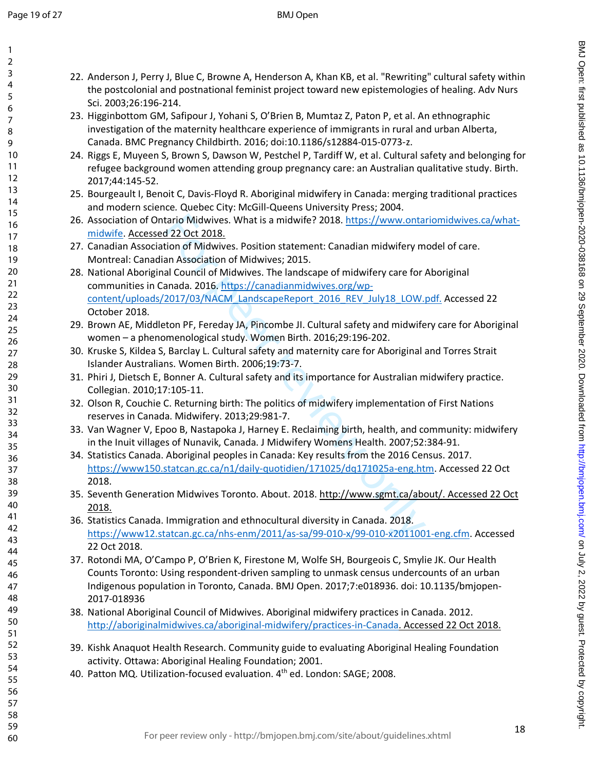22. Anderson J, Perry J, Blue C, Browne A, Henderson A, Khan KB, et al. "Rewriting" cultural safety within the postcolonial and postnational feminist project toward new epistemologies of healing. Adv Nurs Sci. 2003;26:196-214.
23. Higginbottom GM, Safipour J, Yohani S, O'Brien B, Mumtaz Z, Paton P, et al. An ethnographic investigation of the maternity healthcare experience of immigrants in rural and urban Alberta, Canada. BMC Pregnancy Childbirth. 2016; doi:10.1186/s12884-015-0773-z.
24. Riggs E, Muyeen S, Brown S, Dawson W, Pestchel P, Tardiff W, et al. Cultural safety and belonging for refugee background women attending group pregnancy care: an Australian qualitative study. Birth. 2017;44:145-52.
25. Bourgeault I, Benoit C, Davis-Floyd R. Aboriginal midwifery in Canada: merging traditional practices and modern science. Quebec City: McGill-Queens University Press; 2004.
26. Association of Ontario Midwives. What is a midwife? 2018. https://www.ontariomidwives.ca/what-midwife. Accessed 22 Oct 2018.
27. Canadian Association of Midwives. Position statement: Canadian midwifery model of care. Montreal: Canadian Association of Midwives; 2015.
28. National Aboriginal Council of Midwives. The landscape of midwifery care for Aboriginal communities in Canada. 2016. https://canadianmidwives.org/wp-content/uploads/2017/03/NACM_LandscapeReport_2016_REV_July18_LOW.pdf. Accessed 22 October 2018.
29. Brown AE, Middleton PF, Fereday JA, Pincombe JI. Cultural safety and midwifery care for Aboriginal women – a phenomenological study. Women Birth. 2016;29:196-202.
30. Kruske S, Kildea S, Barclay L. Cultural safety and maternity care for Aboriginal and Torres Strait Islander Australians. Women Birth. 2006;19:73-7.
31. Phiri J, Dietsch E, Bonner A. Cultural safety and its importance for Australian midwifery practice. Collegian. 2010;17:105-11.
32. Olson R, Couchie C. Returning birth: The politics of midwifery implementation of First Nations reserves in Canada. Midwifery. 2013;29:981-7.
33. Van Wagner V, Epoo B, Nastapoka J, Harney E. Reclaiming birth, health, and community: midwifery in the Inuit villages of Nunavik, Canada. J Midwifery Womens Health. 2007;52:384-91.
34. Statistics Canada. Aboriginal peoples in Canada: Key results from the 2016 Census. 2017. https://www150.statcan.gc.ca/n1/daily-quotidien/171025/dq171025a-eng.htm. Accessed 22 Oct 2018.
35. Seventh Generation Midwives Toronto. About. 2018. http://www.sgmt.ca/about/. Accessed 22 Oct 2018.
36. Statistics Canada. Immigration and ethnocultural diversity in Canada. 2018. https://www12.statcan.gc.ca/nhs-enm/2011/as-sa/99-010-x/99-010-x2011001-eng.cfm. Accessed 22 Oct 2018.
37. Rotondi MA, O'Campo P, O'Brien K, Firestone M, Wolfe SH, Bourgeois C, Smylie JK. Our Health Counts Toronto: Using respondent-driven sampling to unmask census undercounts of an urban Indigenous population in Toronto, Canada. BMJ Open. 2017;7:e018936. doi: 10.1135/bmjopen-2017-018936
38. National Aboriginal Council of Midwives. Aboriginal midwifery practices in Canada. 2012. http://aboriginalmidwives.ca/aboriginal-midwifery/practices-in-Canada. Accessed 22 Oct 2018.
39. Kishk Anaquot Health Research. Community guide to evaluating Aboriginal Healing Foundation activity. Ottawa: Aboriginal Healing Foundation; 2001.
40. Patton MQ. Utilization-focused evaluation. 4th ed. London: SAGE; 2008.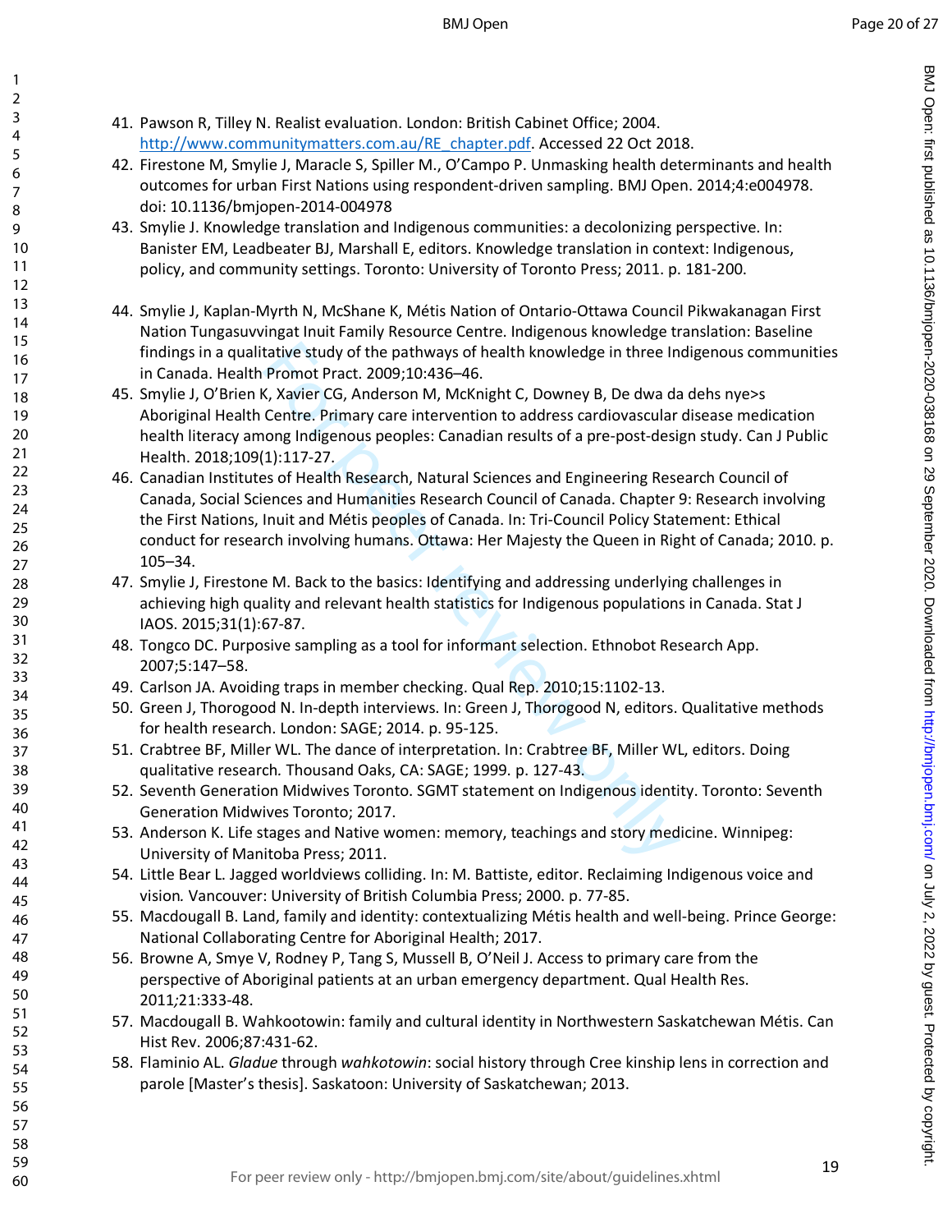41. Pawson R, Tilley N. Realist evaluation. London: British Cabinet Office; 2004. http://www.communitymatters.com.au/RE_chapter.pdf. Accessed 22 Oct 2018.
42. Firestone M, Smylie J, Maracle S, Spiller M., O'Campo P. Unmasking health determinants and health outcomes for urban First Nations using respondent-driven sampling. BMJ Open. 2014;4:e004978. doi: 10.1136/bmjopen-2014-004978
43. Smylie J. Knowledge translation and Indigenous communities: a decolonizing perspective. In: Banister EM, Leadbeater BJ, Marshall E, editors. Knowledge translation in context: Indigenous, policy, and community settings. Toronto: University of Toronto Press; 2011. p. 181-200.
44. Smylie J, Kaplan-Myrth N, McShane K, Métis Nation of Ontario-Ottawa Council Pikwakanagan First Nation Tungasuvvingat Inuit Family Resource Centre. Indigenous knowledge translation: Baseline findings in a qualitative study of the pathways of health knowledge in three Indigenous communities in Canada. Health Promot Pract. 2009;10:436–46.
45. Smylie J, O'Brien K, Xavier CG, Anderson M, McKnight C, Downey B, De dwa da dehs nye>s Aboriginal Health Centre. Primary care intervention to address cardiovascular disease medication health literacy among Indigenous peoples: Canadian results of a pre-post-design study. Can J Public Health. 2018;109(1):117-27.
46. Canadian Institutes of Health Research, Natural Sciences and Engineering Research Council of Canada, Social Sciences and Humanities Research Council of Canada. Chapter 9: Research involving the First Nations, Inuit and Métis peoples of Canada. In: Tri-Council Policy Statement: Ethical conduct for research involving humans. Ottawa: Her Majesty the Queen in Right of Canada; 2010. p. 105–34.
47. Smylie J, Firestone M. Back to the basics: Identifying and addressing underlying challenges in achieving high quality and relevant health statistics for Indigenous populations in Canada. Stat J IAOS. 2015;31(1):67-87.
48. Tongco DC. Purposive sampling as a tool for informant selection. Ethnobot Research App. 2007;5:147–58.
49. Carlson JA. Avoiding traps in member checking. Qual Rep. 2010;15:1102-13.
50. Green J, Thorogood N. In-depth interviews. In: Green J, Thorogood N, editors. Qualitative methods for health research. London: SAGE; 2014. p. 95-125.
51. Crabtree BF, Miller WL. The dance of interpretation. In: Crabtree BF, Miller WL, editors. Doing qualitative research*.* Thousand Oaks, CA: SAGE; 1999. p. 127-43.
52. Seventh Generation Midwives Toronto. SGMT statement on Indigenous identity. Toronto: Seventh Generation Midwives Toronto; 2017.
53. Anderson K. Life stages and Native women: memory, teachings and story medicine. Winnipeg: University of Manitoba Press; 2011.
54. Little Bear L. Jagged worldviews colliding. In: M. Battiste, editor. Reclaiming Indigenous voice and vision*.* Vancouver: University of British Columbia Press; 2000. p. 77-85.
55. Macdougall B. Land, family and identity: contextualizing Métis health and well-being. Prince George: National Collaborating Centre for Aboriginal Health; 2017.
56. Browne A, Smye V, Rodney P, Tang S, Mussell B, O'Neil J. Access to primary care from the perspective of Aboriginal patients at an urban emergency department. Qual Health Res. 2011;21:333-48.
57. Macdougall B. Wahkootowin: family and cultural identity in Northwestern Saskatchewan Métis. Can Hist Rev. 2006;87:431-62.
58. Flaminio AL. *Gladue* through *wahkotowin*: social history through Cree kinship lens in correction and parole [Master's thesis]. Saskatoon: University of Saskatchewan; 2013.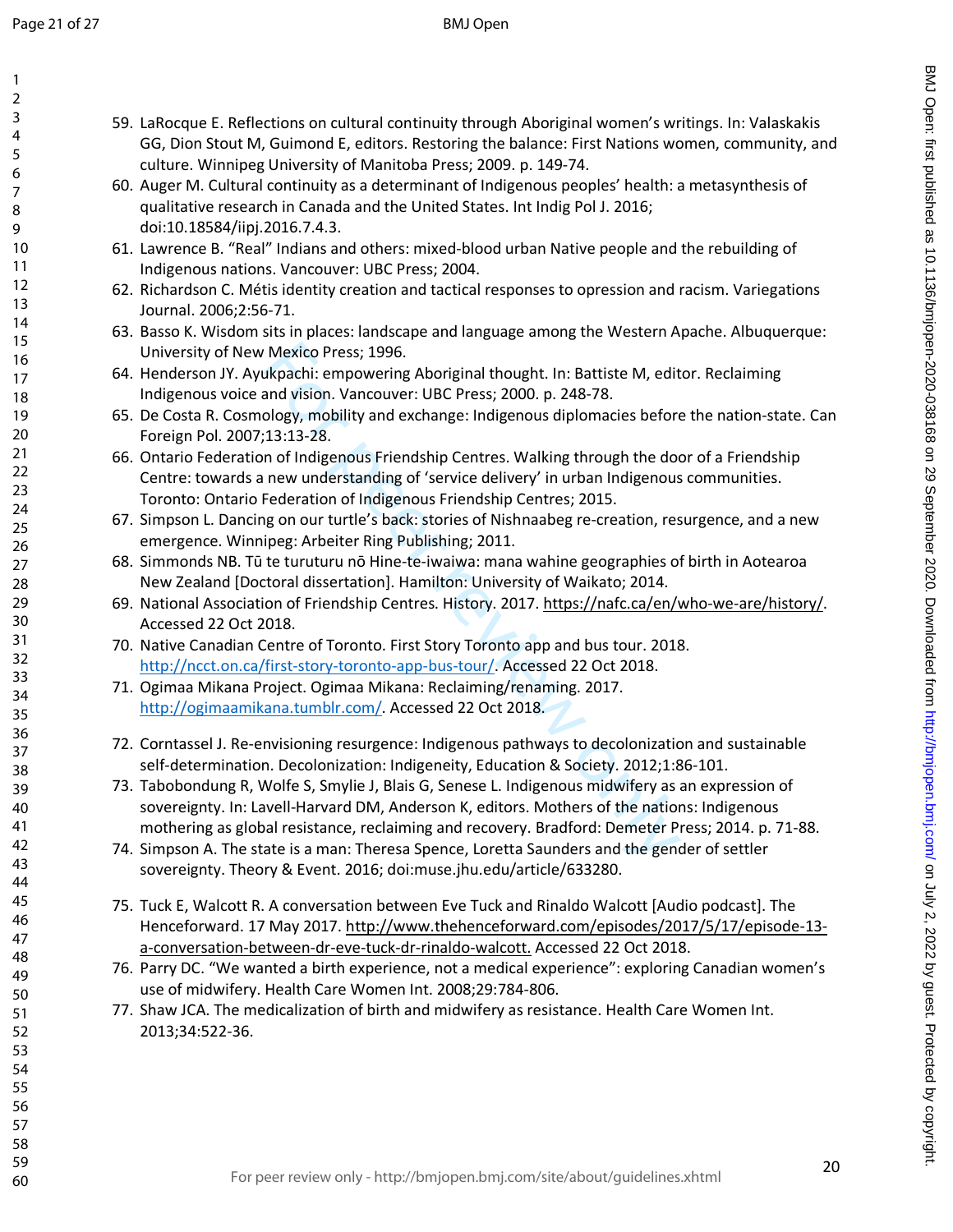59. LaRocque E. Reflections on cultural continuity through Aboriginal women's writings. In: Valaskakis GG, Dion Stout M, Guimond E, editors. Restoring the balance: First Nations women, community, and culture. Winnipeg University of Manitoba Press; 2009. p. 149-74.
60. Auger M. Cultural continuity as a determinant of Indigenous peoples' health: a metasynthesis of qualitative research in Canada and the United States. Int Indig Pol J. 2016; doi:10.18584/iipj.2016.7.4.3.
61. Lawrence B. "Real" Indians and others: mixed-blood urban Native people and the rebuilding of Indigenous nations. Vancouver: UBC Press; 2004.
62. Richardson C. Métis identity creation and tactical responses to opression and racism. Variegations Journal. 2006;2:56-71.
63. Basso K. Wisdom sits in places: landscape and language among the Western Apache. Albuquerque: University of New Mexico Press; 1996.
64. Henderson JY. Ayukpachi: empowering Aboriginal thought. In: Battiste M, editor. Reclaiming Indigenous voice and vision. Vancouver: UBC Press; 2000. p. 248-78.
65. De Costa R. Cosmology, mobility and exchange: Indigenous diplomacies before the nation-state. Can Foreign Pol. 2007;13:13-28.
66. Ontario Federation of Indigenous Friendship Centres. Walking through the door of a Friendship Centre: towards a new understanding of 'service delivery' in urban Indigenous communities. Toronto: Ontario Federation of Indigenous Friendship Centres; 2015.
67. Simpson L. Dancing on our turtle's back: stories of Nishnaabeg re-creation, resurgence, and a new emergence. Winnipeg: Arbeiter Ring Publishing; 2011.
68. Simmonds NB. Tū te turuturu nō Hine-te-iwaiwa: mana wahine geographies of birth in Aotearoa New Zealand [Doctoral dissertation]. Hamilton: University of Waikato; 2014.
69. National Association of Friendship Centres. History. 2017. https://nafc.ca/en/who-we-are/history/. Accessed 22 Oct 2018.
70. Native Canadian Centre of Toronto. First Story Toronto app and bus tour. 2018. http://ncct.on.ca/first-story-toronto-app-bus-tour/. Accessed 22 Oct 2018.
71. Ogimaa Mikana Project. Ogimaa Mikana: Reclaiming/renaming. 2017. http://ogimaamikana.tumblr.com/. Accessed 22 Oct 2018.
72. Corntassel J. Re-envisioning resurgence: Indigenous pathways to decolonization and sustainable self-determination. Decolonization: Indigeneity, Education & Society. 2012;1:86-101.
73. Tabobondung R, Wolfe S, Smylie J, Blais G, Senese L. Indigenous midwifery as an expression of sovereignty. In: Lavell-Harvard DM, Anderson K, editors. Mothers of the nations: Indigenous mothering as global resistance, reclaiming and recovery. Bradford: Demeter Press; 2014. p. 71-88.
74. Simpson A. The state is a man: Theresa Spence, Loretta Saunders and the gender of settler sovereignty. Theory & Event. 2016; doi:muse.jhu.edu/article/633280.
75. Tuck E, Walcott R. A conversation between Eve Tuck and Rinaldo Walcott [Audio podcast]. The Henceforward. 17 May 2017. http://www.thehenceforward.com/episodes/2017/5/17/episode-13-a-conversation-between-dr-eve-tuck-dr-rinaldo-walcott. Accessed 22 Oct 2018.
76. Parry DC. "We wanted a birth experience, not a medical experience": exploring Canadian women's use of midwifery. Health Care Women Int. 2008;29:784-806.
77. Shaw JCA. The medicalization of birth and midwifery as resistance. Health Care Women Int. 2013;34:522-36.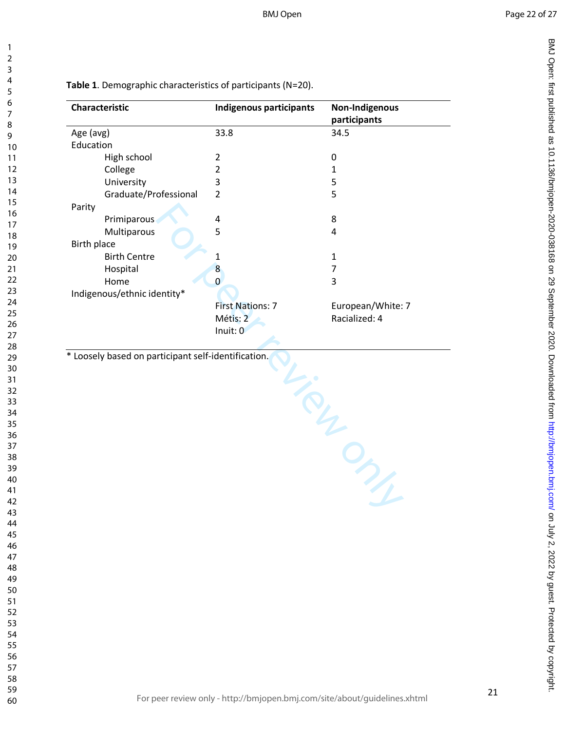**Table 1**. Demographic characteristics of participants (N=20).

| Characteristic | Indigenous participants | Non-Indigenous participants |
|---|---|---|
| Age (avg) | 33.8 | 34.5 |
| Education | | |
| High school | 2 | 0 |
| College | 2 | 1 |
| University | 3 | 5 |
| Graduate/Professional | 2 | 5 |
| Parity | | |
| Primiparous | 4 | 8 |
| Multiparous | 5 | 4 |
| Birth place | | |
| Birth Centre | 1 | 1 |
| Hospital | 8 | 7 |
| Home | 0 | 3 |
| Indigenous/ethnic identity* | | |
| | First Nations: 7 | European/White: 7 |
| | Métis: 2 | Racialized: 4 |
| | Inuit: 0 | |

* Loosely based on participant self-identification.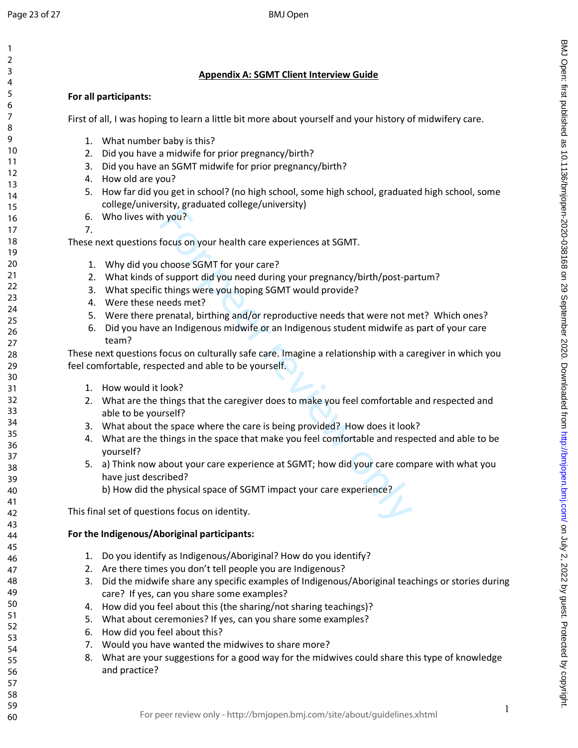## Appendix A: SGMT Client Interview Guide

**For all participants:**

First of all, I was hoping to learn a little bit more about yourself and your history of midwifery care.

1. What number baby is this?
2. Did you have a midwife for prior pregnancy/birth?
3. Did you have an SGMT midwife for prior pregnancy/birth?
4. How old are you?
5. How far did you get in school? (no high school, some high school, graduated high school, some college/university, graduated college/university)
6. Who lives with you?
7. 

These next questions focus on your health care experiences at SGMT.

1. Why did you choose SGMT for your care?
2. What kinds of support did you need during your pregnancy/birth/post-partum?
3. What specific things were you hoping SGMT would provide?
4. Were these needs met?
5. Were there prenatal, birthing and/or reproductive needs that were not met? Which ones?
6. Did you have an Indigenous midwife or an Indigenous student midwife as part of your care team?

These next questions focus on culturally safe care. Imagine a relationship with a caregiver in which you feel comfortable, respected and able to be yourself.

1. How would it look?
2. What are the things that the caregiver does to make you feel comfortable and respected and able to be yourself?
3. What about the space where the care is being provided? How does it look?
4. What are the things in the space that make you feel comfortable and respected and able to be yourself?
5. a) Think now about your care experience at SGMT; how did your care compare with what you have just described?
   b) How did the physical space of SGMT impact your care experience?

This final set of questions focus on identity.

**For the Indigenous/Aboriginal participants:**

1. Do you identify as Indigenous/Aboriginal? How do you identify?
2. Are there times you don't tell people you are Indigenous?
3. Did the midwife share any specific examples of Indigenous/Aboriginal teachings or stories during care? If yes, can you share some examples?
4. How did you feel about this (the sharing/not sharing teachings)?
5. What about ceremonies? If yes, can you share some examples?
6. How did you feel about this?
7. Would you have wanted the midwives to share more?
8. What are your suggestions for a good way for the midwives could share this type of knowledge and practice?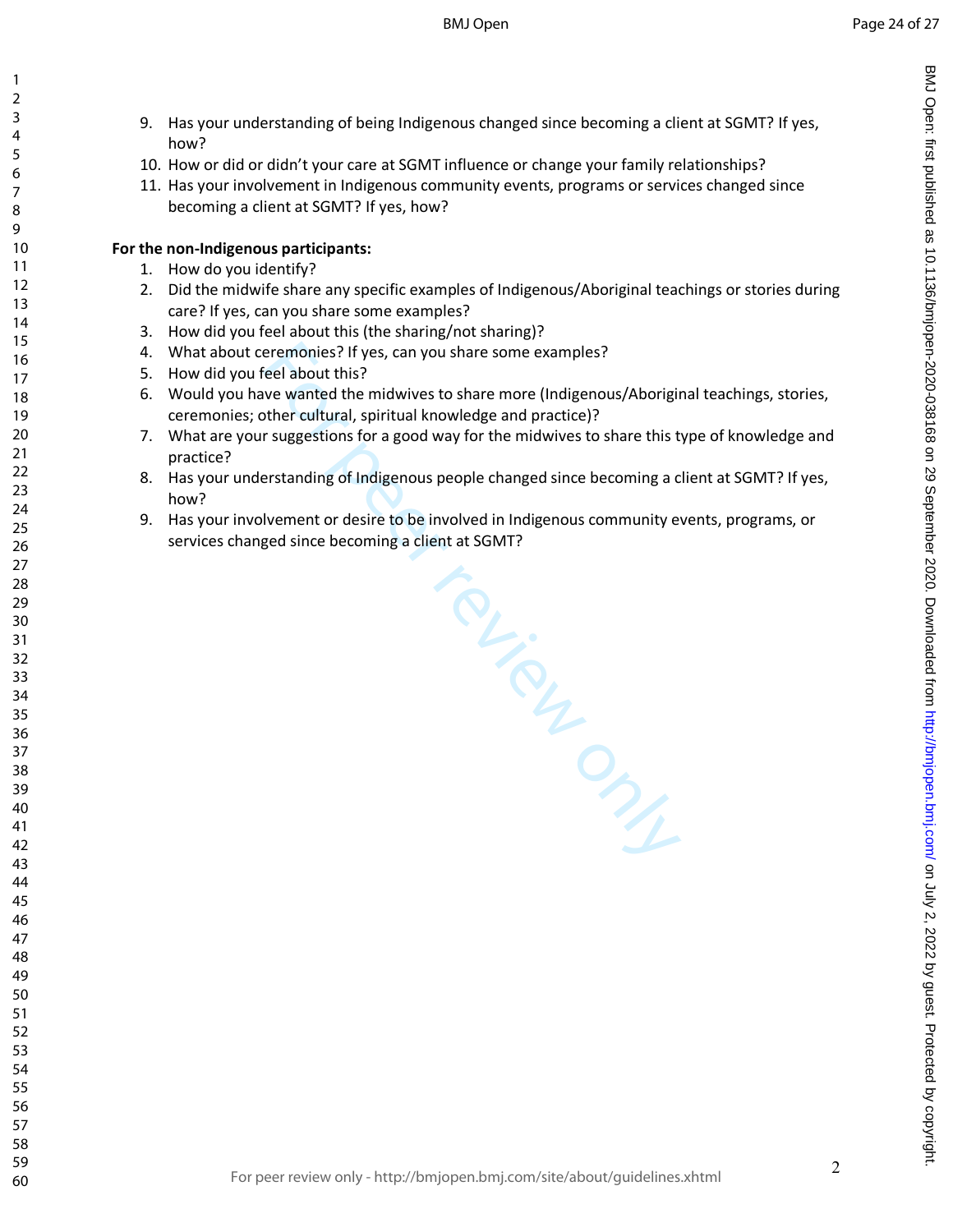9. Has your understanding of being Indigenous changed since becoming a client at SGMT? If yes, how?
10. How or did or didn't your care at SGMT influence or change your family relationships?
11. Has your involvement in Indigenous community events, programs or services changed since becoming a client at SGMT? If yes, how?

**For the non-Indigenous participants:**

1. How do you identify?
2. Did the midwife share any specific examples of Indigenous/Aboriginal teachings or stories during care? If yes, can you share some examples?
3. How did you feel about this (the sharing/not sharing)?
4. What about ceremonies? If yes, can you share some examples?
5. How did you feel about this?
6. Would you have wanted the midwives to share more (Indigenous/Aboriginal teachings, stories, ceremonies; other cultural, spiritual knowledge and practice)?
7. What are your suggestions for a good way for the midwives to share this type of knowledge and practice?
8. Has your understanding of Indigenous people changed since becoming a client at SGMT? If yes, how?
9. Has your involvement or desire to be involved in Indigenous community events, programs, or services changed since becoming a client at SGMT?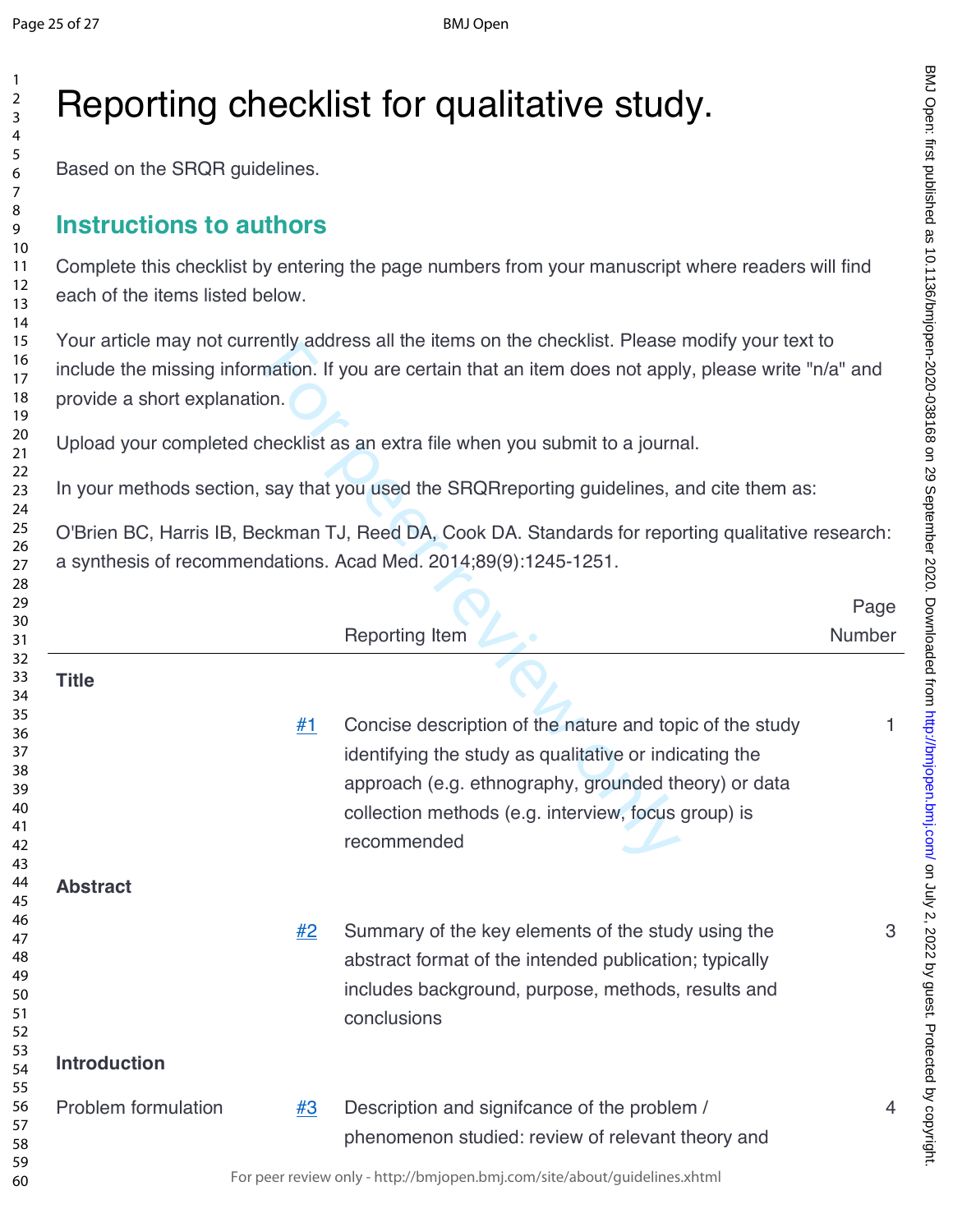# Reporting checklist for qualitative study.

Based on the SRQR guidelines.

## Instructions to authors

Complete this checklist by entering the page numbers from your manuscript where readers will find each of the items listed below.

Your article may not currently address all the items on the checklist. Please modify your text to include the missing information. If you are certain that an item does not apply, please write "n/a" and provide a short explanation.

Upload your completed checklist as an extra file when you submit to a journal.

In your methods section, say that you used the SRQRreporting guidelines, and cite them as:

O'Brien BC, Harris IB, Beckman TJ, Reed DA, Cook DA. Standards for reporting qualitative research: a synthesis of recommendations. Acad Med. 2014;89(9):1245-1251.

| | | Reporting Item | Page Number |
|---|---|---|---|
| **Title** | | | |
| | #1 | Concise description of the nature and topic of the study identifying the study as qualitative or indicating the approach (e.g. ethnography, grounded theory) or data collection methods (e.g. interview, focus group) is recommended | 1 |
| **Abstract** | | | |
| | #2 | Summary of the key elements of the study using the abstract format of the intended publication; typically includes background, purpose, methods, results and conclusions | 3 |
| **Introduction** | | | |
| Problem formulation | #3 | Description and signifcance of the problem / phenomenon studied: review of relevant theory and | 4 |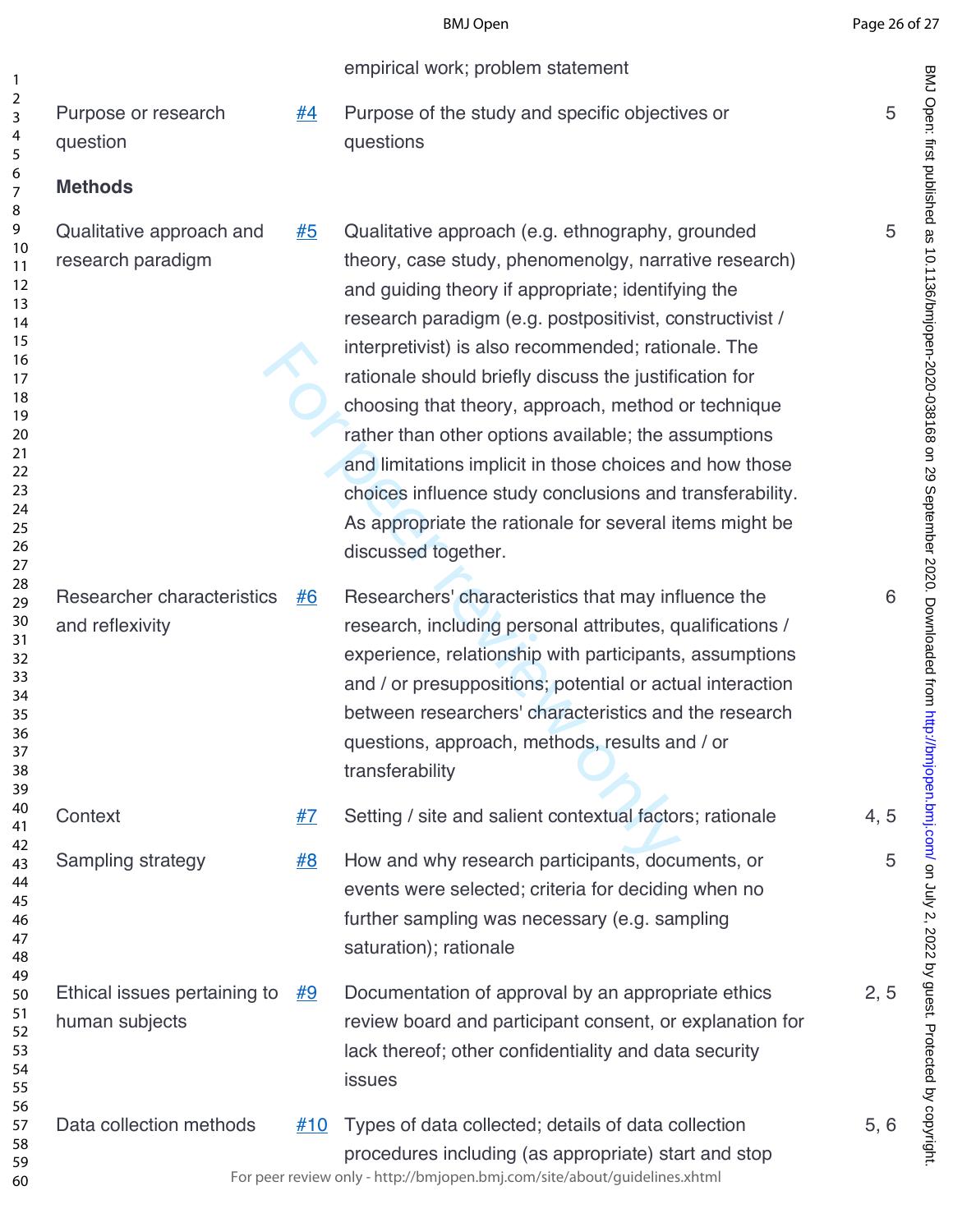| | | empirical work; problem statement | |
|---|---|---|---|
| Purpose or research question | #4 | Purpose of the study and specific objectives or questions | 5 |
| **Methods** | | | |
| Qualitative approach and research paradigm | #5 | Qualitative approach (e.g. ethnography, grounded theory, case study, phenomenolgy, narrative research) and guiding theory if appropriate; identifying the research paradigm (e.g. postpositivist, constructivist / interpretivist) is also recommended; rationale. The rationale should briefly discuss the justification for choosing that theory, approach, method or technique rather than other options available; the assumptions and limitations implicit in those choices and how those choices influence study conclusions and transferability. As appropriate the rationale for several items might be discussed together. | 5 |
| Researcher characteristics and reflexivity | #6 | Researchers' characteristics that may influence the research, including personal attributes, qualifications / experience, relationship with participants, assumptions and / or presuppositions; potential or actual interaction between researchers' characteristics and the research questions, approach, methods, results and / or transferability | 6 |
| Context | #7 | Setting / site and salient contextual factors; rationale | 4, 5 |
| Sampling strategy | #8 | How and why research participants, documents, or events were selected; criteria for deciding when no further sampling was necessary (e.g. sampling saturation); rationale | 5 |
| Ethical issues pertaining to human subjects | #9 | Documentation of approval by an appropriate ethics review board and participant consent, or explanation for lack thereof; other confidentiality and data security issues | 2, 5 |
| Data collection methods | #10 | Types of data collected; details of data collection procedures including (as appropriate) start and stop | 5, 6 |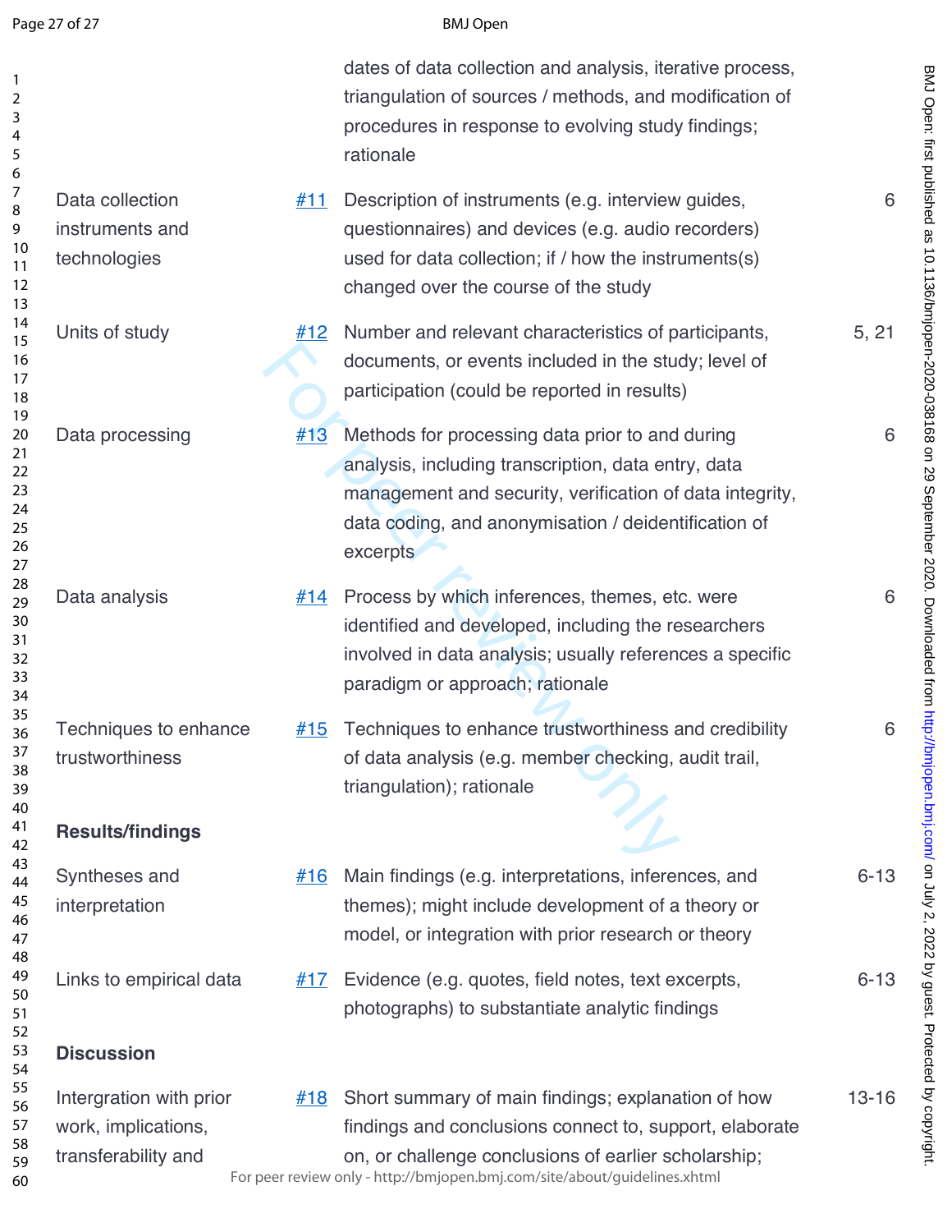| | | | |
|---|---|---|---|
| | | dates of data collection and analysis, iterative process, triangulation of sources / methods, and modification of procedures in response to evolving study findings; rationale | |
| Data collection instruments and technologies | #11 | Description of instruments (e.g. interview guides, questionnaires) and devices (e.g. audio recorders) used for data collection; if / how the instruments(s) changed over the course of the study | 6 |
| Units of study | #12 | Number and relevant characteristics of participants, documents, or events included in the study; level of participation (could be reported in results) | 5, 21 |
| Data processing | #13 | Methods for processing data prior to and during analysis, including transcription, data entry, data management and security, verification of data integrity, data coding, and anonymisation / deidentification of excerpts | 6 |
| Data analysis | #14 | Process by which inferences, themes, etc. were identified and developed, including the researchers involved in data analysis; usually references a specific paradigm or approach; rationale | 6 |
| Techniques to enhance trustworthiness | #15 | Techniques to enhance trustworthiness and credibility of data analysis (e.g. member checking, audit trail, triangulation); rationale | 6 |
| **Results/findings** | | | |
| Syntheses and interpretation | #16 | Main findings (e.g. interpretations, inferences, and themes); might include development of a theory or model, or integration with prior research or theory | 6-13 |
| Links to empirical data | #17 | Evidence (e.g. quotes, field notes, text excerpts, photographs) to substantiate analytic findings | 6-13 |
| **Discussion** | | | |
| Intergration with prior work, implications, transferability and | #18 | Short summary of main findings; explanation of how findings and conclusions connect to, support, elaborate on, or challenge conclusions of earlier scholarship; | 13-16 |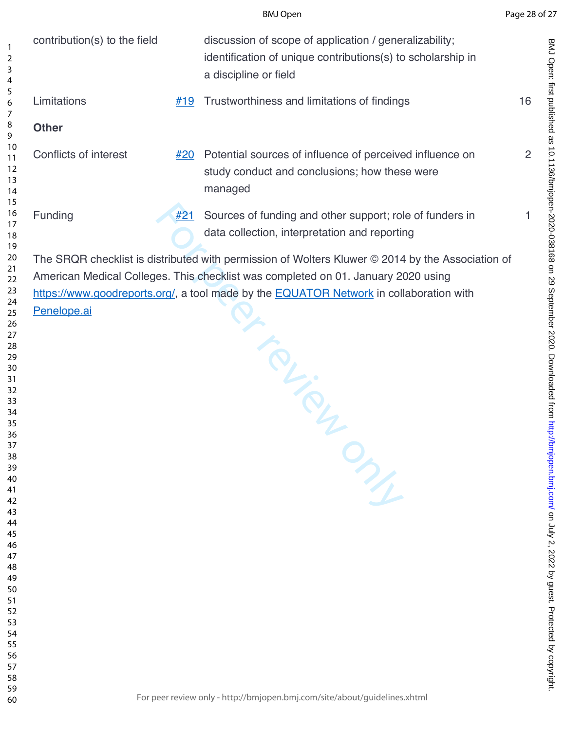| | | | |
|---|---|---|---|
| contribution(s) to the field | | discussion of scope of application / generalizability; identification of unique contributions(s) to scholarship in a discipline or field | |
| Limitations | #19 | Trustworthiness and limitations of findings | 16 |
| **Other** | | | |
| Conflicts of interest | #20 | Potential sources of influence of perceived influence on study conduct and conclusions; how these were managed | 2 |
| Funding | #21 | Sources of funding and other support; role of funders in data collection, interpretation and reporting | 1 |

The SRQR checklist is distributed with permission of Wolters Kluwer © 2014 by the Association of American Medical Colleges. This checklist was completed on 01. January 2020 using https://www.goodreports.org/, a tool made by the EQUATOR Network in collaboration with Penelope.ai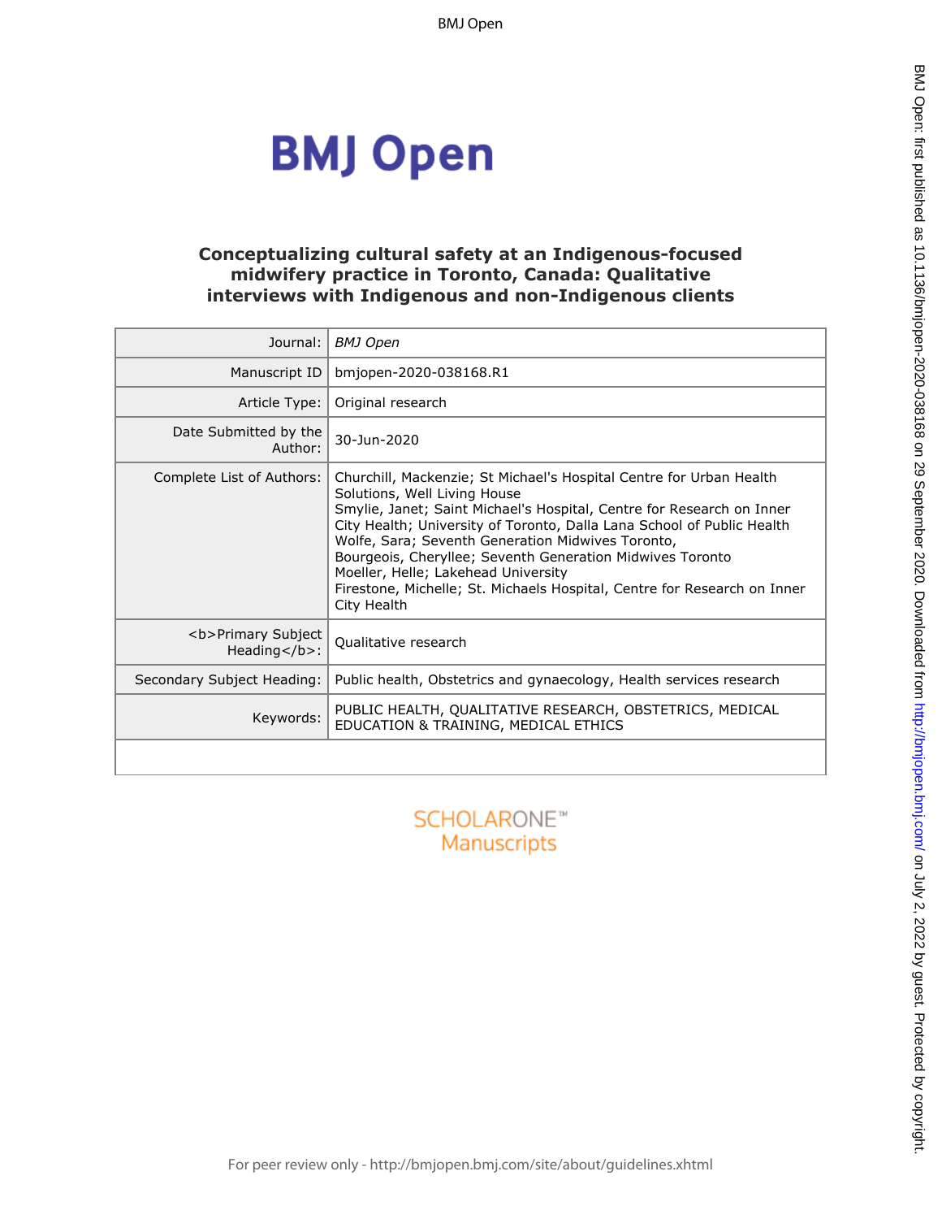# Conceptualizing cultural safety at an Indigenous-focused midwifery practice in Toronto, Canada: Qualitative interviews with Indigenous and non-Indigenous clients

| Journal: | *BMJ Open* |
| --- | --- |
| Manuscript ID | bmjopen-2020-038168.R1 |
| Article Type: | Original research |
| Date Submitted by the Author: | 30-Jun-2020 |
| Complete List of Authors: | Churchill, Mackenzie; St Michael's Hospital Centre for Urban Health Solutions, Well Living House<br>Smylie, Janet; Saint Michael's Hospital, Centre for Research on Inner City Health; University of Toronto, Dalla Lana School of Public Health<br>Wolfe, Sara; Seventh Generation Midwives Toronto,<br>Bourgeois, Cheryllee; Seventh Generation Midwives Toronto<br>Moeller, Helle; Lakehead University<br>Firestone, Michelle; St. Michaels Hospital, Centre for Research on Inner City Health |
| <b>Primary Subject Heading</b>: | Qualitative research |
| Secondary Subject Heading: | Public health, Obstetrics and gynaecology, Health services research |
| Keywords: | PUBLIC HEALTH, QUALITATIVE RESEARCH, OBSTETRICS, MEDICAL EDUCATION & TRAINING, MEDICAL ETHICS |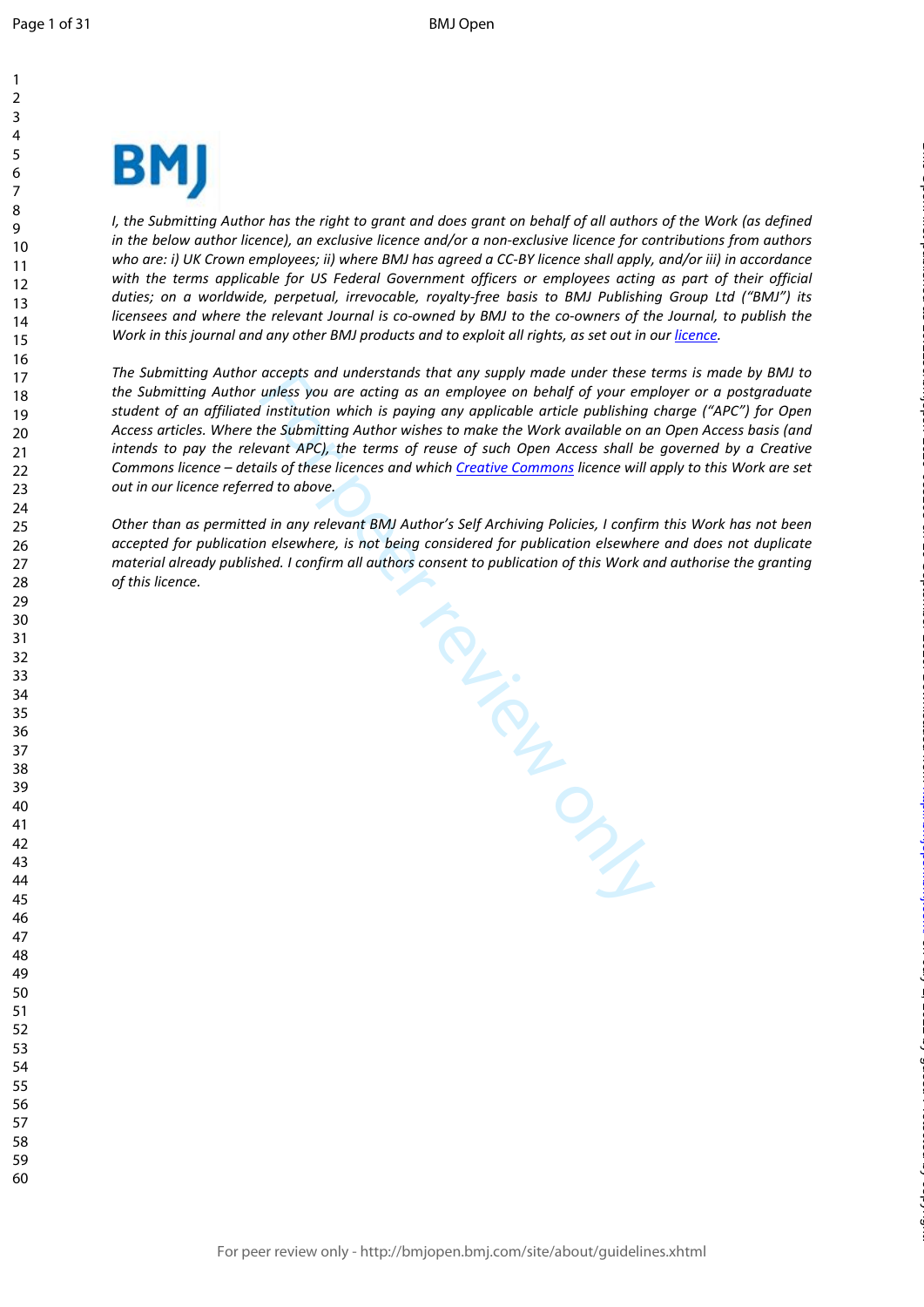I, the Submitting Author has the right to grant and does grant on behalf of all authors of the Work (as defined in the below author licence), an exclusive licence and/or a non-exclusive licence for contributions from authors who are: i) UK Crown employees; ii) where BMJ has agreed a CC-BY licence shall apply, and/or iii) in accordance with the terms applicable for US Federal Government officers or employees acting as part of their official duties; on a worldwide, perpetual, irrevocable, royalty-free basis to BMJ Publishing Group Ltd ("BMJ") its licensees and where the relevant Journal is co-owned by BMJ to the co-owners of the Journal, to publish the Work in this journal and any other BMJ products and to exploit all rights, as set out in our licence.

The Submitting Author accepts and understands that any supply made under these terms is made by BMJ to the Submitting Author unless you are acting as an employee on behalf of your employer or a postgraduate student of an affiliated institution which is paying any applicable article publishing charge ("APC") for Open Access articles. Where the Submitting Author wishes to make the Work available on an Open Access basis (and intends to pay the relevant APC), the terms of reuse of such Open Access shall be governed by a Creative Commons licence – details of these licences and which Creative Commons licence will apply to this Work are set out in our licence referred to above.

Other than as permitted in any relevant BMJ Author's Self Archiving Policies, I confirm this Work has not been accepted for publication elsewhere, is not being considered for publication elsewhere and does not duplicate material already published. I confirm all authors consent to publication of this Work and authorise the granting of this licence.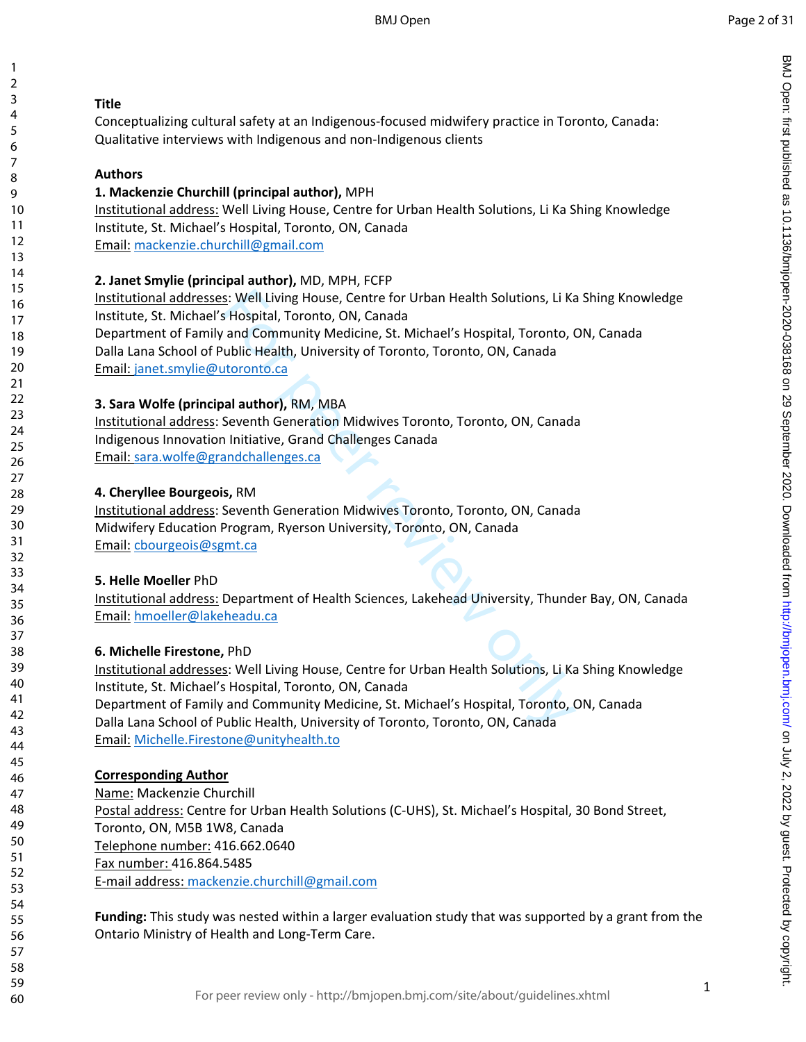**Title**

Conceptualizing cultural safety at an Indigenous-focused midwifery practice in Toronto, Canada: Qualitative interviews with Indigenous and non-Indigenous clients

**Authors**

**1. Mackenzie Churchill (principal author),** MPH
Institutional address: Well Living House, Centre for Urban Health Solutions, Li Ka Shing Knowledge Institute, St. Michael's Hospital, Toronto, ON, Canada
Email: mackenzie.churchill@gmail.com

**2. Janet Smylie (principal author),** MD, MPH, FCFP
Institutional addresses: Well Living House, Centre for Urban Health Solutions, Li Ka Shing Knowledge Institute, St. Michael's Hospital, Toronto, ON, Canada
Department of Family and Community Medicine, St. Michael's Hospital, Toronto, ON, Canada
Dalla Lana School of Public Health, University of Toronto, Toronto, ON, Canada
Email: janet.smylie@utoronto.ca

**3. Sara Wolfe (principal author),** RM, MBA
Institutional address: Seventh Generation Midwives Toronto, Toronto, ON, Canada
Indigenous Innovation Initiative, Grand Challenges Canada
Email: sara.wolfe@grandchallenges.ca

**4. Cheryllee Bourgeois,** RM
Institutional address: Seventh Generation Midwives Toronto, Toronto, ON, Canada
Midwifery Education Program, Ryerson University, Toronto, ON, Canada
Email: cbourgeois@sgmt.ca

**5. Helle Moeller** PhD
Institutional address: Department of Health Sciences, Lakehead University, Thunder Bay, ON, Canada
Email: hmoeller@lakeheadu.ca

**6. Michelle Firestone,** PhD
Institutional addresses: Well Living House, Centre for Urban Health Solutions, Li Ka Shing Knowledge Institute, St. Michael's Hospital, Toronto, ON, Canada
Department of Family and Community Medicine, St. Michael's Hospital, Toronto, ON, Canada
Dalla Lana School of Public Health, University of Toronto, Toronto, ON, Canada
Email: Michelle.Firestone@unityhealth.to

**Corresponding Author**

Name: Mackenzie Churchill
Postal address: Centre for Urban Health Solutions (C-UHS), St. Michael's Hospital, 30 Bond Street, Toronto, ON, M5B 1W8, Canada
Telephone number: 416.662.0640
Fax number: 416.864.5485
E-mail address: mackenzie.churchill@gmail.com

**Funding:** This study was nested within a larger evaluation study that was supported by a grant from the Ontario Ministry of Health and Long-Term Care.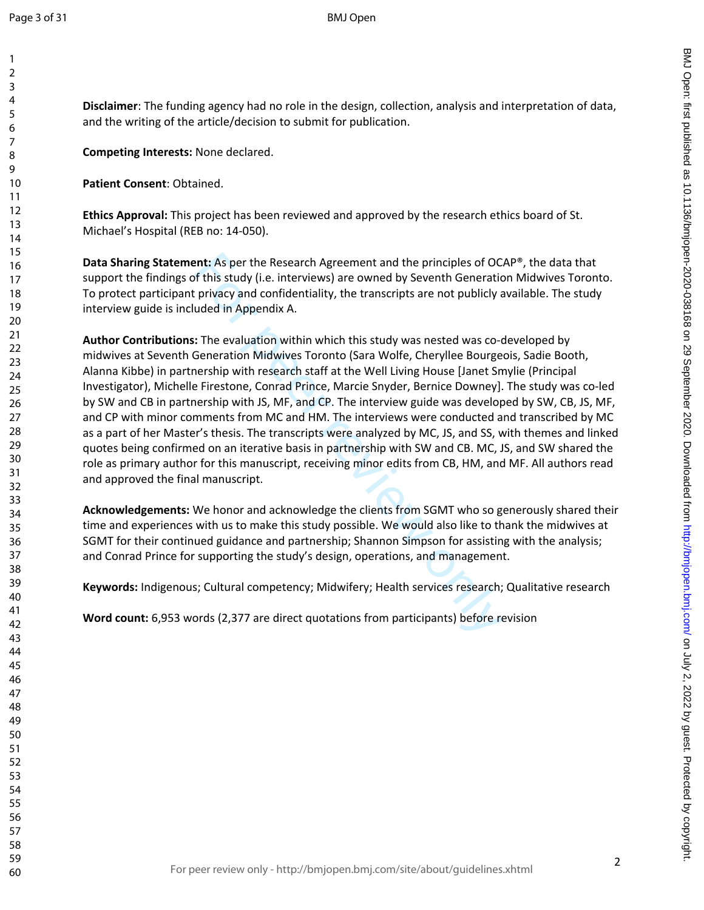**Disclaimer**: The funding agency had no role in the design, collection, analysis and interpretation of data, and the writing of the article/decision to submit for publication.

**Competing Interests:** None declared.

**Patient Consent**: Obtained.

**Ethics Approval:** This project has been reviewed and approved by the research ethics board of St. Michael's Hospital (REB no: 14-050).

**Data Sharing Statement:** As per the Research Agreement and the principles of OCAP®, the data that support the findings of this study (i.e. interviews) are owned by Seventh Generation Midwives Toronto. To protect participant privacy and confidentiality, the transcripts are not publicly available. The study interview guide is included in Appendix A.

**Author Contributions:** The evaluation within which this study was nested was co-developed by midwives at Seventh Generation Midwives Toronto (Sara Wolfe, Cheryllee Bourgeois, Sadie Booth, Alanna Kibbe) in partnership with research staff at the Well Living House [Janet Smylie (Principal Investigator), Michelle Firestone, Conrad Prince, Marcie Snyder, Bernice Downey]. The study was co-led by SW and CB in partnership with JS, MF, and CP. The interview guide was developed by SW, CB, JS, MF, and CP with minor comments from MC and HM. The interviews were conducted and transcribed by MC as a part of her Master's thesis. The transcripts were analyzed by MC, JS, and SS, with themes and linked quotes being confirmed on an iterative basis in partnership with SW and CB. MC, JS, and SW shared the role as primary author for this manuscript, receiving minor edits from CB, HM, and MF. All authors read and approved the final manuscript.

**Acknowledgements:** We honor and acknowledge the clients from SGMT who so generously shared their time and experiences with us to make this study possible. We would also like to thank the midwives at SGMT for their continued guidance and partnership; Shannon Simpson for assisting with the analysis; and Conrad Prince for supporting the study's design, operations, and management.

**Keywords:** Indigenous; Cultural competency; Midwifery; Health services research; Qualitative research

**Word count:** 6,953 words (2,377 are direct quotations from participants) before revision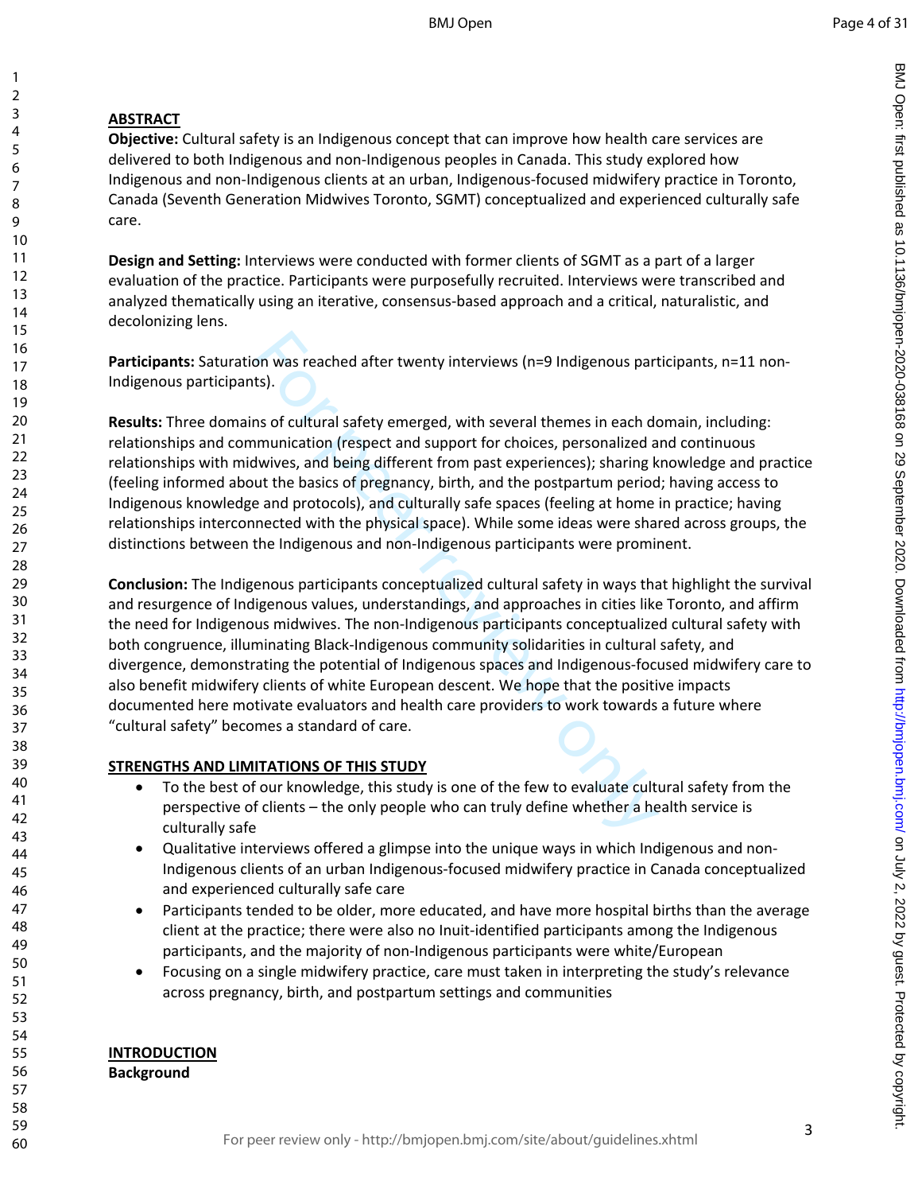## ABSTRACT

**Objective:** Cultural safety is an Indigenous concept that can improve how health care services are delivered to both Indigenous and non-Indigenous peoples in Canada. This study explored how Indigenous and non-Indigenous clients at an urban, Indigenous-focused midwifery practice in Toronto, Canada (Seventh Generation Midwives Toronto, SGMT) conceptualized and experienced culturally safe care.

**Design and Setting:** Interviews were conducted with former clients of SGMT as a part of a larger evaluation of the practice. Participants were purposefully recruited. Interviews were transcribed and analyzed thematically using an iterative, consensus-based approach and a critical, naturalistic, and decolonizing lens.

**Participants:** Saturation was reached after twenty interviews (n=9 Indigenous participants, n=11 non-Indigenous participants).

**Results:** Three domains of cultural safety emerged, with several themes in each domain, including: relationships and communication (respect and support for choices, personalized and continuous relationships with midwives, and being different from past experiences); sharing knowledge and practice (feeling informed about the basics of pregnancy, birth, and the postpartum period; having access to Indigenous knowledge and protocols), and culturally safe spaces (feeling at home in practice; having relationships interconnected with the physical space). While some ideas were shared across groups, the distinctions between the Indigenous and non-Indigenous participants were prominent.

**Conclusion:** The Indigenous participants conceptualized cultural safety in ways that highlight the survival and resurgence of Indigenous values, understandings, and approaches in cities like Toronto, and affirm the need for Indigenous midwives. The non-Indigenous participants conceptualized cultural safety with both congruence, illuminating Black-Indigenous community solidarities in cultural safety, and divergence, demonstrating the potential of Indigenous spaces and Indigenous-focused midwifery care to also benefit midwifery clients of white European descent. We hope that the positive impacts documented here motivate evaluators and health care providers to work towards a future where "cultural safety" becomes a standard of care.

## STRENGTHS AND LIMITATIONS OF THIS STUDY

- To the best of our knowledge, this study is one of the few to evaluate cultural safety from the perspective of clients – the only people who can truly define whether a health service is culturally safe
- Qualitative interviews offered a glimpse into the unique ways in which Indigenous and non-Indigenous clients of an urban Indigenous-focused midwifery practice in Canada conceptualized and experienced culturally safe care
- Participants tended to be older, more educated, and have more hospital births than the average client at the practice; there were also no Inuit-identified participants among the Indigenous participants, and the majority of non-Indigenous participants were white/European
- Focusing on a single midwifery practice, care must taken in interpreting the study's relevance across pregnancy, birth, and postpartum settings and communities

## INTRODUCTION

### Background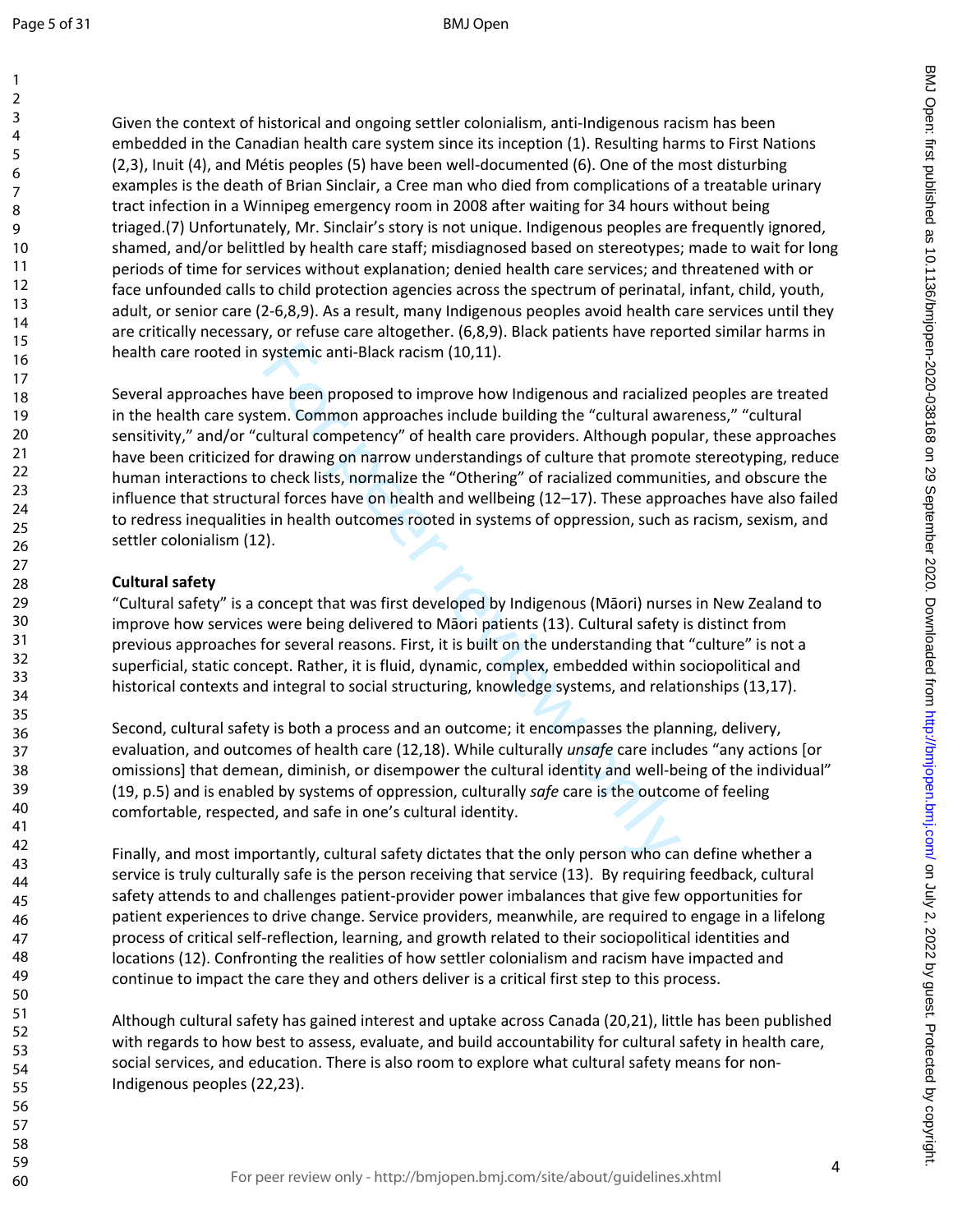Given the context of historical and ongoing settler colonialism, anti-Indigenous racism has been embedded in the Canadian health care system since its inception (1). Resulting harms to First Nations (2,3), Inuit (4), and Métis peoples (5) have been well-documented (6). One of the most disturbing examples is the death of Brian Sinclair, a Cree man who died from complications of a treatable urinary tract infection in a Winnipeg emergency room in 2008 after waiting for 34 hours without being triaged.(7) Unfortunately, Mr. Sinclair's story is not unique. Indigenous peoples are frequently ignored, shamed, and/or belittled by health care staff; misdiagnosed based on stereotypes; made to wait for long periods of time for services without explanation; denied health care services; and threatened with or face unfounded calls to child protection agencies across the spectrum of perinatal, infant, child, youth, adult, or senior care (2-6,8,9). As a result, many Indigenous peoples avoid health care services until they are critically necessary, or refuse care altogether. (6,8,9). Black patients have reported similar harms in health care rooted in systemic anti-Black racism (10,11).

Several approaches have been proposed to improve how Indigenous and racialized peoples are treated in the health care system. Common approaches include building the "cultural awareness," "cultural sensitivity," and/or "cultural competency" of health care providers. Although popular, these approaches have been criticized for drawing on narrow understandings of culture that promote stereotyping, reduce human interactions to check lists, normalize the "Othering" of racialized communities, and obscure the influence that structural forces have on health and wellbeing (12–17). These approaches have also failed to redress inequalities in health outcomes rooted in systems of oppression, such as racism, sexism, and settler colonialism (12).

**Cultural safety**

"Cultural safety" is a concept that was first developed by Indigenous (Māori) nurses in New Zealand to improve how services were being delivered to Māori patients (13). Cultural safety is distinct from previous approaches for several reasons. First, it is built on the understanding that "culture" is not a superficial, static concept. Rather, it is fluid, dynamic, complex, embedded within sociopolitical and historical contexts and integral to social structuring, knowledge systems, and relationships (13,17).

Second, cultural safety is both a process and an outcome; it encompasses the planning, delivery, evaluation, and outcomes of health care (12,18). While culturally *unsafe* care includes "any actions [or omissions] that demean, diminish, or disempower the cultural identity and well-being of the individual" (19, p.5) and is enabled by systems of oppression, culturally *safe* care is the outcome of feeling comfortable, respected, and safe in one's cultural identity.

Finally, and most importantly, cultural safety dictates that the only person who can define whether a service is truly culturally safe is the person receiving that service (13). By requiring feedback, cultural safety attends to and challenges patient-provider power imbalances that give few opportunities for patient experiences to drive change. Service providers, meanwhile, are required to engage in a lifelong process of critical self-reflection, learning, and growth related to their sociopolitical identities and locations (12). Confronting the realities of how settler colonialism and racism have impacted and continue to impact the care they and others deliver is a critical first step to this process.

Although cultural safety has gained interest and uptake across Canada (20,21), little has been published with regards to how best to assess, evaluate, and build accountability for cultural safety in health care, social services, and education. There is also room to explore what cultural safety means for non-Indigenous peoples (22,23).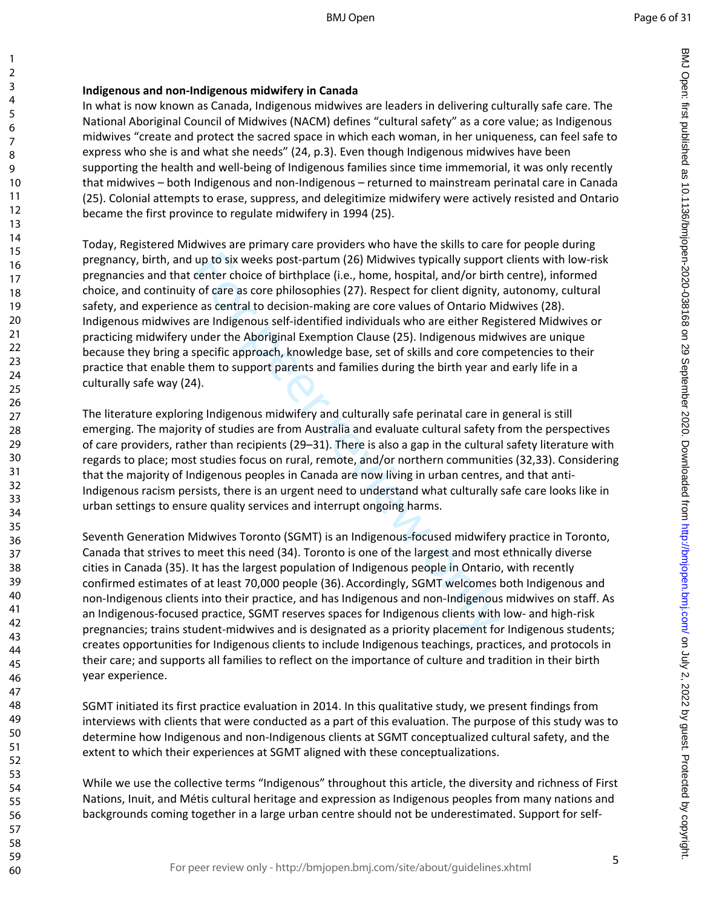**Indigenous and non-Indigenous midwifery in Canada**

In what is now known as Canada, Indigenous midwives are leaders in delivering culturally safe care. The National Aboriginal Council of Midwives (NACM) defines "cultural safety" as a core value; as Indigenous midwives "create and protect the sacred space in which each woman, in her uniqueness, can feel safe to express who she is and what she needs" (24, p.3). Even though Indigenous midwives have been supporting the health and well-being of Indigenous families since time immemorial, it was only recently that midwives – both Indigenous and non-Indigenous – returned to mainstream perinatal care in Canada (25). Colonial attempts to erase, suppress, and delegitimize midwifery were actively resisted and Ontario became the first province to regulate midwifery in 1994 (25).

Today, Registered Midwives are primary care providers who have the skills to care for people during pregnancy, birth, and up to six weeks post-partum (26) Midwives typically support clients with low-risk pregnancies and that center choice of birthplace (i.e., home, hospital, and/or birth centre), informed choice, and continuity of care as core philosophies (27). Respect for client dignity, autonomy, cultural safety, and experience as central to decision-making are core values of Ontario Midwives (28). Indigenous midwives are Indigenous self-identified individuals who are either Registered Midwives or practicing midwifery under the Aboriginal Exemption Clause (25). Indigenous midwives are unique because they bring a specific approach, knowledge base, set of skills and core competencies to their practice that enable them to support parents and families during the birth year and early life in a culturally safe way (24).

The literature exploring Indigenous midwifery and culturally safe perinatal care in general is still emerging. The majority of studies are from Australia and evaluate cultural safety from the perspectives of care providers, rather than recipients (29–31). There is also a gap in the cultural safety literature with regards to place; most studies focus on rural, remote, and/or northern communities (32,33). Considering that the majority of Indigenous peoples in Canada are now living in urban centres, and that anti-Indigenous racism persists, there is an urgent need to understand what culturally safe care looks like in urban settings to ensure quality services and interrupt ongoing harms.

Seventh Generation Midwives Toronto (SGMT) is an Indigenous-focused midwifery practice in Toronto, Canada that strives to meet this need (34). Toronto is one of the largest and most ethnically diverse cities in Canada (35). It has the largest population of Indigenous people in Ontario, with recently confirmed estimates of at least 70,000 people (36). Accordingly, SGMT welcomes both Indigenous and non-Indigenous clients into their practice, and has Indigenous and non-Indigenous midwives on staff. As an Indigenous-focused practice, SGMT reserves spaces for Indigenous clients with low- and high-risk pregnancies; trains student-midwives and is designated as a priority placement for Indigenous students; creates opportunities for Indigenous clients to include Indigenous teachings, practices, and protocols in their care; and supports all families to reflect on the importance of culture and tradition in their birth year experience.

SGMT initiated its first practice evaluation in 2014. In this qualitative study, we present findings from interviews with clients that were conducted as a part of this evaluation. The purpose of this study was to determine how Indigenous and non-Indigenous clients at SGMT conceptualized cultural safety, and the extent to which their experiences at SGMT aligned with these conceptualizations.

While we use the collective terms "Indigenous" throughout this article, the diversity and richness of First Nations, Inuit, and Métis cultural heritage and expression as Indigenous peoples from many nations and backgrounds coming together in a large urban centre should not be underestimated. Support for self-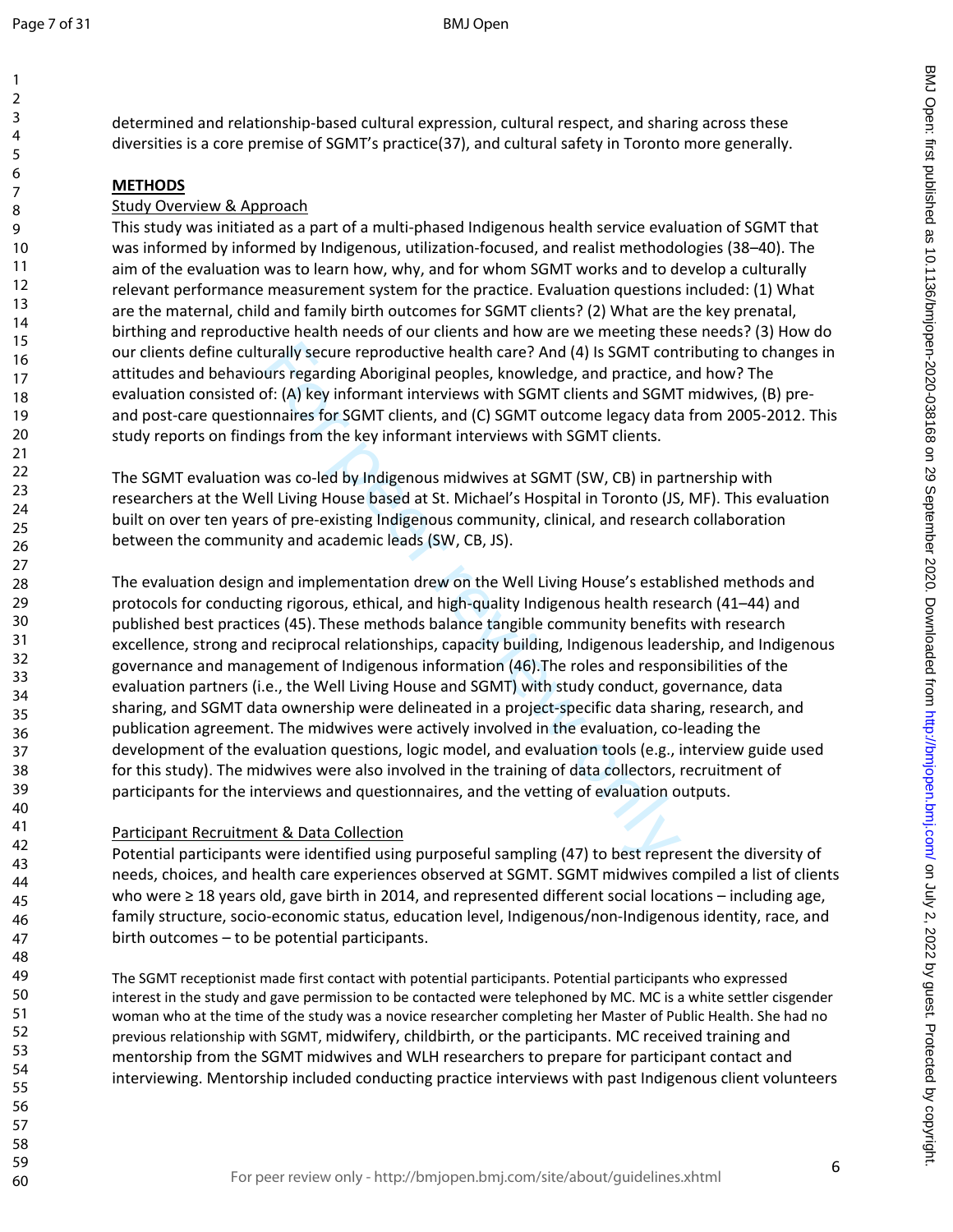determined and relationship-based cultural expression, cultural respect, and sharing across these diversities is a core premise of SGMT's practice(37), and cultural safety in Toronto more generally.

## METHODS

### Study Overview & Approach

This study was initiated as a part of a multi-phased Indigenous health service evaluation of SGMT that was informed by informed by Indigenous, utilization-focused, and realist methodologies (38–40). The aim of the evaluation was to learn how, why, and for whom SGMT works and to develop a culturally relevant performance measurement system for the practice. Evaluation questions included: (1) What are the maternal, child and family birth outcomes for SGMT clients? (2) What are the key prenatal, birthing and reproductive health needs of our clients and how are we meeting these needs? (3) How do our clients define culturally secure reproductive health care? And (4) Is SGMT contributing to changes in attitudes and behaviours regarding Aboriginal peoples, knowledge, and practice, and how? The evaluation consisted of: (A) key informant interviews with SGMT clients and SGMT midwives, (B) pre- and post-care questionnaires for SGMT clients, and (C) SGMT outcome legacy data from 2005-2012. This study reports on findings from the key informant interviews with SGMT clients.

The SGMT evaluation was co-led by Indigenous midwives at SGMT (SW, CB) in partnership with researchers at the Well Living House based at St. Michael's Hospital in Toronto (JS, MF). This evaluation built on over ten years of pre-existing Indigenous community, clinical, and research collaboration between the community and academic leads (SW, CB, JS).

The evaluation design and implementation drew on the Well Living House's established methods and protocols for conducting rigorous, ethical, and high-quality Indigenous health research (41–44) and published best practices (45). These methods balance tangible community benefits with research excellence, strong and reciprocal relationships, capacity building, Indigenous leadership, and Indigenous governance and management of Indigenous information (46).The roles and responsibilities of the evaluation partners (i.e., the Well Living House and SGMT) with study conduct, governance, data sharing, and SGMT data ownership were delineated in a project-specific data sharing, research, and publication agreement. The midwives were actively involved in the evaluation, co-leading the development of the evaluation questions, logic model, and evaluation tools (e.g., interview guide used for this study). The midwives were also involved in the training of data collectors, recruitment of participants for the interviews and questionnaires, and the vetting of evaluation outputs.

### Participant Recruitment & Data Collection

Potential participants were identified using purposeful sampling (47) to best represent the diversity of needs, choices, and health care experiences observed at SGMT. SGMT midwives compiled a list of clients who were ≥ 18 years old, gave birth in 2014, and represented different social locations – including age, family structure, socio-economic status, education level, Indigenous/non-Indigenous identity, race, and birth outcomes – to be potential participants.

The SGMT receptionist made first contact with potential participants. Potential participants who expressed interest in the study and gave permission to be contacted were telephoned by MC. MC is a white settler cisgender woman who at the time of the study was a novice researcher completing her Master of Public Health. She had no previous relationship with SGMT, midwifery, childbirth, or the participants. MC received training and mentorship from the SGMT midwives and WLH researchers to prepare for participant contact and interviewing. Mentorship included conducting practice interviews with past Indigenous client volunteers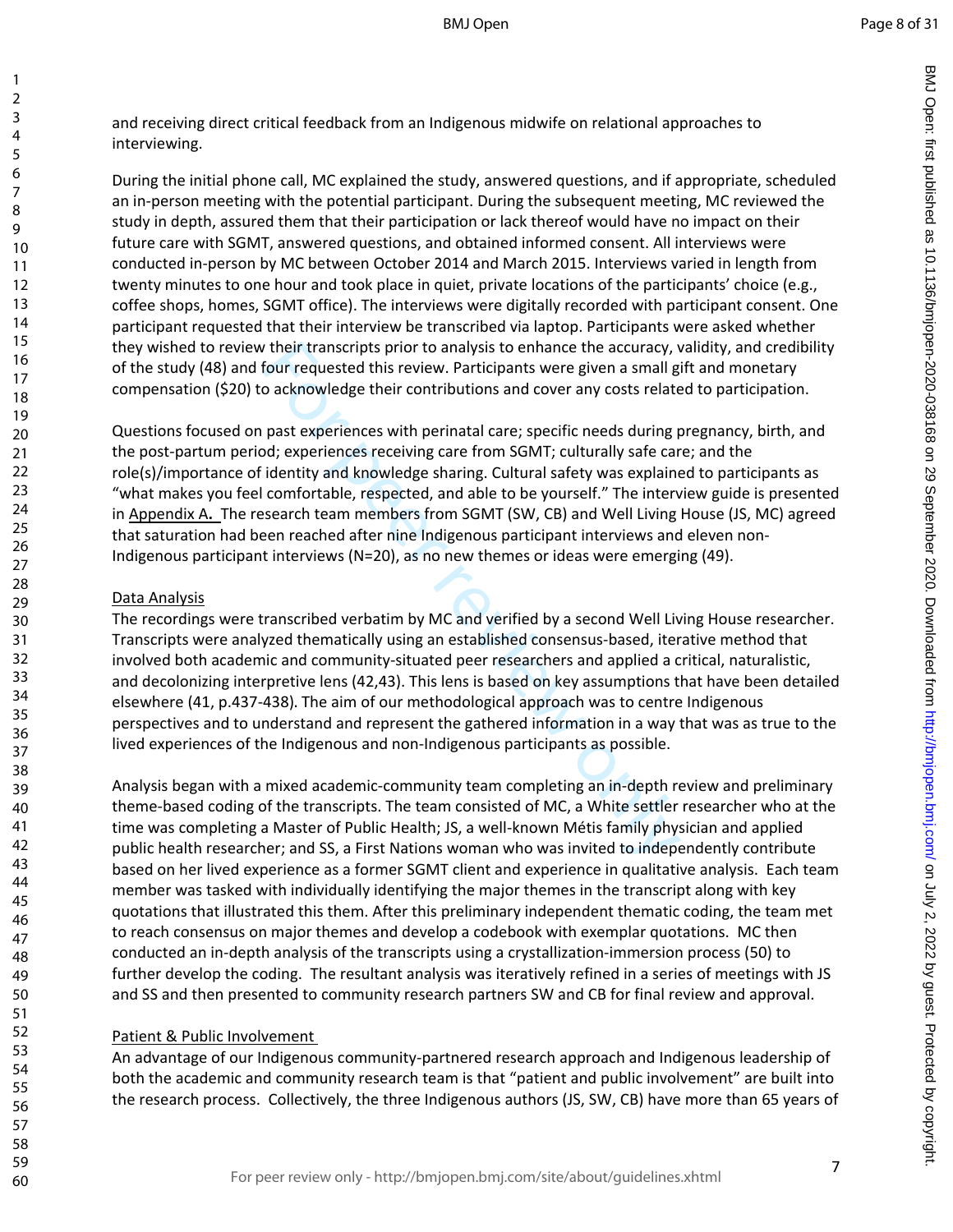and receiving direct critical feedback from an Indigenous midwife on relational approaches to interviewing.

During the initial phone call, MC explained the study, answered questions, and if appropriate, scheduled an in-person meeting with the potential participant. During the subsequent meeting, MC reviewed the study in depth, assured them that their participation or lack thereof would have no impact on their future care with SGMT, answered questions, and obtained informed consent. All interviews were conducted in-person by MC between October 2014 and March 2015. Interviews varied in length from twenty minutes to one hour and took place in quiet, private locations of the participants' choice (e.g., coffee shops, homes, SGMT office). The interviews were digitally recorded with participant consent. One participant requested that their interview be transcribed via laptop. Participants were asked whether they wished to review their transcripts prior to analysis to enhance the accuracy, validity, and credibility of the study (48) and four requested this review. Participants were given a small gift and monetary compensation ($20) to acknowledge their contributions and cover any costs related to participation.

Questions focused on past experiences with perinatal care; specific needs during pregnancy, birth, and the post-partum period; experiences receiving care from SGMT; culturally safe care; and the role(s)/importance of identity and knowledge sharing. Cultural safety was explained to participants as "what makes you feel comfortable, respected, and able to be yourself." The interview guide is presented in Appendix A. The research team members from SGMT (SW, CB) and Well Living House (JS, MC) agreed that saturation had been reached after nine Indigenous participant interviews and eleven non-Indigenous participant interviews (N=20), as no new themes or ideas were emerging (49).

Data Analysis

The recordings were transcribed verbatim by MC and verified by a second Well Living House researcher. Transcripts were analyzed thematically using an established consensus-based, iterative method that involved both academic and community-situated peer researchers and applied a critical, naturalistic, and decolonizing interpretive lens (42,43). This lens is based on key assumptions that have been detailed elsewhere (41, p.437-438). The aim of our methodological approach was to centre Indigenous perspectives and to understand and represent the gathered information in a way that was as true to the lived experiences of the Indigenous and non-Indigenous participants as possible.

Analysis began with a mixed academic-community team completing an in-depth review and preliminary theme-based coding of the transcripts. The team consisted of MC, a White settler researcher who at the time was completing a Master of Public Health; JS, a well-known Métis family physician and applied public health researcher; and SS, a First Nations woman who was invited to independently contribute based on her lived experience as a former SGMT client and experience in qualitative analysis. Each team member was tasked with individually identifying the major themes in the transcript along with key quotations that illustrated this them. After this preliminary independent thematic coding, the team met to reach consensus on major themes and develop a codebook with exemplar quotations. MC then conducted an in-depth analysis of the transcripts using a crystallization-immersion process (50) to further develop the coding. The resultant analysis was iteratively refined in a series of meetings with JS and SS and then presented to community research partners SW and CB for final review and approval.

Patient & Public Involvement

An advantage of our Indigenous community-partnered research approach and Indigenous leadership of both the academic and community research team is that "patient and public involvement" are built into the research process. Collectively, the three Indigenous authors (JS, SW, CB) have more than 65 years of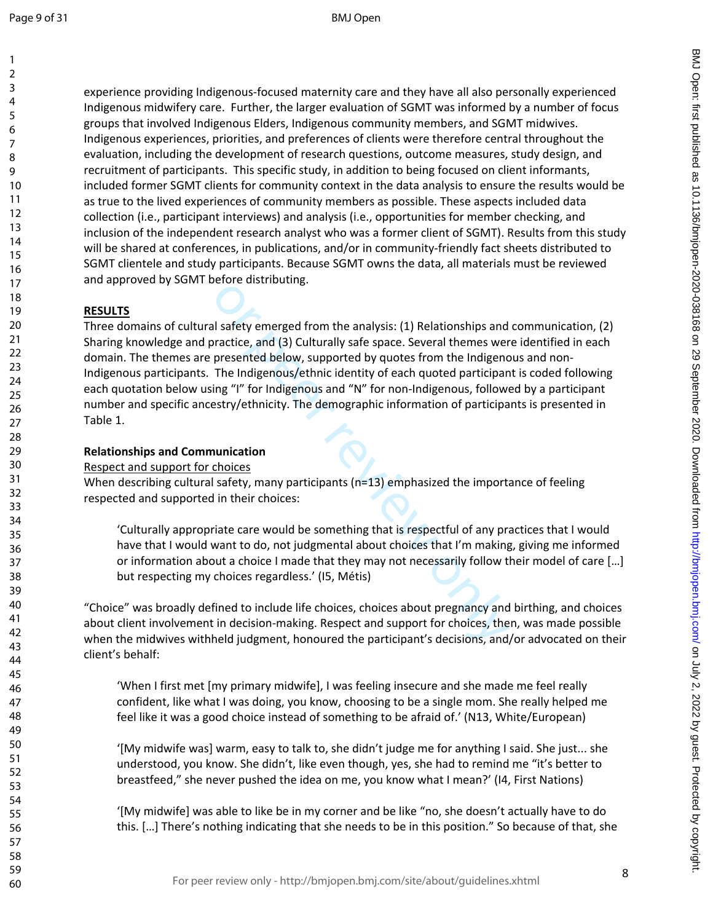experience providing Indigenous-focused maternity care and they have all also personally experienced Indigenous midwifery care. Further, the larger evaluation of SGMT was informed by a number of focus groups that involved Indigenous Elders, Indigenous community members, and SGMT midwives. Indigenous experiences, priorities, and preferences of clients were therefore central throughout the evaluation, including the development of research questions, outcome measures, study design, and recruitment of participants. This specific study, in addition to being focused on client informants, included former SGMT clients for community context in the data analysis to ensure the results would be as true to the lived experiences of community members as possible. These aspects included data collection (i.e., participant interviews) and analysis (i.e., opportunities for member checking, and inclusion of the independent research analyst who was a former client of SGMT). Results from this study will be shared at conferences, in publications, and/or in community-friendly fact sheets distributed to SGMT clientele and study participants. Because SGMT owns the data, all materials must be reviewed and approved by SGMT before distributing.

## RESULTS

Three domains of cultural safety emerged from the analysis: (1) Relationships and communication, (2) Sharing knowledge and practice, and (3) Culturally safe space. Several themes were identified in each domain. The themes are presented below, supported by quotes from the Indigenous and non-Indigenous participants. The Indigenous/ethnic identity of each quoted participant is coded following each quotation below using "I" for Indigenous and "N" for non-Indigenous, followed by a participant number and specific ancestry/ethnicity. The demographic information of participants is presented in Table 1.

### Relationships and Communication

Respect and support for choices

When describing cultural safety, many participants (n=13) emphasized the importance of feeling respected and supported in their choices:

> 'Culturally appropriate care would be something that is respectful of any practices that I would have that I would want to do, not judgmental about choices that I'm making, giving me informed or information about a choice I made that they may not necessarily follow their model of care […] but respecting my choices regardless.' (I5, Métis)

"Choice" was broadly defined to include life choices, choices about pregnancy and birthing, and choices about client involvement in decision-making. Respect and support for choices, then, was made possible when the midwives withheld judgment, honoured the participant's decisions, and/or advocated on their client's behalf:

> 'When I first met [my primary midwife], I was feeling insecure and she made me feel really confident, like what I was doing, you know, choosing to be a single mom. She really helped me feel like it was a good choice instead of something to be afraid of.' (N13, White/European)

> '[My midwife was] warm, easy to talk to, she didn't judge me for anything I said. She just... she understood, you know. She didn't, like even though, yes, she had to remind me "it's better to breastfeed," she never pushed the idea on me, you know what I mean?' (I4, First Nations)

> '[My midwife] was able to like be in my corner and be like "no, she doesn't actually have to do this. […] There's nothing indicating that she needs to be in this position." So because of that, she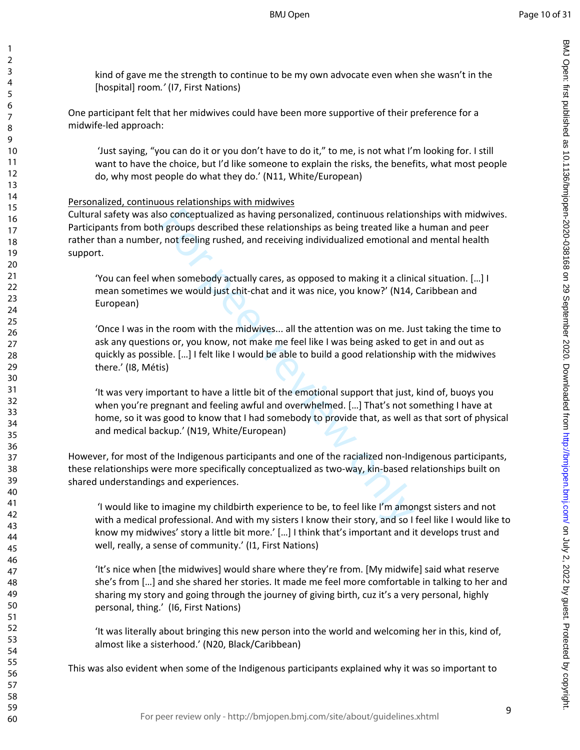kind of gave me the strength to continue to be my own advocate even when she wasn't in the [hospital] room.' (I7, First Nations)

One participant felt that her midwives could have been more supportive of their preference for a midwife-led approach:

> 'Just saying, "you can do it or you don't have to do it," to me, is not what I'm looking for. I still want to have the choice, but I'd like someone to explain the risks, the benefits, what most people do, why most people do what they do.' (N11, White/European)

<u>Personalized, continuous relationships with midwives</u>

Cultural safety was also conceptualized as having personalized, continuous relationships with midwives. Participants from both groups described these relationships as being treated like a human and peer rather than a number, not feeling rushed, and receiving individualized emotional and mental health support.

> 'You can feel when somebody actually cares, as opposed to making it a clinical situation. […] I mean sometimes we would just chit-chat and it was nice, you know?' (N14, Caribbean and European)

> 'Once I was in the room with the midwives... all the attention was on me. Just taking the time to ask any questions or, you know, not make me feel like I was being asked to get in and out as quickly as possible. […] I felt like I would be able to build a good relationship with the midwives there.' (I8, Métis)

> 'It was very important to have a little bit of the emotional support that just, kind of, buoys you when you're pregnant and feeling awful and overwhelmed. […] That's not something I have at home, so it was good to know that I had somebody to provide that, as well as that sort of physical and medical backup.' (N19, White/European)

However, for most of the Indigenous participants and one of the racialized non-Indigenous participants, these relationships were more specifically conceptualized as two-way, kin-based relationships built on shared understandings and experiences.

> 'I would like to imagine my childbirth experience to be, to feel like I'm amongst sisters and not with a medical professional. And with my sisters I know their story, and so I feel like I would like to know my midwives' story a little bit more.' […] I think that's important and it develops trust and well, really, a sense of community.' (I1, First Nations)

> 'It's nice when [the midwives] would share where they're from. [My midwife] said what reserve she's from […] and she shared her stories. It made me feel more comfortable in talking to her and sharing my story and going through the journey of giving birth, cuz it's a very personal, highly personal, thing.' (I6, First Nations)

> 'It was literally about bringing this new person into the world and welcoming her in this, kind of, almost like a sisterhood.' (N20, Black/Caribbean)

This was also evident when some of the Indigenous participants explained why it was so important to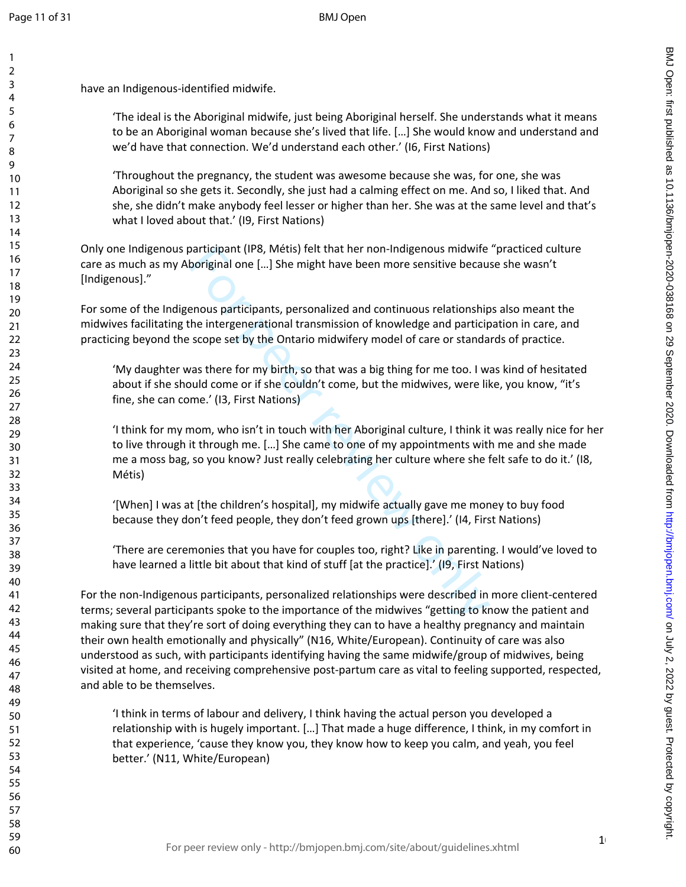have an Indigenous-identified midwife.

> 'The ideal is the Aboriginal midwife, just being Aboriginal herself. She understands what it means to be an Aboriginal woman because she's lived that life. […] She would know and understand and we'd have that connection. We'd understand each other.' (I6, First Nations)

> 'Throughout the pregnancy, the student was awesome because she was, for one, she was Aboriginal so she gets it. Secondly, she just had a calming effect on me. And so, I liked that. And she, she didn't make anybody feel lesser or higher than her. She was at the same level and that's what I loved about that.' (I9, First Nations)

Only one Indigenous participant (IP8, Métis) felt that her non-Indigenous midwife "practiced culture care as much as my Aboriginal one […] She might have been more sensitive because she wasn't [Indigenous]."

For some of the Indigenous participants, personalized and continuous relationships also meant the midwives facilitating the intergenerational transmission of knowledge and participation in care, and practicing beyond the scope set by the Ontario midwifery model of care or standards of practice.

> 'My daughter was there for my birth, so that was a big thing for me too. I was kind of hesitated about if she should come or if she couldn't come, but the midwives, were like, you know, "it's fine, she can come.' (I3, First Nations)

> 'I think for my mom, who isn't in touch with her Aboriginal culture, I think it was really nice for her to live through it through me. […] She came to one of my appointments with me and she made me a moss bag, so you know? Just really celebrating her culture where she felt safe to do it.' (I8, Métis)

> '[When] I was at [the children's hospital], my midwife actually gave me money to buy food because they don't feed people, they don't feed grown ups [there].' (I4, First Nations)

> 'There are ceremonies that you have for couples too, right? Like in parenting. I would've loved to have learned a little bit about that kind of stuff [at the practice].' (I9, First Nations)

For the non-Indigenous participants, personalized relationships were described in more client-centered terms; several participants spoke to the importance of the midwives "getting to know the patient and making sure that they're sort of doing everything they can to have a healthy pregnancy and maintain their own health emotionally and physically" (N16, White/European). Continuity of care was also understood as such, with participants identifying having the same midwife/group of midwives, being visited at home, and receiving comprehensive post-partum care as vital to feeling supported, respected, and able to be themselves.

> 'I think in terms of labour and delivery, I think having the actual person you developed a relationship with is hugely important. […] That made a huge difference, I think, in my comfort in that experience, 'cause they know you, they know how to keep you calm, and yeah, you feel better.' (N11, White/European)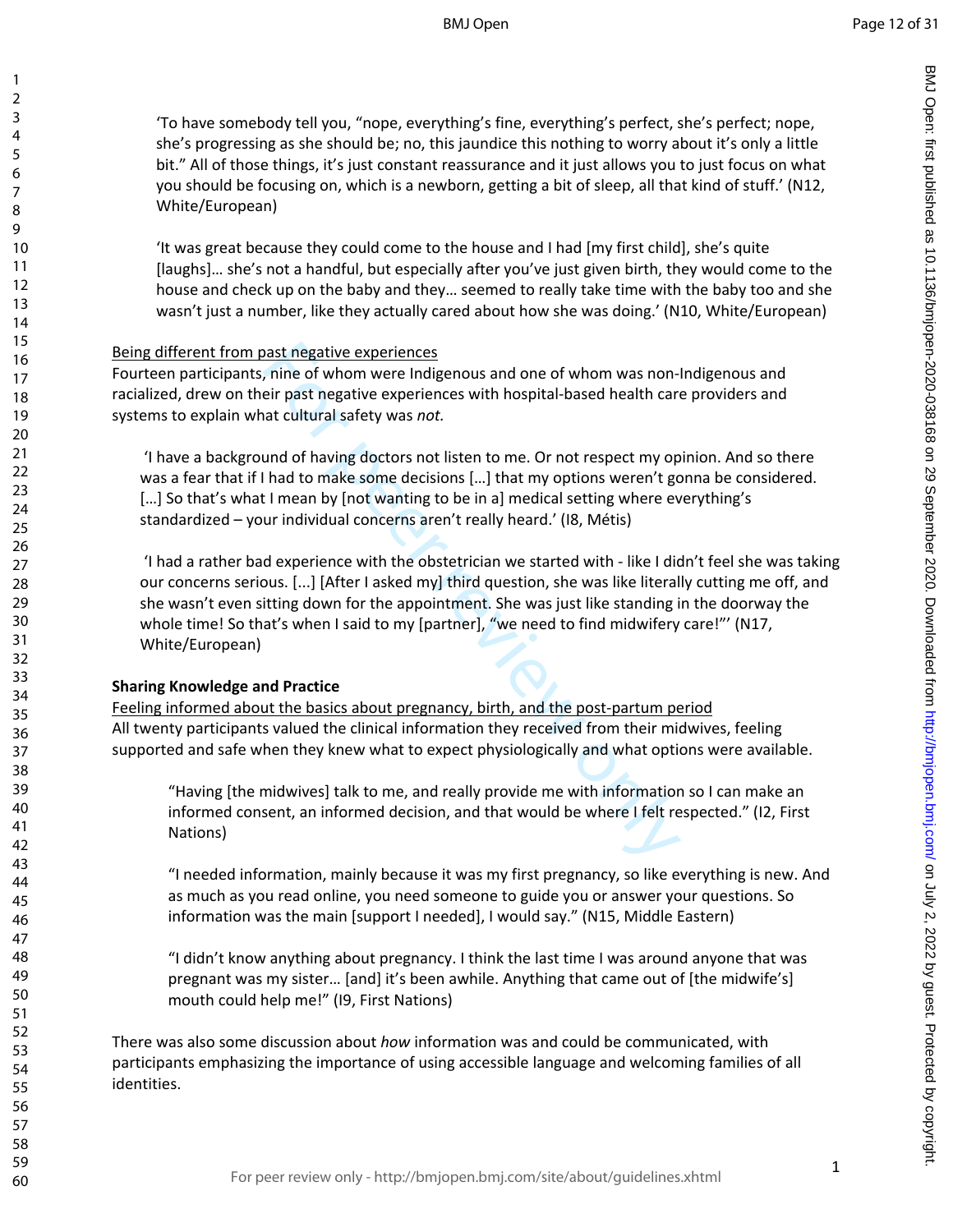'To have somebody tell you, "nope, everything's fine, everything's perfect, she's perfect; nope, she's progressing as she should be; no, this jaundice this nothing to worry about it's only a little bit." All of those things, it's just constant reassurance and it just allows you to just focus on what you should be focusing on, which is a newborn, getting a bit of sleep, all that kind of stuff.' (N12, White/European)

'It was great because they could come to the house and I had [my first child], she's quite [laughs]… she's not a handful, but especially after you've just given birth, they would come to the house and check up on the baby and they… seemed to really take time with the baby too and she wasn't just a number, like they actually cared about how she was doing.' (N10, White/European)

<u>Being different from past negative experiences</u>

Fourteen participants, nine of whom were Indigenous and one of whom was non-Indigenous and racialized, drew on their past negative experiences with hospital-based health care providers and systems to explain what cultural safety was *not.*

'I have a background of having doctors not listen to me. Or not respect my opinion. And so there was a fear that if I had to make some decisions […] that my options weren't gonna be considered. […] So that's what I mean by [not wanting to be in a] medical setting where everything's standardized – your individual concerns aren't really heard.' (I8, Métis)

'I had a rather bad experience with the obstetrician we started with - like I didn't feel she was taking our concerns serious. [...] [After I asked my] third question, she was like literally cutting me off, and she wasn't even sitting down for the appointment. She was just like standing in the doorway the whole time! So that's when I said to my [partner], "we need to find midwifery care!"' (N17, White/European)

**Sharing Knowledge and Practice**

<u>Feeling informed about the basics about pregnancy, birth, and the post-partum period</u>

All twenty participants valued the clinical information they received from their midwives, feeling supported and safe when they knew what to expect physiologically and what options were available.

"Having [the midwives] talk to me, and really provide me with information so I can make an informed consent, an informed decision, and that would be where I felt respected." (I2, First Nations)

"I needed information, mainly because it was my first pregnancy, so like everything is new. And as much as you read online, you need someone to guide you or answer your questions. So information was the main [support I needed], I would say." (N15, Middle Eastern)

"I didn't know anything about pregnancy. I think the last time I was around anyone that was pregnant was my sister… [and] it's been awhile. Anything that came out of [the midwife's] mouth could help me!" (I9, First Nations)

There was also some discussion about *how* information was and could be communicated, with participants emphasizing the importance of using accessible language and welcoming families of all identities.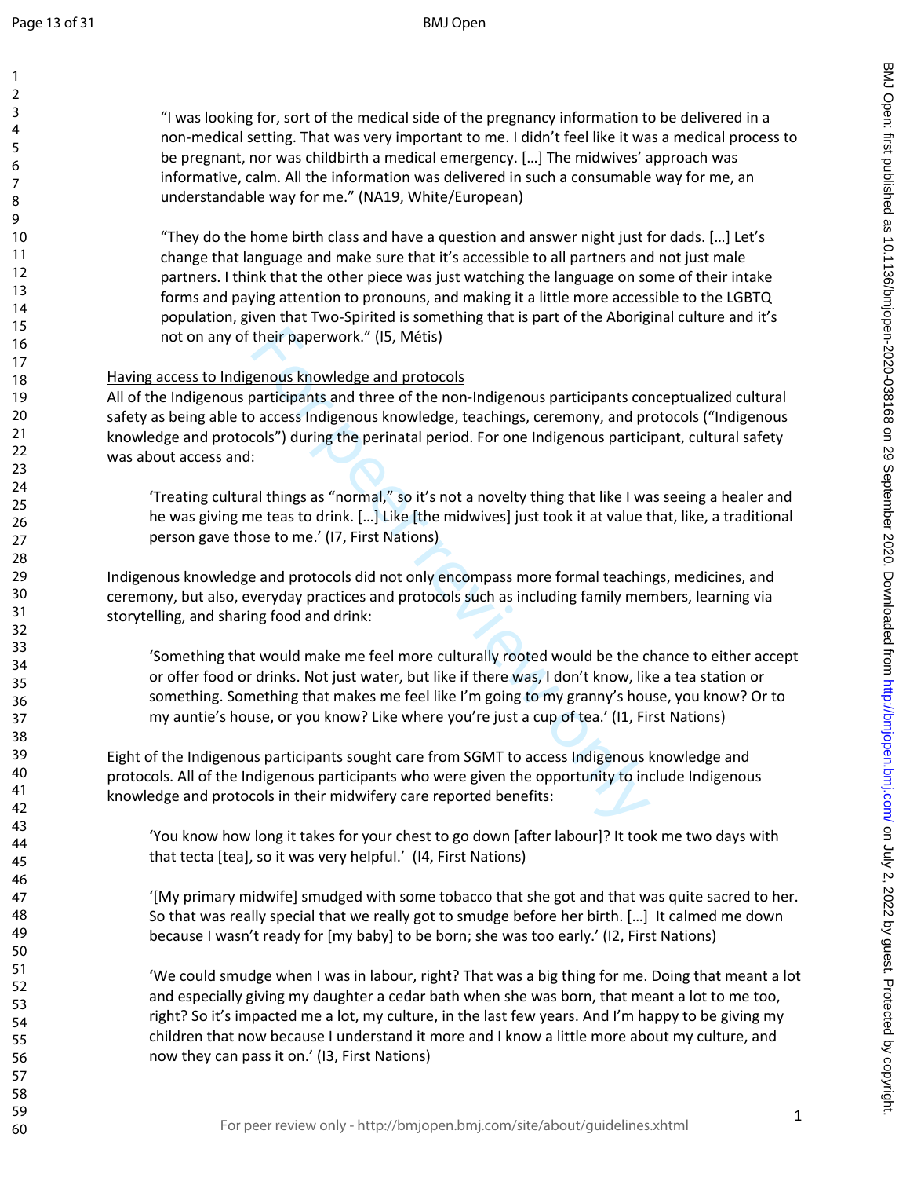"I was looking for, sort of the medical side of the pregnancy information to be delivered in a non-medical setting. That was very important to me. I didn't feel like it was a medical process to be pregnant, nor was childbirth a medical emergency. […] The midwives' approach was informative, calm. All the information was delivered in such a consumable way for me, an understandable way for me." (NA19, White/European)

"They do the home birth class and have a question and answer night just for dads. […] Let's change that language and make sure that it's accessible to all partners and not just male partners. I think that the other piece was just watching the language on some of their intake forms and paying attention to pronouns, and making it a little more accessible to the LGBTQ population, given that Two-Spirited is something that is part of the Aboriginal culture and it's not on any of their paperwork." (I5, Métis)

Having access to Indigenous knowledge and protocols

All of the Indigenous participants and three of the non-Indigenous participants conceptualized cultural safety as being able to access Indigenous knowledge, teachings, ceremony, and protocols ("Indigenous knowledge and protocols") during the perinatal period. For one Indigenous participant, cultural safety was about access and:

'Treating cultural things as "normal," so it's not a novelty thing that like I was seeing a healer and he was giving me teas to drink. […] Like [the midwives] just took it at value that, like, a traditional person gave those to me.' (I7, First Nations)

Indigenous knowledge and protocols did not only encompass more formal teachings, medicines, and ceremony, but also, everyday practices and protocols such as including family members, learning via storytelling, and sharing food and drink:

'Something that would make me feel more culturally rooted would be the chance to either accept or offer food or drinks. Not just water, but like if there was, I don't know, like a tea station or something. Something that makes me feel like I'm going to my granny's house, you know? Or to my auntie's house, or you know? Like where you're just a cup of tea.' (I1, First Nations)

Eight of the Indigenous participants sought care from SGMT to access Indigenous knowledge and protocols. All of the Indigenous participants who were given the opportunity to include Indigenous knowledge and protocols in their midwifery care reported benefits:

'You know how long it takes for your chest to go down [after labour]? It took me two days with that tecta [tea], so it was very helpful.' (I4, First Nations)

'[My primary midwife] smudged with some tobacco that she got and that was quite sacred to her. So that was really special that we really got to smudge before her birth. […] It calmed me down because I wasn't ready for [my baby] to be born; she was too early.' (I2, First Nations)

'We could smudge when I was in labour, right? That was a big thing for me. Doing that meant a lot and especially giving my daughter a cedar bath when she was born, that meant a lot to me too, right? So it's impacted me a lot, my culture, in the last few years. And I'm happy to be giving my children that now because I understand it more and I know a little more about my culture, and now they can pass it on.' (I3, First Nations)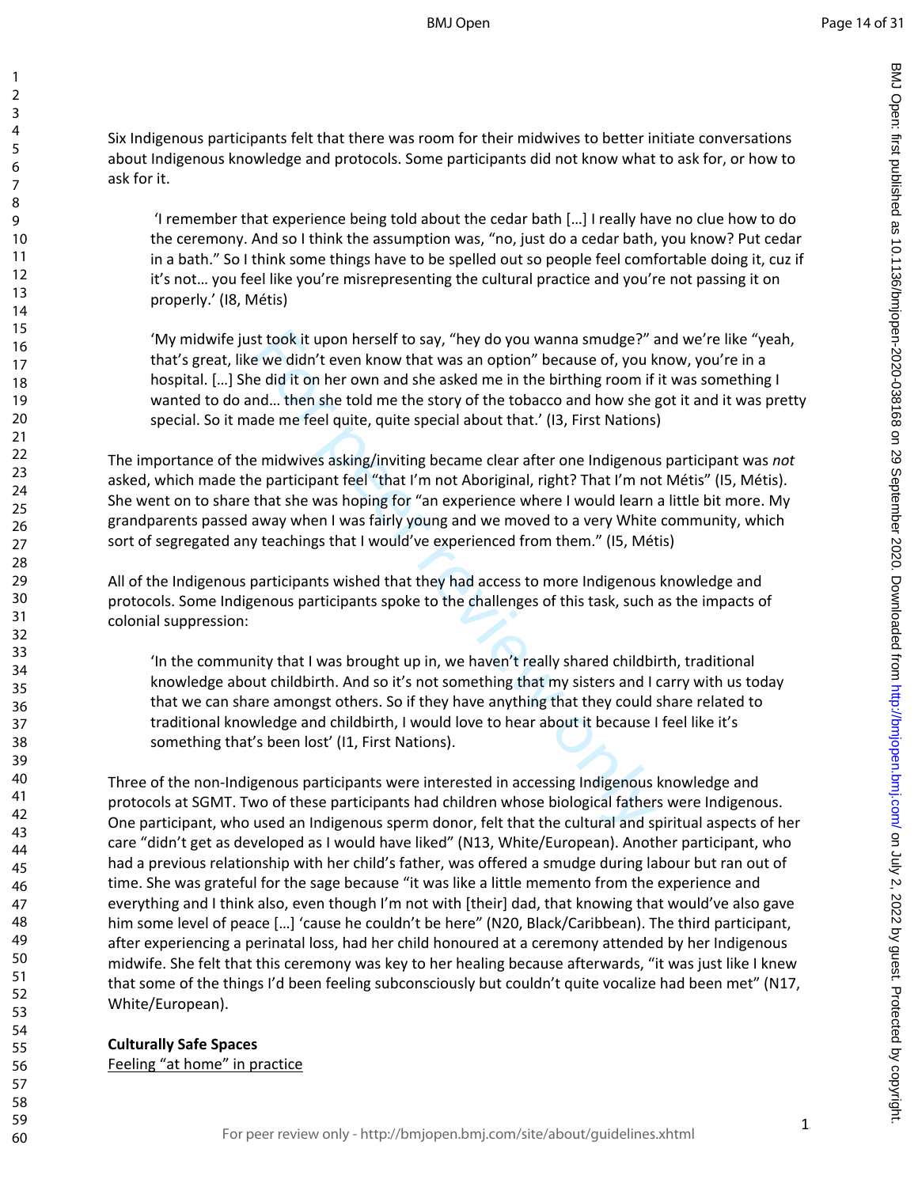Six Indigenous participants felt that there was room for their midwives to better initiate conversations about Indigenous knowledge and protocols. Some participants did not know what to ask for, or how to ask for it.

> 'I remember that experience being told about the cedar bath […] I really have no clue how to do the ceremony. And so I think the assumption was, "no, just do a cedar bath, you know? Put cedar in a bath." So I think some things have to be spelled out so people feel comfortable doing it, cuz if it's not… you feel like you're misrepresenting the cultural practice and you're not passing it on properly.' (I8, Métis)

> 'My midwife just took it upon herself to say, "hey do you wanna smudge?" and we're like "yeah, that's great, like we didn't even know that was an option" because of, you know, you're in a hospital. […] She did it on her own and she asked me in the birthing room if it was something I wanted to do and… then she told me the story of the tobacco and how she got it and it was pretty special. So it made me feel quite, quite special about that.' (I3, First Nations)

The importance of the midwives asking/inviting became clear after one Indigenous participant was *not* asked, which made the participant feel "that I'm not Aboriginal, right? That I'm not Métis" (I5, Métis). She went on to share that she was hoping for "an experience where I would learn a little bit more. My grandparents passed away when I was fairly young and we moved to a very White community, which sort of segregated any teachings that I would've experienced from them." (I5, Métis)

All of the Indigenous participants wished that they had access to more Indigenous knowledge and protocols. Some Indigenous participants spoke to the challenges of this task, such as the impacts of colonial suppression:

> 'In the community that I was brought up in, we haven't really shared childbirth, traditional knowledge about childbirth. And so it's not something that my sisters and I carry with us today that we can share amongst others. So if they have anything that they could share related to traditional knowledge and childbirth, I would love to hear about it because I feel like it's something that's been lost' (I1, First Nations).

Three of the non-Indigenous participants were interested in accessing Indigenous knowledge and protocols at SGMT. Two of these participants had children whose biological fathers were Indigenous. One participant, who used an Indigenous sperm donor, felt that the cultural and spiritual aspects of her care "didn't get as developed as I would have liked" (N13, White/European). Another participant, who had a previous relationship with her child's father, was offered a smudge during labour but ran out of time. She was grateful for the sage because "it was like a little memento from the experience and everything and I think also, even though I'm not with [their] dad, that knowing that would've also gave him some level of peace […] 'cause he couldn't be here" (N20, Black/Caribbean). The third participant, after experiencing a perinatal loss, had her child honoured at a ceremony attended by her Indigenous midwife. She felt that this ceremony was key to her healing because afterwards, "it was just like I knew that some of the things I'd been feeling subconsciously but couldn't quite vocalize had been met" (N17, White/European).

**Culturally Safe Spaces**

Feeling "at home" in practice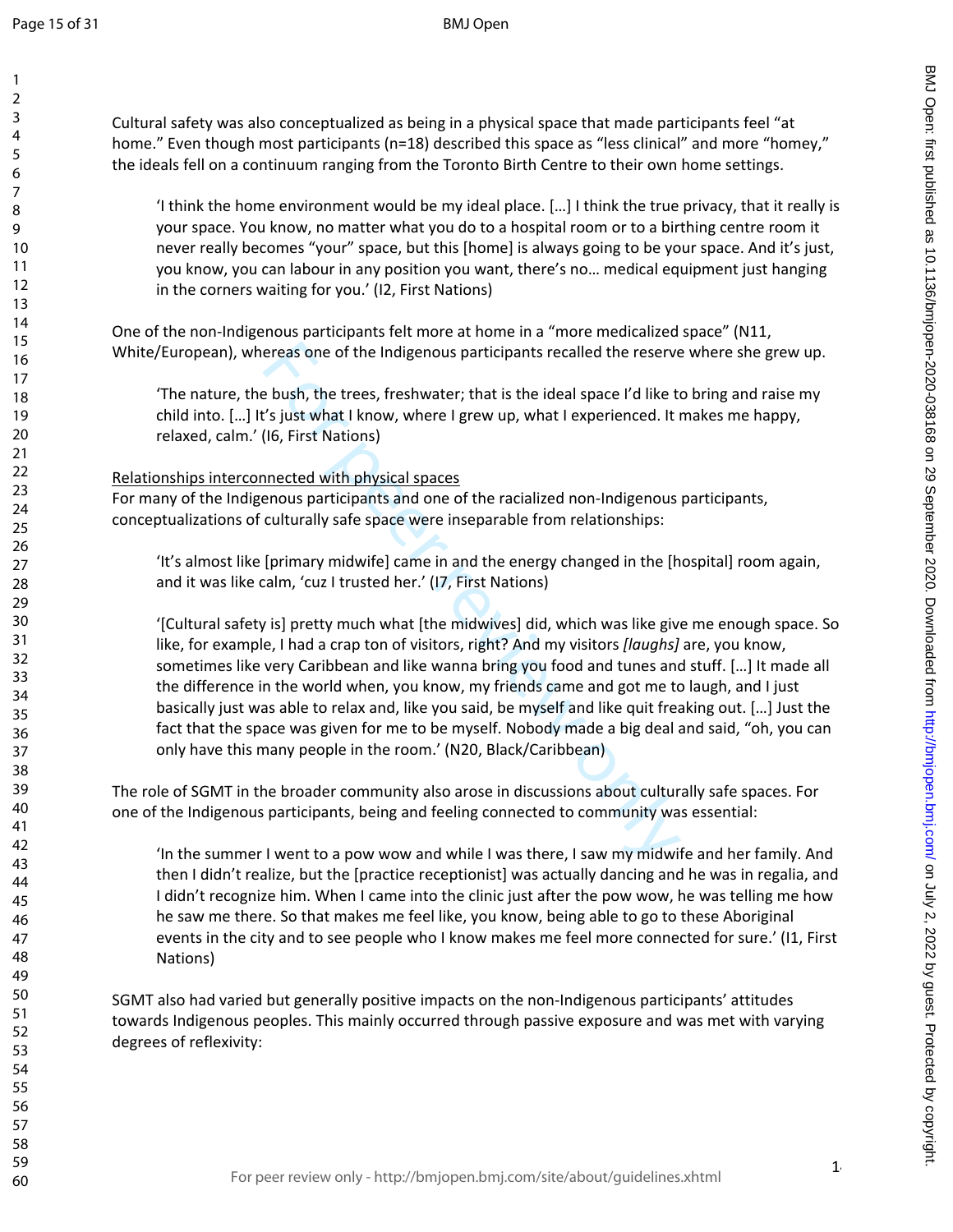Cultural safety was also conceptualized as being in a physical space that made participants feel "at home." Even though most participants (n=18) described this space as "less clinical" and more "homey," the ideals fell on a continuum ranging from the Toronto Birth Centre to their own home settings.

> 'I think the home environment would be my ideal place. […] I think the true privacy, that it really is your space. You know, no matter what you do to a hospital room or to a birthing centre room it never really becomes "your" space, but this [home] is always going to be your space. And it's just, you know, you can labour in any position you want, there's no… medical equipment just hanging in the corners waiting for you.' (I2, First Nations)

One of the non-Indigenous participants felt more at home in a "more medicalized space" (N11, White/European), whereas one of the Indigenous participants recalled the reserve where she grew up.

> 'The nature, the bush, the trees, freshwater; that is the ideal space I'd like to bring and raise my child into. […] It's just what I know, where I grew up, what I experienced. It makes me happy, relaxed, calm.' (I6, First Nations)

<u>Relationships interconnected with physical spaces</u>

For many of the Indigenous participants and one of the racialized non-Indigenous participants, conceptualizations of culturally safe space were inseparable from relationships:

> 'It's almost like [primary midwife] came in and the energy changed in the [hospital] room again, and it was like calm, 'cuz I trusted her.' (I7, First Nations)

> '[Cultural safety is] pretty much what [the midwives] did, which was like give me enough space. So like, for example, I had a crap ton of visitors, right? And my visitors *[laughs]* are, you know, sometimes like very Caribbean and like wanna bring you food and tunes and stuff. […] It made all the difference in the world when, you know, my friends came and got me to laugh, and I just basically just was able to relax and, like you said, be myself and like quit freaking out. […] Just the fact that the space was given for me to be myself. Nobody made a big deal and said, "oh, you can only have this many people in the room.' (N20, Black/Caribbean)

The role of SGMT in the broader community also arose in discussions about culturally safe spaces. For one of the Indigenous participants, being and feeling connected to community was essential:

> 'In the summer I went to a pow wow and while I was there, I saw my midwife and her family. And then I didn't realize, but the [practice receptionist] was actually dancing and he was in regalia, and I didn't recognize him. When I came into the clinic just after the pow wow, he was telling me how he saw me there. So that makes me feel like, you know, being able to go to these Aboriginal events in the city and to see people who I know makes me feel more connected for sure.' (I1, First Nations)

SGMT also had varied but generally positive impacts on the non-Indigenous participants' attitudes towards Indigenous peoples. This mainly occurred through passive exposure and was met with varying degrees of reflexivity: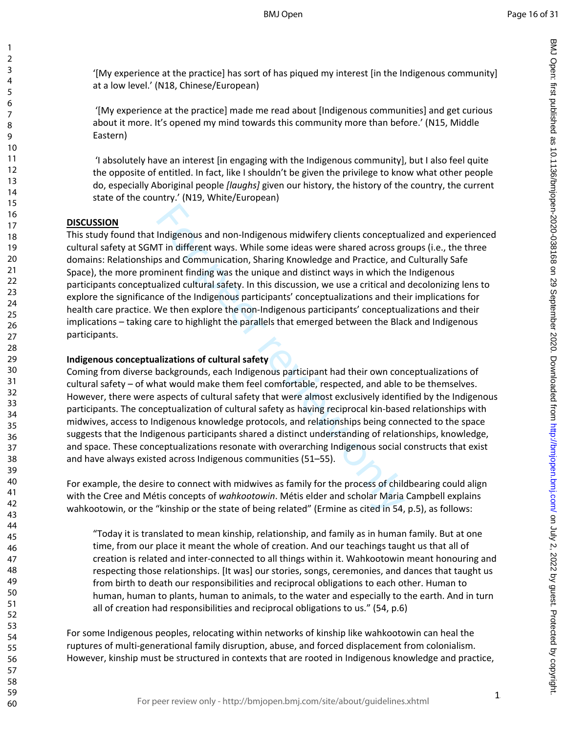'[My experience at the practice] has sort of has piqued my interest [in the Indigenous community] at a low level.' (N18, Chinese/European)

'[My experience at the practice] made me read about [Indigenous communities] and get curious about it more. It's opened my mind towards this community more than before.' (N15, Middle Eastern)

'I absolutely have an interest [in engaging with the Indigenous community], but I also feel quite the opposite of entitled. In fact, like I shouldn't be given the privilege to know what other people do, especially Aboriginal people *[laughs]* given our history, the history of the country, the current state of the country.' (N19, White/European)

## DISCUSSION

This study found that Indigenous and non-Indigenous midwifery clients conceptualized and experienced cultural safety at SGMT in different ways. While some ideas were shared across groups (i.e., the three domains: Relationships and Communication, Sharing Knowledge and Practice, and Culturally Safe Space), the more prominent finding was the unique and distinct ways in which the Indigenous participants conceptualized cultural safety. In this discussion, we use a critical and decolonizing lens to explore the significance of the Indigenous participants' conceptualizations and their implications for health care practice. We then explore the non-Indigenous participants' conceptualizations and their implications – taking care to highlight the parallels that emerged between the Black and Indigenous participants.

### Indigenous conceptualizations of cultural safety

Coming from diverse backgrounds, each Indigenous participant had their own conceptualizations of cultural safety – of what would make them feel comfortable, respected, and able to be themselves. However, there were aspects of cultural safety that were almost exclusively identified by the Indigenous participants. The conceptualization of cultural safety as having reciprocal kin-based relationships with midwives, access to Indigenous knowledge protocols, and relationships being connected to the space suggests that the Indigenous participants shared a distinct understanding of relationships, knowledge, and space. These conceptualizations resonate with overarching Indigenous social constructs that exist and have always existed across Indigenous communities (51–55).

For example, the desire to connect with midwives as family for the process of childbearing could align with the Cree and Métis concepts of *wahkootowin*. Métis elder and scholar Maria Campbell explains wahkootowin, or the "kinship or the state of being related" (Ermine as cited in 54, p.5), as follows:

"Today it is translated to mean kinship, relationship, and family as in human family. But at one time, from our place it meant the whole of creation. And our teachings taught us that all of creation is related and inter-connected to all things within it. Wahkootowin meant honouring and respecting those relationships. [It was] our stories, songs, ceremonies, and dances that taught us from birth to death our responsibilities and reciprocal obligations to each other. Human to human, human to plants, human to animals, to the water and especially to the earth. And in turn all of creation had responsibilities and reciprocal obligations to us." (54, p.6)

For some Indigenous peoples, relocating within networks of kinship like wahkootowin can heal the ruptures of multi-generational family disruption, abuse, and forced displacement from colonialism. However, kinship must be structured in contexts that are rooted in Indigenous knowledge and practice,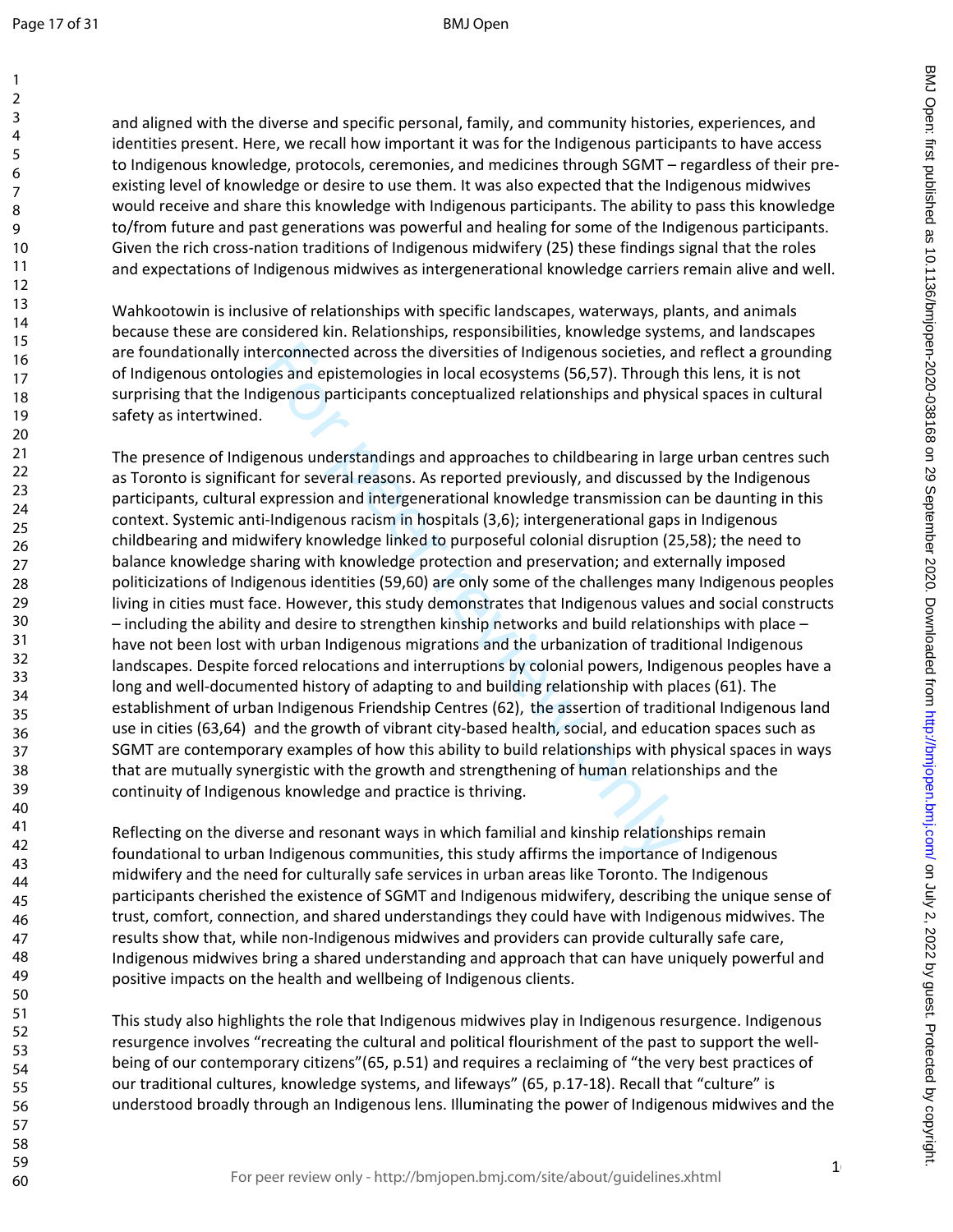and aligned with the diverse and specific personal, family, and community histories, experiences, and identities present. Here, we recall how important it was for the Indigenous participants to have access to Indigenous knowledge, protocols, ceremonies, and medicines through SGMT – regardless of their pre-existing level of knowledge or desire to use them. It was also expected that the Indigenous midwives would receive and share this knowledge with Indigenous participants. The ability to pass this knowledge to/from future and past generations was powerful and healing for some of the Indigenous participants. Given the rich cross-nation traditions of Indigenous midwifery (25) these findings signal that the roles and expectations of Indigenous midwives as intergenerational knowledge carriers remain alive and well.

Wahkootowin is inclusive of relationships with specific landscapes, waterways, plants, and animals because these are considered kin. Relationships, responsibilities, knowledge systems, and landscapes are foundationally interconnected across the diversities of Indigenous societies, and reflect a grounding of Indigenous ontologies and epistemologies in local ecosystems (56,57). Through this lens, it is not surprising that the Indigenous participants conceptualized relationships and physical spaces in cultural safety as intertwined.

The presence of Indigenous understandings and approaches to childbearing in large urban centres such as Toronto is significant for several reasons. As reported previously, and discussed by the Indigenous participants, cultural expression and intergenerational knowledge transmission can be daunting in this context. Systemic anti-Indigenous racism in hospitals (3,6); intergenerational gaps in Indigenous childbearing and midwifery knowledge linked to purposeful colonial disruption (25,58); the need to balance knowledge sharing with knowledge protection and preservation; and externally imposed politicizations of Indigenous identities (59,60) are only some of the challenges many Indigenous peoples living in cities must face. However, this study demonstrates that Indigenous values and social constructs – including the ability and desire to strengthen kinship networks and build relationships with place – have not been lost with urban Indigenous migrations and the urbanization of traditional Indigenous landscapes. Despite forced relocations and interruptions by colonial powers, Indigenous peoples have a long and well-documented history of adapting to and building relationship with places (61). The establishment of urban Indigenous Friendship Centres (62), the assertion of traditional Indigenous land use in cities (63,64) and the growth of vibrant city-based health, social, and education spaces such as SGMT are contemporary examples of how this ability to build relationships with physical spaces in ways that are mutually synergistic with the growth and strengthening of human relationships and the continuity of Indigenous knowledge and practice is thriving.

Reflecting on the diverse and resonant ways in which familial and kinship relationships remain foundational to urban Indigenous communities, this study affirms the importance of Indigenous midwifery and the need for culturally safe services in urban areas like Toronto. The Indigenous participants cherished the existence of SGMT and Indigenous midwifery, describing the unique sense of trust, comfort, connection, and shared understandings they could have with Indigenous midwives. The results show that, while non-Indigenous midwives and providers can provide culturally safe care, Indigenous midwives bring a shared understanding and approach that can have uniquely powerful and positive impacts on the health and wellbeing of Indigenous clients.

This study also highlights the role that Indigenous midwives play in Indigenous resurgence. Indigenous resurgence involves "recreating the cultural and political flourishment of the past to support the well-being of our contemporary citizens"(65, p.51) and requires a reclaiming of "the very best practices of our traditional cultures, knowledge systems, and lifeways" (65, p.17-18). Recall that "culture" is understood broadly through an Indigenous lens. Illuminating the power of Indigenous midwives and the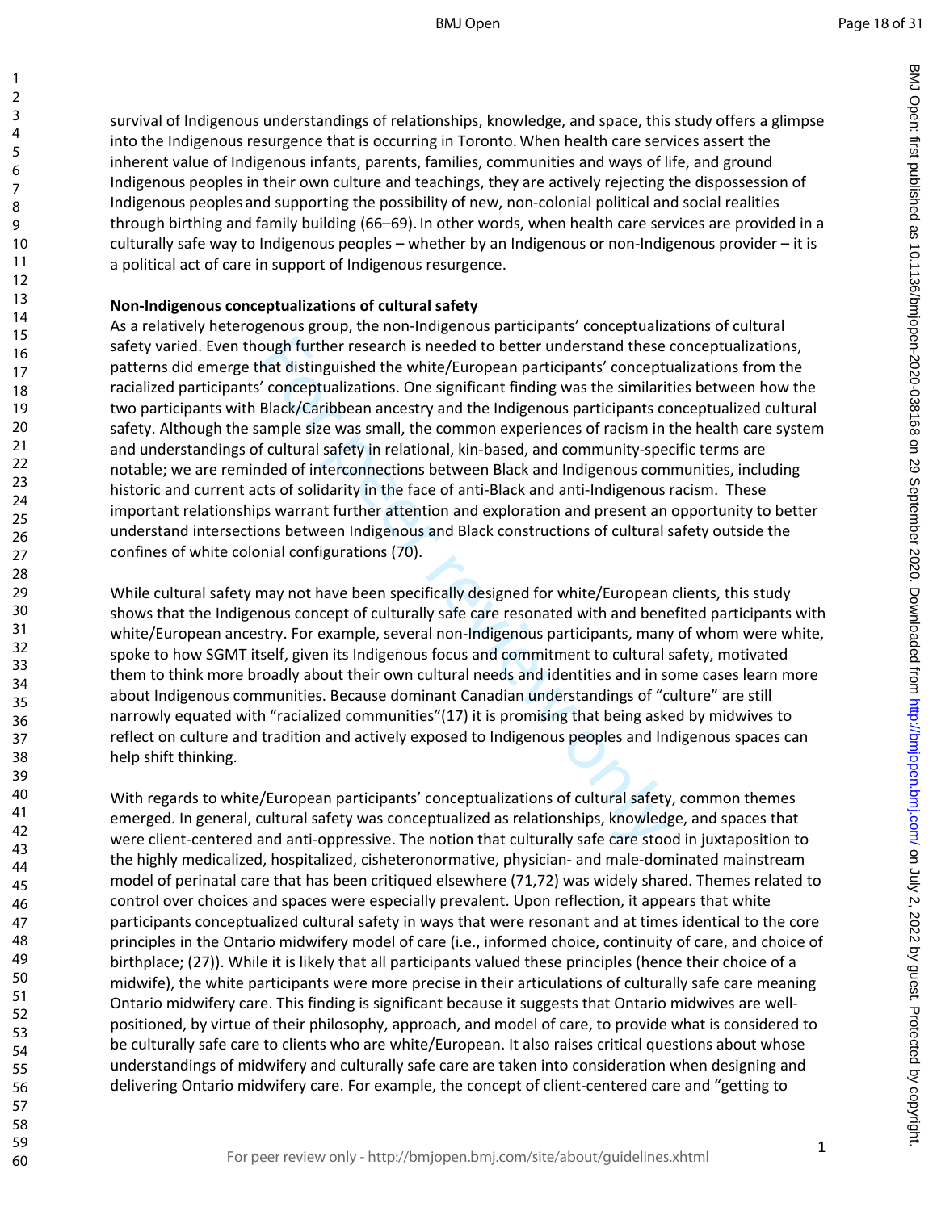survival of Indigenous understandings of relationships, knowledge, and space, this study offers a glimpse into the Indigenous resurgence that is occurring in Toronto. When health care services assert the inherent value of Indigenous infants, parents, families, communities and ways of life, and ground Indigenous peoples in their own culture and teachings, they are actively rejecting the dispossession of Indigenous peoples and supporting the possibility of new, non-colonial political and social realities through birthing and family building (66–69). In other words, when health care services are provided in a culturally safe way to Indigenous peoples – whether by an Indigenous or non-Indigenous provider – it is a political act of care in support of Indigenous resurgence.

**Non-Indigenous conceptualizations of cultural safety**

As a relatively heterogenous group, the non-Indigenous participants' conceptualizations of cultural safety varied. Even though further research is needed to better understand these conceptualizations, patterns did emerge that distinguished the white/European participants' conceptualizations from the racialized participants' conceptualizations. One significant finding was the similarities between how the two participants with Black/Caribbean ancestry and the Indigenous participants conceptualized cultural safety. Although the sample size was small, the common experiences of racism in the health care system and understandings of cultural safety in relational, kin-based, and community-specific terms are notable; we are reminded of interconnections between Black and Indigenous communities, including historic and current acts of solidarity in the face of anti-Black and anti-Indigenous racism. These important relationships warrant further attention and exploration and present an opportunity to better understand intersections between Indigenous and Black constructions of cultural safety outside the confines of white colonial configurations (70).

While cultural safety may not have been specifically designed for white/European clients, this study shows that the Indigenous concept of culturally safe care resonated with and benefited participants with white/European ancestry. For example, several non-Indigenous participants, many of whom were white, spoke to how SGMT itself, given its Indigenous focus and commitment to cultural safety, motivated them to think more broadly about their own cultural needs and identities and in some cases learn more about Indigenous communities. Because dominant Canadian understandings of "culture" are still narrowly equated with "racialized communities"(17) it is promising that being asked by midwives to reflect on culture and tradition and actively exposed to Indigenous peoples and Indigenous spaces can help shift thinking.

With regards to white/European participants' conceptualizations of cultural safety, common themes emerged. In general, cultural safety was conceptualized as relationships, knowledge, and spaces that were client-centered and anti-oppressive. The notion that culturally safe care stood in juxtaposition to the highly medicalized, hospitalized, cisheteronormative, physician- and male-dominated mainstream model of perinatal care that has been critiqued elsewhere (71,72) was widely shared. Themes related to control over choices and spaces were especially prevalent. Upon reflection, it appears that white participants conceptualized cultural safety in ways that were resonant and at times identical to the core principles in the Ontario midwifery model of care (i.e., informed choice, continuity of care, and choice of birthplace; (27)). While it is likely that all participants valued these principles (hence their choice of a midwife), the white participants were more precise in their articulations of culturally safe care meaning Ontario midwifery care. This finding is significant because it suggests that Ontario midwives are well-positioned, by virtue of their philosophy, approach, and model of care, to provide what is considered to be culturally safe care to clients who are white/European. It also raises critical questions about whose understandings of midwifery and culturally safe care are taken into consideration when designing and delivering Ontario midwifery care. For example, the concept of client-centered care and "getting to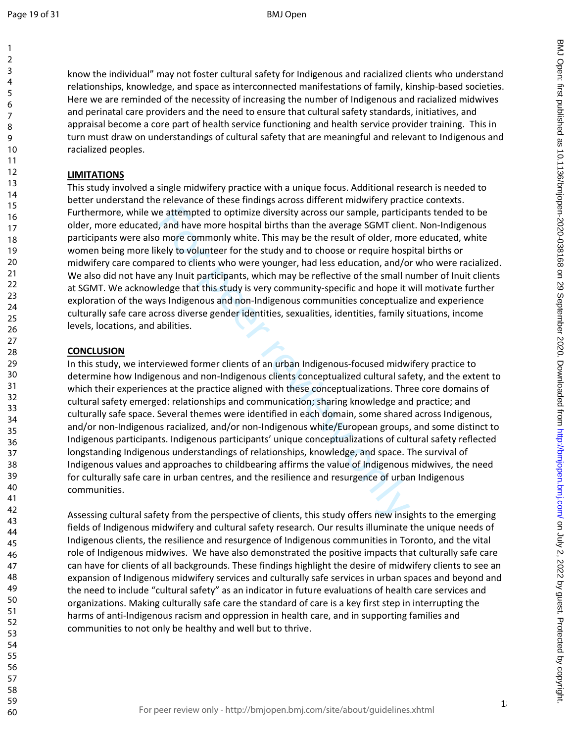know the individual" may not foster cultural safety for Indigenous and racialized clients who understand relationships, knowledge, and space as interconnected manifestations of family, kinship-based societies. Here we are reminded of the necessity of increasing the number of Indigenous and racialized midwives and perinatal care providers and the need to ensure that cultural safety standards, initiatives, and appraisal become a core part of health service functioning and health service provider training. This in turn must draw on understandings of cultural safety that are meaningful and relevant to Indigenous and racialized peoples.

## LIMITATIONS

This study involved a single midwifery practice with a unique focus. Additional research is needed to better understand the relevance of these findings across different midwifery practice contexts. Furthermore, while we attempted to optimize diversity across our sample, participants tended to be older, more educated, and have more hospital births than the average SGMT client. Non-Indigenous participants were also more commonly white. This may be the result of older, more educated, white women being more likely to volunteer for the study and to choose or require hospital births or midwifery care compared to clients who were younger, had less education, and/or who were racialized. We also did not have any Inuit participants, which may be reflective of the small number of Inuit clients at SGMT. We acknowledge that this study is very community-specific and hope it will motivate further exploration of the ways Indigenous and non-Indigenous communities conceptualize and experience culturally safe care across diverse gender identities, sexualities, identities, family situations, income levels, locations, and abilities.

## CONCLUSION

In this study, we interviewed former clients of an urban Indigenous-focused midwifery practice to determine how Indigenous and non-Indigenous clients conceptualized cultural safety, and the extent to which their experiences at the practice aligned with these conceptualizations. Three core domains of cultural safety emerged: relationships and communication; sharing knowledge and practice; and culturally safe space. Several themes were identified in each domain, some shared across Indigenous, and/or non-Indigenous racialized, and/or non-Indigenous white/European groups, and some distinct to Indigenous participants. Indigenous participants' unique conceptualizations of cultural safety reflected longstanding Indigenous understandings of relationships, knowledge, and space. The survival of Indigenous values and approaches to childbearing affirms the value of Indigenous midwives, the need for culturally safe care in urban centres, and the resilience and resurgence of urban Indigenous communities.

Assessing cultural safety from the perspective of clients, this study offers new insights to the emerging fields of Indigenous midwifery and cultural safety research. Our results illuminate the unique needs of Indigenous clients, the resilience and resurgence of Indigenous communities in Toronto, and the vital role of Indigenous midwives. We have also demonstrated the positive impacts that culturally safe care can have for clients of all backgrounds. These findings highlight the desire of midwifery clients to see an expansion of Indigenous midwifery services and culturally safe services in urban spaces and beyond and the need to include "cultural safety" as an indicator in future evaluations of health care services and organizations. Making culturally safe care the standard of care is a key first step in interrupting the harms of anti-Indigenous racism and oppression in health care, and in supporting families and communities to not only be healthy and well but to thrive.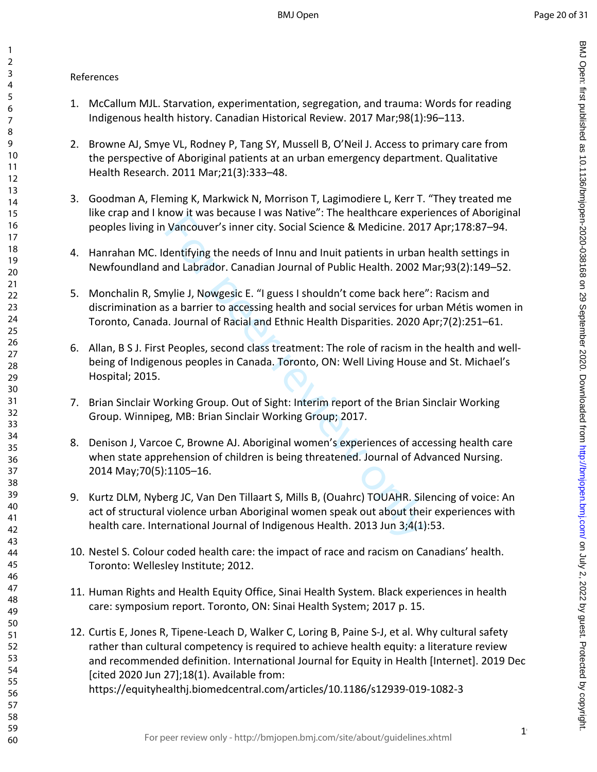References

1. McCallum MJL. Starvation, experimentation, segregation, and trauma: Words for reading Indigenous health history. Canadian Historical Review. 2017 Mar;98(1):96–113.

2. Browne AJ, Smye VL, Rodney P, Tang SY, Mussell B, O'Neil J. Access to primary care from the perspective of Aboriginal patients at an urban emergency department. Qualitative Health Research. 2011 Mar;21(3):333–48.

3. Goodman A, Fleming K, Markwick N, Morrison T, Lagimodiere L, Kerr T. "They treated me like crap and I know it was because I was Native": The healthcare experiences of Aboriginal peoples living in Vancouver's inner city. Social Science & Medicine. 2017 Apr;178:87–94.

4. Hanrahan MC. Identifying the needs of Innu and Inuit patients in urban health settings in Newfoundland and Labrador. Canadian Journal of Public Health. 2002 Mar;93(2):149–52.

5. Monchalin R, Smylie J, Nowgesic E. "I guess I shouldn't come back here": Racism and discrimination as a barrier to accessing health and social services for urban Métis women in Toronto, Canada. Journal of Racial and Ethnic Health Disparities. 2020 Apr;7(2):251–61.

6. Allan, B S J. First Peoples, second class treatment: The role of racism in the health and well-being of Indigenous peoples in Canada. Toronto, ON: Well Living House and St. Michael's Hospital; 2015.

7. Brian Sinclair Working Group. Out of Sight: Interim report of the Brian Sinclair Working Group. Winnipeg, MB: Brian Sinclair Working Group; 2017.

8. Denison J, Varcoe C, Browne AJ. Aboriginal women's experiences of accessing health care when state apprehension of children is being threatened. Journal of Advanced Nursing. 2014 May;70(5):1105–16.

9. Kurtz DLM, Nyberg JC, Van Den Tillaart S, Mills B, (Ouahrc) TOUAHR. Silencing of voice: An act of structural violence urban Aboriginal women speak out about their experiences with health care. International Journal of Indigenous Health. 2013 Jun 3;4(1):53.

10. Nestel S. Colour coded health care: the impact of race and racism on Canadians' health. Toronto: Wellesley Institute; 2012.

11. Human Rights and Health Equity Office, Sinai Health System. Black experiences in health care: symposium report. Toronto, ON: Sinai Health System; 2017 p. 15.

12. Curtis E, Jones R, Tipene-Leach D, Walker C, Loring B, Paine S-J, et al. Why cultural safety rather than cultural competency is required to achieve health equity: a literature review and recommended definition. International Journal for Equity in Health [Internet]. 2019 Dec [cited 2020 Jun 27];18(1). Available from: https://equityhealthj.biomedcentral.com/articles/10.1186/s12939-019-1082-3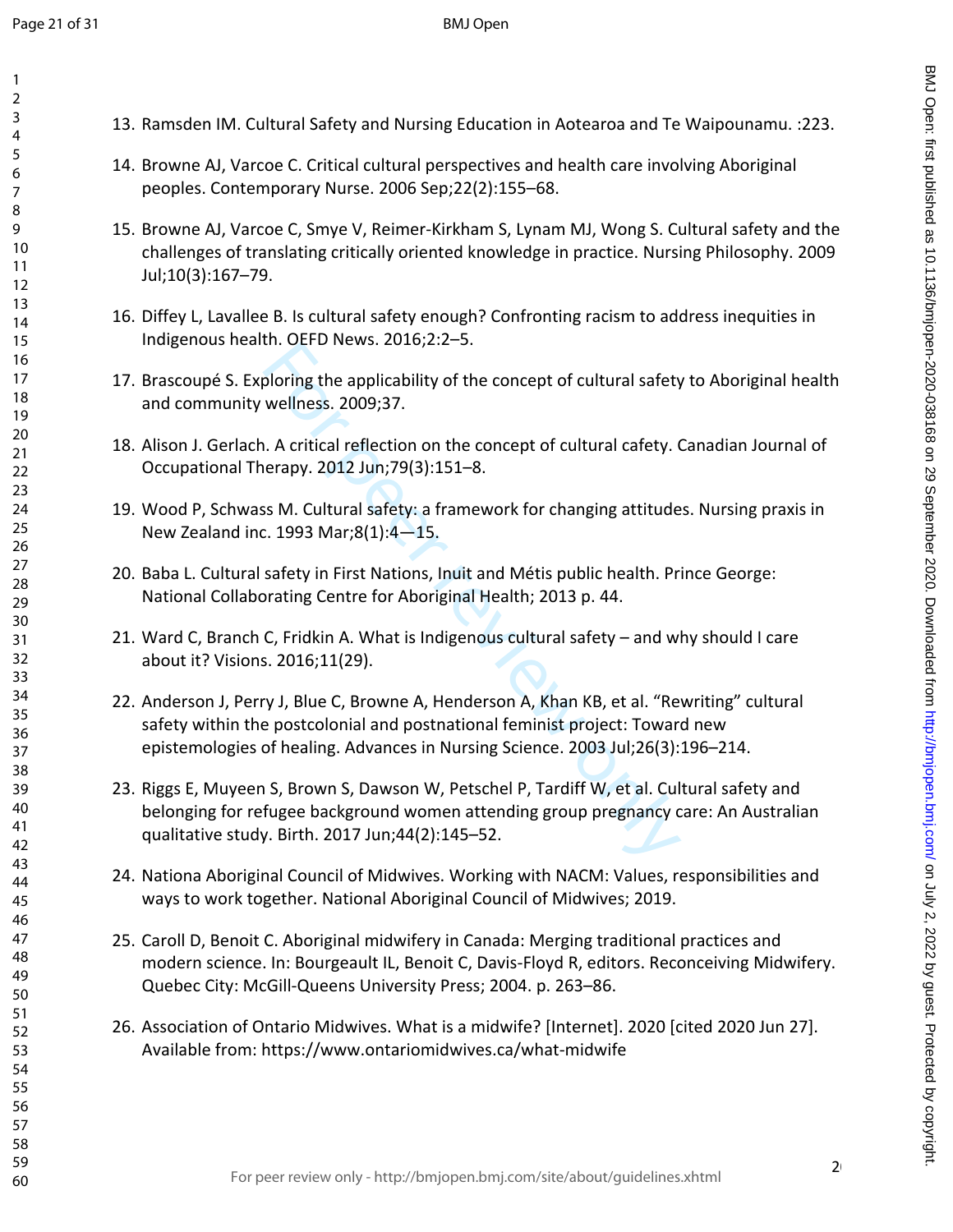13. Ramsden IM. Cultural Safety and Nursing Education in Aotearoa and Te Waipounamu. :223.

14. Browne AJ, Varcoe C. Critical cultural perspectives and health care involving Aboriginal peoples. Contemporary Nurse. 2006 Sep;22(2):155–68.

15. Browne AJ, Varcoe C, Smye V, Reimer-Kirkham S, Lynam MJ, Wong S. Cultural safety and the challenges of translating critically oriented knowledge in practice. Nursing Philosophy. 2009 Jul;10(3):167–79.

16. Diffey L, Lavallee B. Is cultural safety enough? Confronting racism to address inequities in Indigenous health. OEFD News. 2016;2:2–5.

17. Brascoupé S. Exploring the applicability of the concept of cultural safety to Aboriginal health and community wellness. 2009;37.

18. Alison J. Gerlach. A critical reflection on the concept of cultural cafety. Canadian Journal of Occupational Therapy. 2012 Jun;79(3):151–8.

19. Wood P, Schwass M. Cultural safety: a framework for changing attitudes. Nursing praxis in New Zealand inc. 1993 Mar;8(1):4—15.

20. Baba L. Cultural safety in First Nations, Inuit and Métis public health. Prince George: National Collaborating Centre for Aboriginal Health; 2013 p. 44.

21. Ward C, Branch C, Fridkin A. What is Indigenous cultural safety – and why should I care about it? Visions. 2016;11(29).

22. Anderson J, Perry J, Blue C, Browne A, Henderson A, Khan KB, et al. "Rewriting" cultural safety within the postcolonial and postnational feminist project: Toward new epistemologies of healing. Advances in Nursing Science. 2003 Jul;26(3):196–214.

23. Riggs E, Muyeen S, Brown S, Dawson W, Petschel P, Tardiff W, et al. Cultural safety and belonging for refugee background women attending group pregnancy care: An Australian qualitative study. Birth. 2017 Jun;44(2):145–52.

24. Nationa Aboriginal Council of Midwives. Working with NACM: Values, responsibilities and ways to work together. National Aboriginal Council of Midwives; 2019.

25. Caroll D, Benoit C. Aboriginal midwifery in Canada: Merging traditional practices and modern science. In: Bourgeault IL, Benoit C, Davis-Floyd R, editors. Reconceiving Midwifery. Quebec City: McGill-Queens University Press; 2004. p. 263–86.

26. Association of Ontario Midwives. What is a midwife? [Internet]. 2020 [cited 2020 Jun 27]. Available from: https://www.ontariomidwives.ca/what-midwife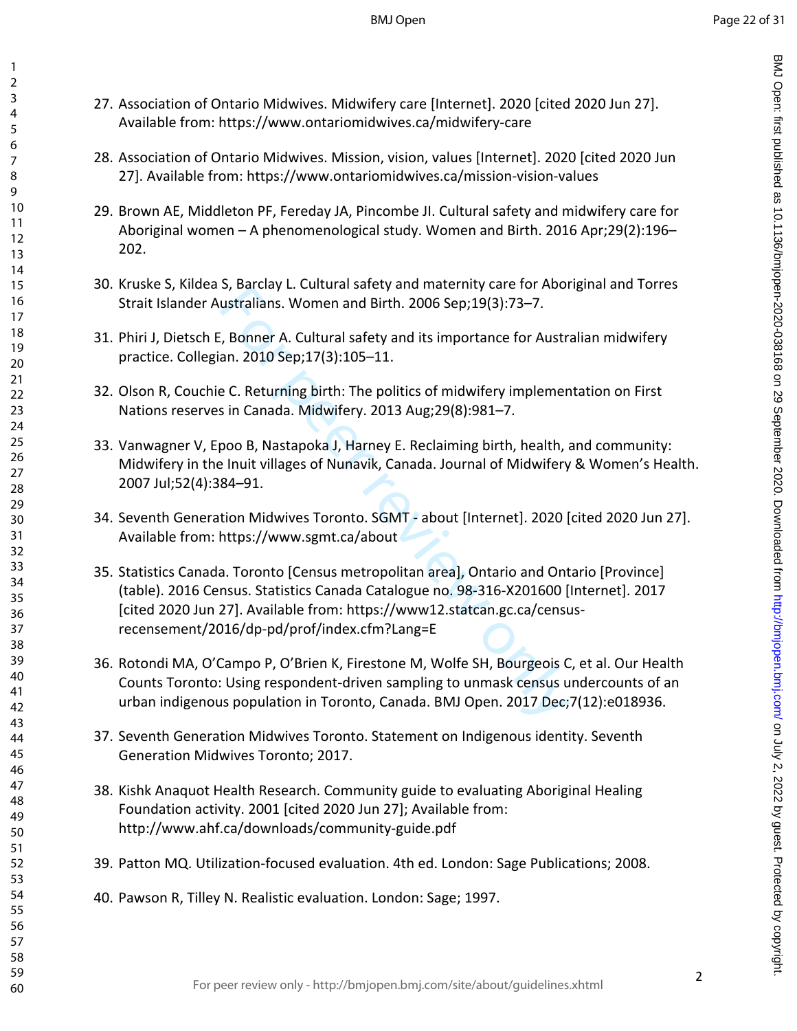27. Association of Ontario Midwives. Midwifery care [Internet]. 2020 [cited 2020 Jun 27]. Available from: https://www.ontariomidwives.ca/midwifery-care

28. Association of Ontario Midwives. Mission, vision, values [Internet]. 2020 [cited 2020 Jun 27]. Available from: https://www.ontariomidwives.ca/mission-vision-values

29. Brown AE, Middleton PF, Fereday JA, Pincombe JI. Cultural safety and midwifery care for Aboriginal women – A phenomenological study. Women and Birth. 2016 Apr;29(2):196–202.

30. Kruske S, Kildea S, Barclay L. Cultural safety and maternity care for Aboriginal and Torres Strait Islander Australians. Women and Birth. 2006 Sep;19(3):73–7.

31. Phiri J, Dietsch E, Bonner A. Cultural safety and its importance for Australian midwifery practice. Collegian. 2010 Sep;17(3):105–11.

32. Olson R, Couchie C. Returning birth: The politics of midwifery implementation on First Nations reserves in Canada. Midwifery. 2013 Aug;29(8):981–7.

33. Vanwagner V, Epoo B, Nastapoka J, Harney E. Reclaiming birth, health, and community: Midwifery in the Inuit villages of Nunavik, Canada. Journal of Midwifery & Women's Health. 2007 Jul;52(4):384–91.

34. Seventh Generation Midwives Toronto. SGMT - about [Internet]. 2020 [cited 2020 Jun 27]. Available from: https://www.sgmt.ca/about

35. Statistics Canada. Toronto [Census metropolitan area], Ontario and Ontario [Province] (table). 2016 Census. Statistics Canada Catalogue no. 98-316-X201600 [Internet]. 2017 [cited 2020 Jun 27]. Available from: https://www12.statcan.gc.ca/census-recensement/2016/dp-pd/prof/index.cfm?Lang=E

36. Rotondi MA, O'Campo P, O'Brien K, Firestone M, Wolfe SH, Bourgeois C, et al. Our Health Counts Toronto: Using respondent-driven sampling to unmask census undercounts of an urban indigenous population in Toronto, Canada. BMJ Open. 2017 Dec;7(12):e018936.

37. Seventh Generation Midwives Toronto. Statement on Indigenous identity. Seventh Generation Midwives Toronto; 2017.

38. Kishk Anaquot Health Research. Community guide to evaluating Aboriginal Healing Foundation activity. 2001 [cited 2020 Jun 27]; Available from: http://www.ahf.ca/downloads/community-guide.pdf

39. Patton MQ. Utilization-focused evaluation. 4th ed. London: Sage Publications; 2008.

40. Pawson R, Tilley N. Realistic evaluation. London: Sage; 1997.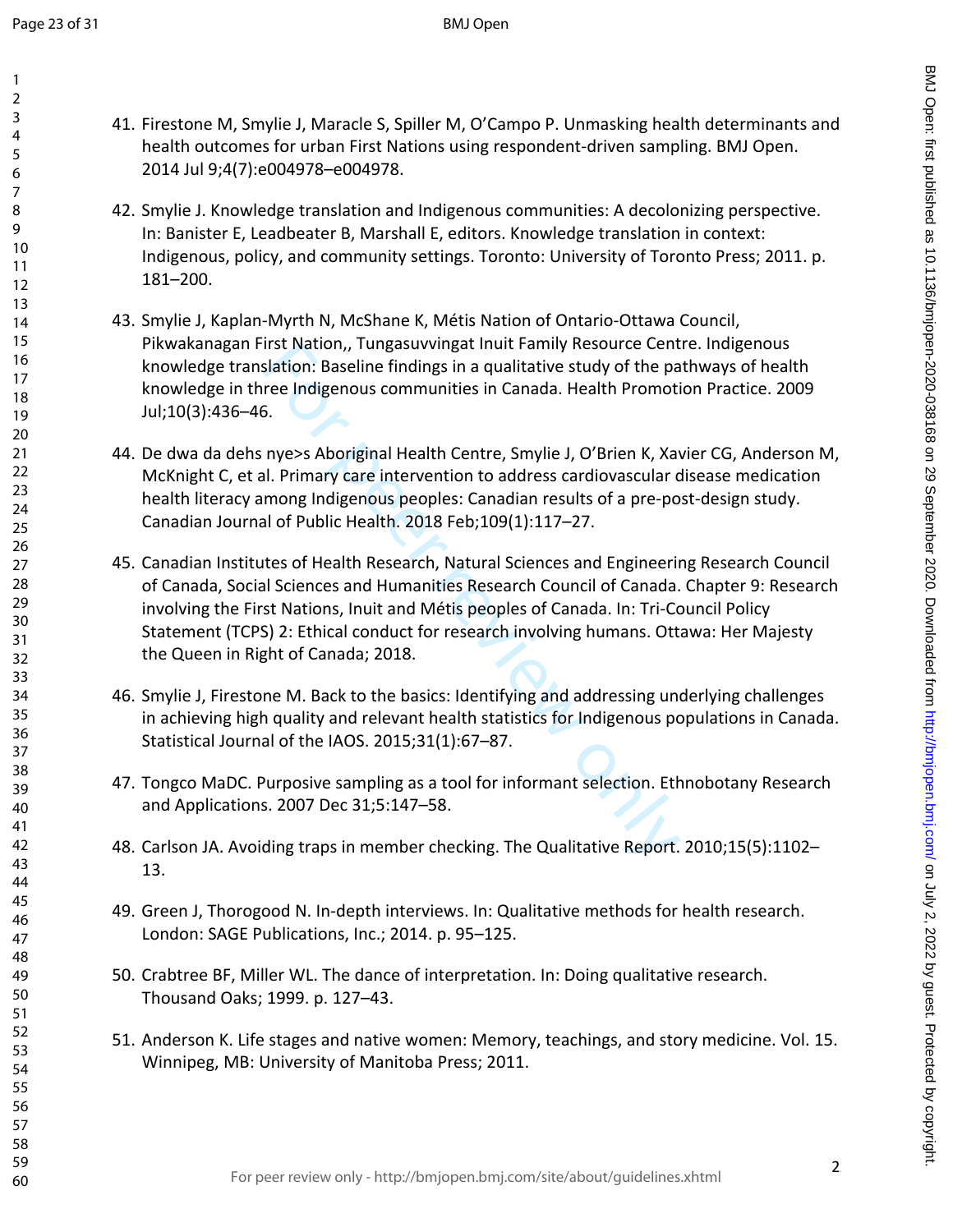41. Firestone M, Smylie J, Maracle S, Spiller M, O'Campo P. Unmasking health determinants and health outcomes for urban First Nations using respondent-driven sampling. BMJ Open. 2014 Jul 9;4(7):e004978–e004978.

42. Smylie J. Knowledge translation and Indigenous communities: A decolonizing perspective. In: Banister E, Leadbeater B, Marshall E, editors. Knowledge translation in context: Indigenous, policy, and community settings. Toronto: University of Toronto Press; 2011. p. 181–200.

43. Smylie J, Kaplan-Myrth N, McShane K, Métis Nation of Ontario-Ottawa Council, Pikwakanagan First Nation,, Tungasuvvingat Inuit Family Resource Centre. Indigenous knowledge translation: Baseline findings in a qualitative study of the pathways of health knowledge in three Indigenous communities in Canada. Health Promotion Practice. 2009 Jul;10(3):436–46.

44. De dwa da dehs nye>s Aboriginal Health Centre, Smylie J, O'Brien K, Xavier CG, Anderson M, McKnight C, et al. Primary care intervention to address cardiovascular disease medication health literacy among Indigenous peoples: Canadian results of a pre-post-design study. Canadian Journal of Public Health. 2018 Feb;109(1):117–27.

45. Canadian Institutes of Health Research, Natural Sciences and Engineering Research Council of Canada, Social Sciences and Humanities Research Council of Canada. Chapter 9: Research involving the First Nations, Inuit and Métis peoples of Canada. In: Tri-Council Policy Statement (TCPS) 2: Ethical conduct for research involving humans. Ottawa: Her Majesty the Queen in Right of Canada; 2018.

46. Smylie J, Firestone M. Back to the basics: Identifying and addressing underlying challenges in achieving high quality and relevant health statistics for Indigenous populations in Canada. Statistical Journal of the IAOS. 2015;31(1):67–87.

47. Tongco MaDC. Purposive sampling as a tool for informant selection. Ethnobotany Research and Applications. 2007 Dec 31;5:147–58.

48. Carlson JA. Avoiding traps in member checking. The Qualitative Report. 2010;15(5):1102–13.

49. Green J, Thorogood N. In-depth interviews. In: Qualitative methods for health research. London: SAGE Publications, Inc.; 2014. p. 95–125.

50. Crabtree BF, Miller WL. The dance of interpretation. In: Doing qualitative research. Thousand Oaks; 1999. p. 127–43.

51. Anderson K. Life stages and native women: Memory, teachings, and story medicine. Vol. 15. Winnipeg, MB: University of Manitoba Press; 2011.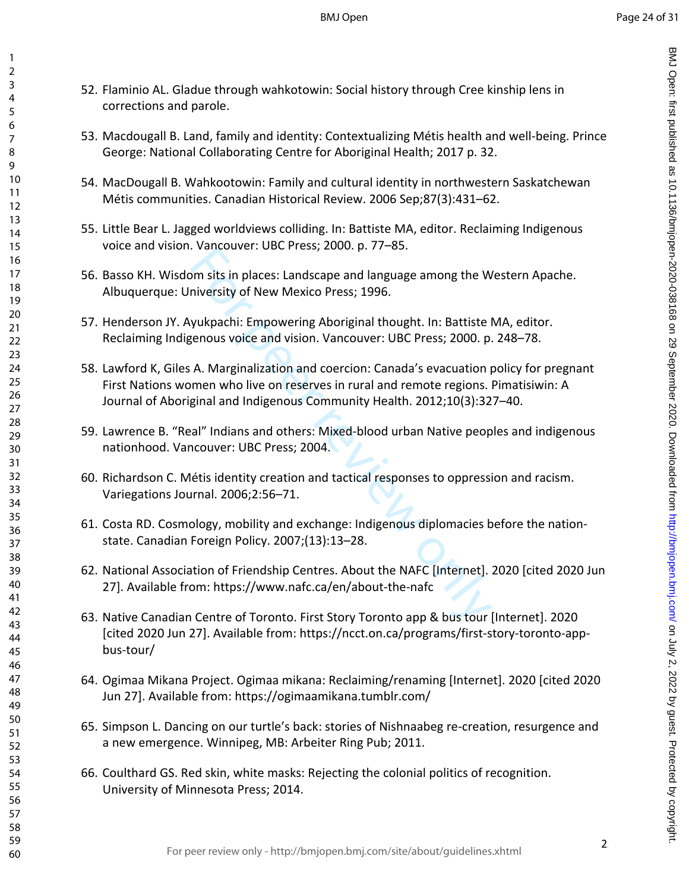52. Flaminio AL. Gladue through wahkotowin: Social history through Cree kinship lens in corrections and parole.

53. Macdougall B. Land, family and identity: Contextualizing Métis health and well-being. Prince George: National Collaborating Centre for Aboriginal Health; 2017 p. 32.

54. MacDougall B. Wahkootowin: Family and cultural identity in northwestern Saskatchewan Métis communities. Canadian Historical Review. 2006 Sep;87(3):431–62.

55. Little Bear L. Jagged worldviews colliding. In: Battiste MA, editor. Reclaiming Indigenous voice and vision. Vancouver: UBC Press; 2000. p. 77–85.

56. Basso KH. Wisdom sits in places: Landscape and language among the Western Apache. Albuquerque: University of New Mexico Press; 1996.

57. Henderson JY. Ayukpachi: Empowering Aboriginal thought. In: Battiste MA, editor. Reclaiming Indigenous voice and vision. Vancouver: UBC Press; 2000. p. 248–78.

58. Lawford K, Giles A. Marginalization and coercion: Canada's evacuation policy for pregnant First Nations women who live on reserves in rural and remote regions. Pimatisiwin: A Journal of Aboriginal and Indigenous Community Health. 2012;10(3):327–40.

59. Lawrence B. "Real" Indians and others: Mixed-blood urban Native peoples and indigenous nationhood. Vancouver: UBC Press; 2004.

60. Richardson C. Métis identity creation and tactical responses to oppression and racism. Variegations Journal. 2006;2:56–71.

61. Costa RD. Cosmology, mobility and exchange: Indigenous diplomacies before the nation-state. Canadian Foreign Policy. 2007;(13):13–28.

62. National Association of Friendship Centres. About the NAFC [Internet]. 2020 [cited 2020 Jun 27]. Available from: https://www.nafc.ca/en/about-the-nafc

63. Native Canadian Centre of Toronto. First Story Toronto app & bus tour [Internet]. 2020 [cited 2020 Jun 27]. Available from: https://ncct.on.ca/programs/first-story-toronto-app-bus-tour/

64. Ogimaa Mikana Project. Ogimaa mikana: Reclaiming/renaming [Internet]. 2020 [cited 2020 Jun 27]. Available from: https://ogimaamikana.tumblr.com/

65. Simpson L. Dancing on our turtle's back: stories of Nishnaabeg re-creation, resurgence and a new emergence. Winnipeg, MB: Arbeiter Ring Pub; 2011.

66. Coulthard GS. Red skin, white masks: Rejecting the colonial politics of recognition. University of Minnesota Press; 2014.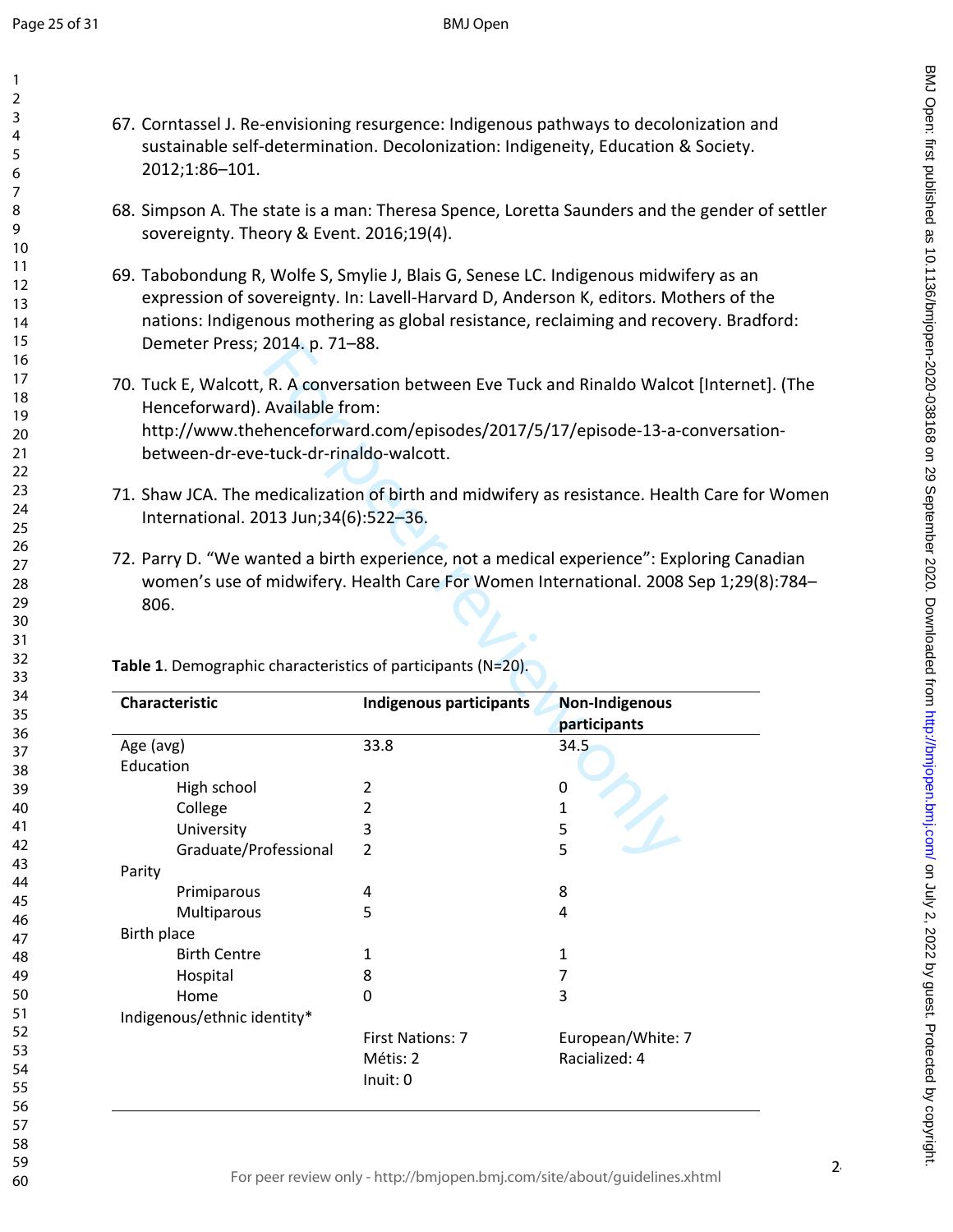67. Corntassel J. Re-envisioning resurgence: Indigenous pathways to decolonization and sustainable self-determination. Decolonization: Indigeneity, Education & Society. 2012;1:86–101.

68. Simpson A. The state is a man: Theresa Spence, Loretta Saunders and the gender of settler sovereignty. Theory & Event. 2016;19(4).

69. Tabobondung R, Wolfe S, Smylie J, Blais G, Senese LC. Indigenous midwifery as an expression of sovereignty. In: Lavell-Harvard D, Anderson K, editors. Mothers of the nations: Indigenous mothering as global resistance, reclaiming and recovery. Bradford: Demeter Press; 2014. p. 71–88.

70. Tuck E, Walcott, R. A conversation between Eve Tuck and Rinaldo Walcot [Internet]. (The Henceforward). Available from: http://www.thehenceforward.com/episodes/2017/5/17/episode-13-a-conversation-between-dr-eve-tuck-dr-rinaldo-walcott.

71. Shaw JCA. The medicalization of birth and midwifery as resistance. Health Care for Women International. 2013 Jun;34(6):522–36.

72. Parry D. "We wanted a birth experience, not a medical experience": Exploring Canadian women's use of midwifery. Health Care For Women International. 2008 Sep 1;29(8):784–806.

**Table 1**. Demographic characteristics of participants (N=20).

| Characteristic | Indigenous participants | Non-Indigenous participants |
|---|---|---|
| Age (avg) | 33.8 | 34.5 |
| Education | | |
| High school | 2 | 0 |
| College | 2 | 1 |
| University | 3 | 5 |
| Graduate/Professional | 2 | 5 |
| Parity | | |
| Primiparous | 4 | 8 |
| Multiparous | 5 | 4 |
| Birth place | | |
| Birth Centre | 1 | 1 |
| Hospital | 8 | 7 |
| Home | 0 | 3 |
| Indigenous/ethnic identity* | | |
| | First Nations: 7<br>Métis: 2<br>Inuit: 0 | European/White: 7<br>Racialized: 4 |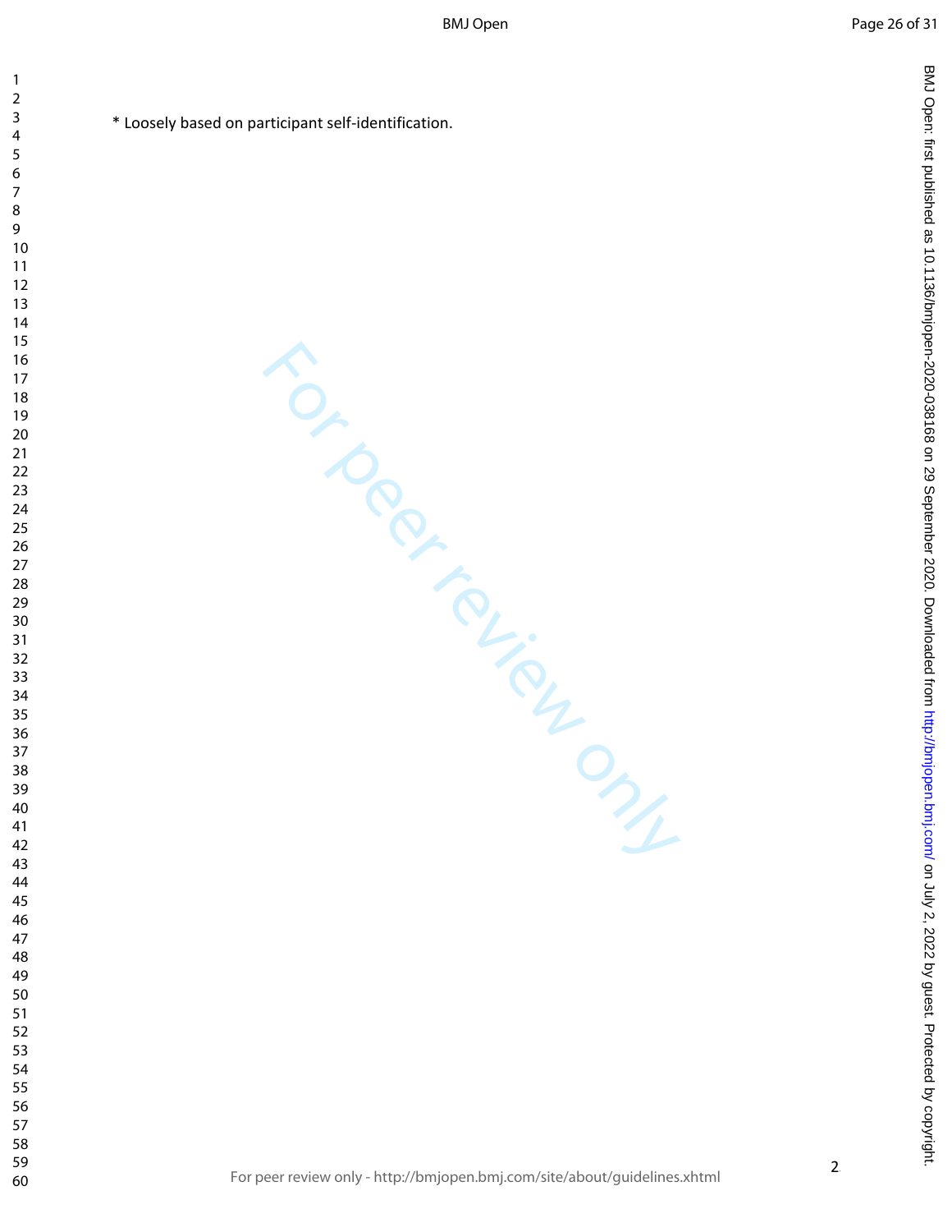* Loosely based on participant self-identification.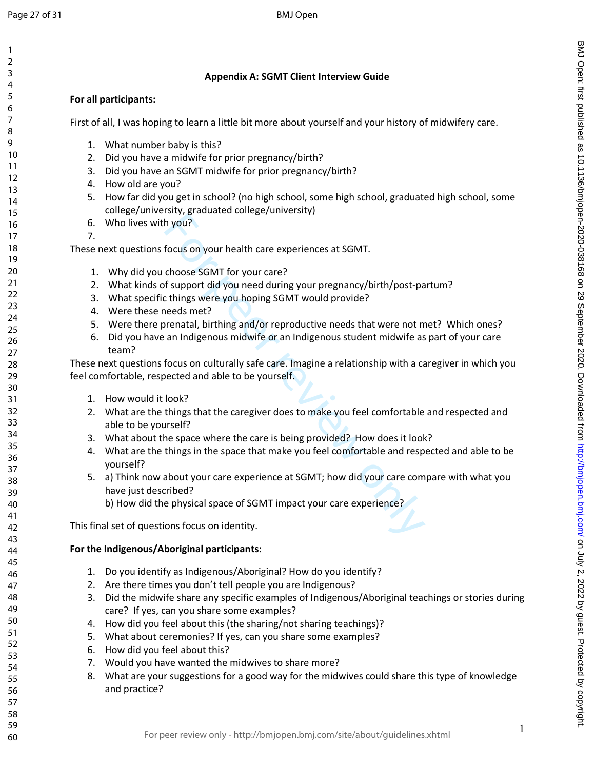## Appendix A: SGMT Client Interview Guide

**For all participants:**

First of all, I was hoping to learn a little bit more about yourself and your history of midwifery care.

1. What number baby is this?
2. Did you have a midwife for prior pregnancy/birth?
3. Did you have an SGMT midwife for prior pregnancy/birth?
4. How old are you?
5. How far did you get in school? (no high school, some high school, graduated high school, some college/university, graduated college/university)
6. Who lives with you?
7. 

These next questions focus on your health care experiences at SGMT.

1. Why did you choose SGMT for your care?
2. What kinds of support did you need during your pregnancy/birth/post-partum?
3. What specific things were you hoping SGMT would provide?
4. Were these needs met?
5. Were there prenatal, birthing and/or reproductive needs that were not met? Which ones?
6. Did you have an Indigenous midwife or an Indigenous student midwife as part of your care team?

These next questions focus on culturally safe care. Imagine a relationship with a caregiver in which you feel comfortable, respected and able to be yourself.

1. How would it look?
2. What are the things that the caregiver does to make you feel comfortable and respected and able to be yourself?
3. What about the space where the care is being provided? How does it look?
4. What are the things in the space that make you feel comfortable and respected and able to be yourself?
5. a) Think now about your care experience at SGMT; how did your care compare with what you have just described?
   b) How did the physical space of SGMT impact your care experience?

This final set of questions focus on identity.

**For the Indigenous/Aboriginal participants:**

1. Do you identify as Indigenous/Aboriginal? How do you identify?
2. Are there times you don't tell people you are Indigenous?
3. Did the midwife share any specific examples of Indigenous/Aboriginal teachings or stories during care? If yes, can you share some examples?
4. How did you feel about this (the sharing/not sharing teachings)?
5. What about ceremonies? If yes, can you share some examples?
6. How did you feel about this?
7. Would you have wanted the midwives to share more?
8. What are your suggestions for a good way for the midwives could share this type of knowledge and practice?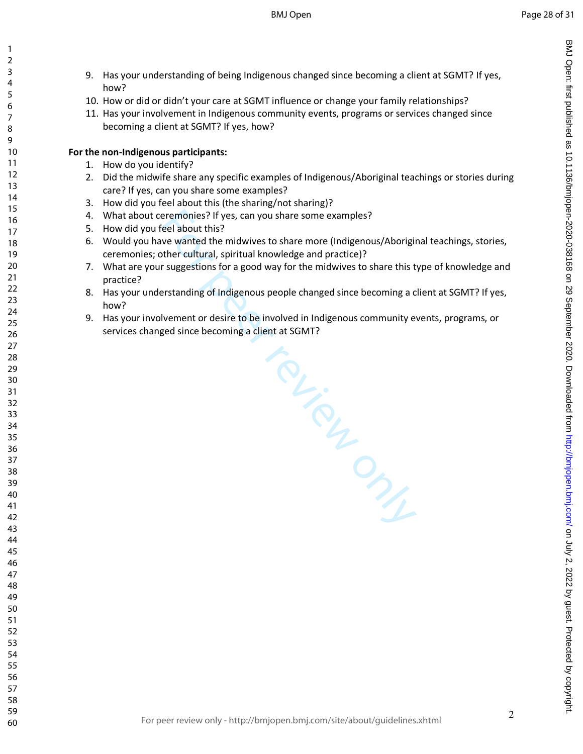9. Has your understanding of being Indigenous changed since becoming a client at SGMT? If yes, how?
10. How or did or didn't your care at SGMT influence or change your family relationships?
11. Has your involvement in Indigenous community events, programs or services changed since becoming a client at SGMT? If yes, how?

**For the non-Indigenous participants:**

1. How do you identify?
2. Did the midwife share any specific examples of Indigenous/Aboriginal teachings or stories during care? If yes, can you share some examples?
3. How did you feel about this (the sharing/not sharing)?
4. What about ceremonies? If yes, can you share some examples?
5. How did you feel about this?
6. Would you have wanted the midwives to share more (Indigenous/Aboriginal teachings, stories, ceremonies; other cultural, spiritual knowledge and practice)?
7. What are your suggestions for a good way for the midwives to share this type of knowledge and practice?
8. Has your understanding of Indigenous people changed since becoming a client at SGMT? If yes, how?
9. Has your involvement or desire to be involved in Indigenous community events, programs, or services changed since becoming a client at SGMT?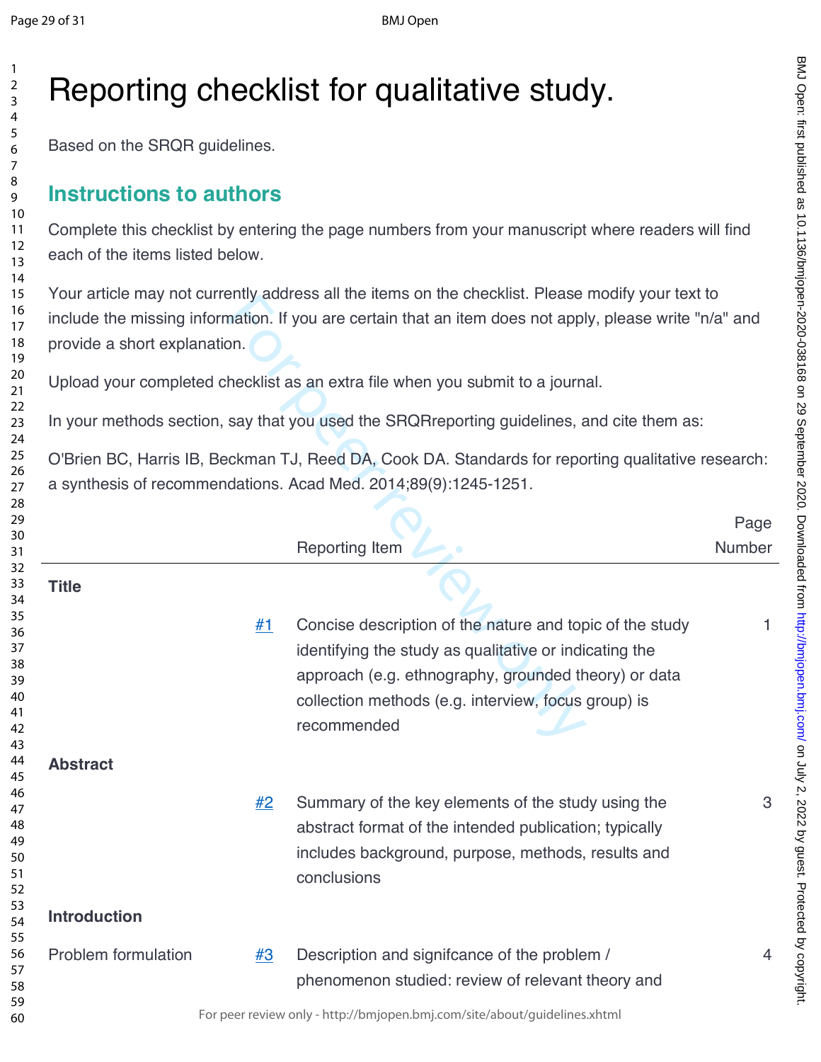# Reporting checklist for qualitative study.

Based on the SRQR guidelines.

## Instructions to authors

Complete this checklist by entering the page numbers from your manuscript where readers will find each of the items listed below.

Your article may not currently address all the items on the checklist. Please modify your text to include the missing information. If you are certain that an item does not apply, please write "n/a" and provide a short explanation.

Upload your completed checklist as an extra file when you submit to a journal.

In your methods section, say that you used the SRQRreporting guidelines, and cite them as:

O'Brien BC, Harris IB, Beckman TJ, Reed DA, Cook DA. Standards for reporting qualitative research: a synthesis of recommendations. Acad Med. 2014;89(9):1245-1251.

| | | Reporting Item | Page Number |
|---|---|---|---|
| **Title** | | | |
| | #1 | Concise description of the nature and topic of the study identifying the study as qualitative or indicating the approach (e.g. ethnography, grounded theory) or data collection methods (e.g. interview, focus group) is recommended | 1 |
| **Abstract** | | | |
| | #2 | Summary of the key elements of the study using the abstract format of the intended publication; typically includes background, purpose, methods, results and conclusions | 3 |
| **Introduction** | | | |
| Problem formulation | #3 | Description and signifcance of the problem / phenomenon studied: review of relevant theory and | 4 |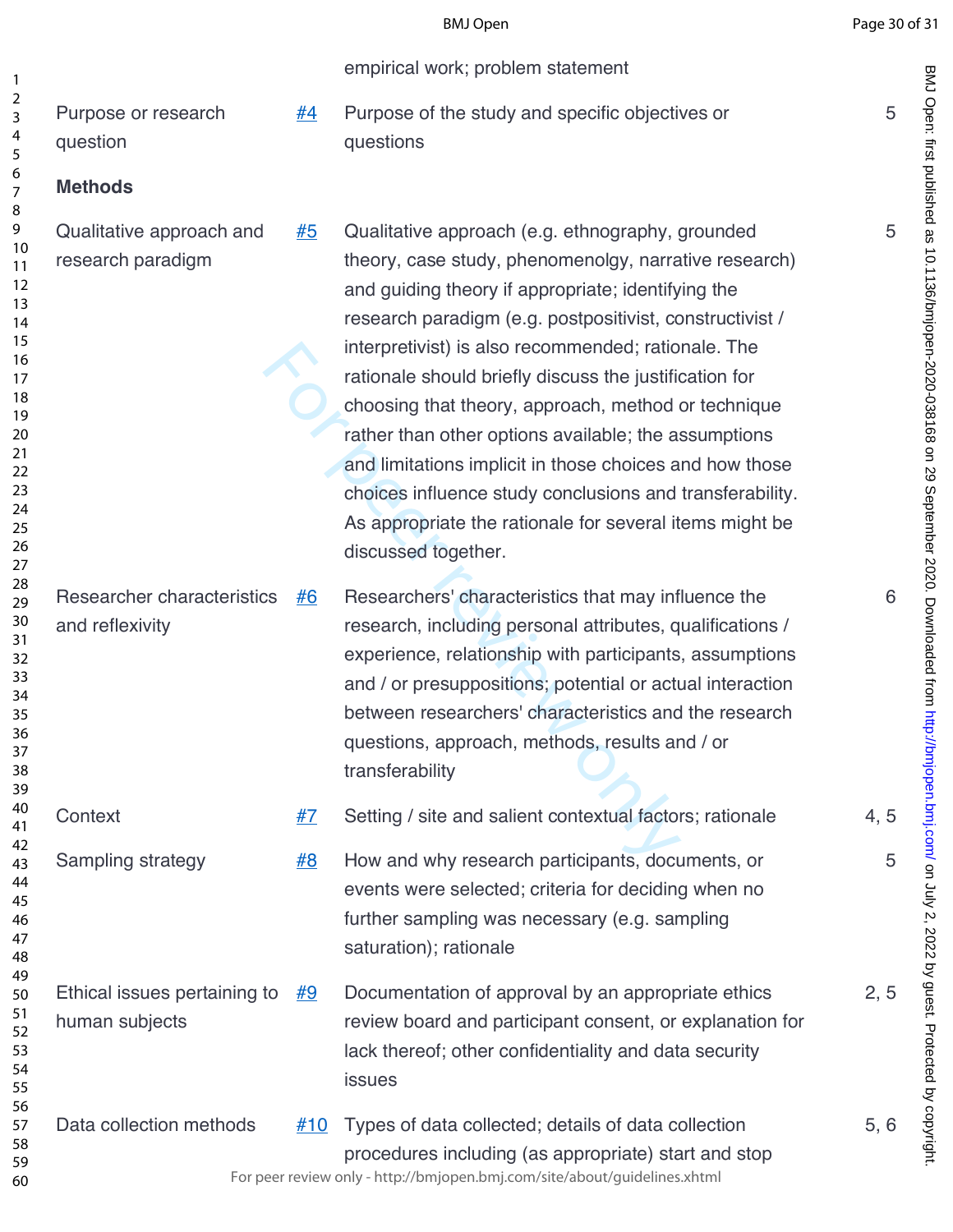| | | | |
|---|---|---|---|
| | | empirical work; problem statement | |
| Purpose or research question | #4 | Purpose of the study and specific objectives or questions | 5 |
| **Methods** | | | |
| Qualitative approach and research paradigm | #5 | Qualitative approach (e.g. ethnography, grounded theory, case study, phenomenolgy, narrative research) and guiding theory if appropriate; identifying the research paradigm (e.g. postpositivist, constructivist / interpretivist) is also recommended; rationale. The rationale should briefly discuss the justification for choosing that theory, approach, method or technique rather than other options available; the assumptions and limitations implicit in those choices and how those choices influence study conclusions and transferability. As appropriate the rationale for several items might be discussed together. | 5 |
| Researcher characteristics and reflexivity | #6 | Researchers' characteristics that may influence the research, including personal attributes, qualifications / experience, relationship with participants, assumptions and / or presuppositions; potential or actual interaction between researchers' characteristics and the research questions, approach, methods, results and / or transferability | 6 |
| Context | #7 | Setting / site and salient contextual factors; rationale | 4, 5 |
| Sampling strategy | #8 | How and why research participants, documents, or events were selected; criteria for deciding when no further sampling was necessary (e.g. sampling saturation); rationale | 5 |
| Ethical issues pertaining to human subjects | #9 | Documentation of approval by an appropriate ethics review board and participant consent, or explanation for lack thereof; other confidentiality and data security issues | 2, 5 |
| Data collection methods | #10 | Types of data collected; details of data collection procedures including (as appropriate) start and stop | 5, 6 |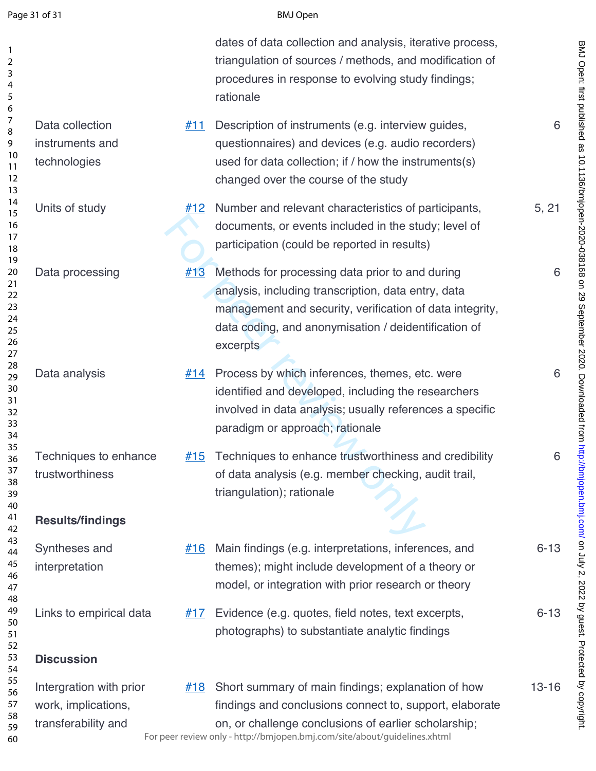| | | | |
|---|---|---|---|
| | | dates of data collection and analysis, iterative process, triangulation of sources / methods, and modification of procedures in response to evolving study findings; rationale | |
| Data collection instruments and technologies | #11 | Description of instruments (e.g. interview guides, questionnaires) and devices (e.g. audio recorders) used for data collection; if / how the instruments(s) changed over the course of the study | 6 |
| Units of study | #12 | Number and relevant characteristics of participants, documents, or events included in the study; level of participation (could be reported in results) | 5, 21 |
| Data processing | #13 | Methods for processing data prior to and during analysis, including transcription, data entry, data management and security, verification of data integrity, data coding, and anonymisation / deidentification of excerpts | 6 |
| Data analysis | #14 | Process by which inferences, themes, etc. were identified and developed, including the researchers involved in data analysis; usually references a specific paradigm or approach; rationale | 6 |
| Techniques to enhance trustworthiness | #15 | Techniques to enhance trustworthiness and credibility of data analysis (e.g. member checking, audit trail, triangulation); rationale | 6 |
| **Results/findings** | | | |
| Syntheses and interpretation | #16 | Main findings (e.g. interpretations, inferences, and themes); might include development of a theory or model, or integration with prior research or theory | 6-13 |
| Links to empirical data | #17 | Evidence (e.g. quotes, field notes, text excerpts, photographs) to substantiate analytic findings | 6-13 |
| **Discussion** | | | |
| Intergration with prior work, implications, transferability and | #18 | Short summary of main findings; explanation of how findings and conclusions connect to, support, elaborate on, or challenge conclusions of earlier scholarship; | 13-16 |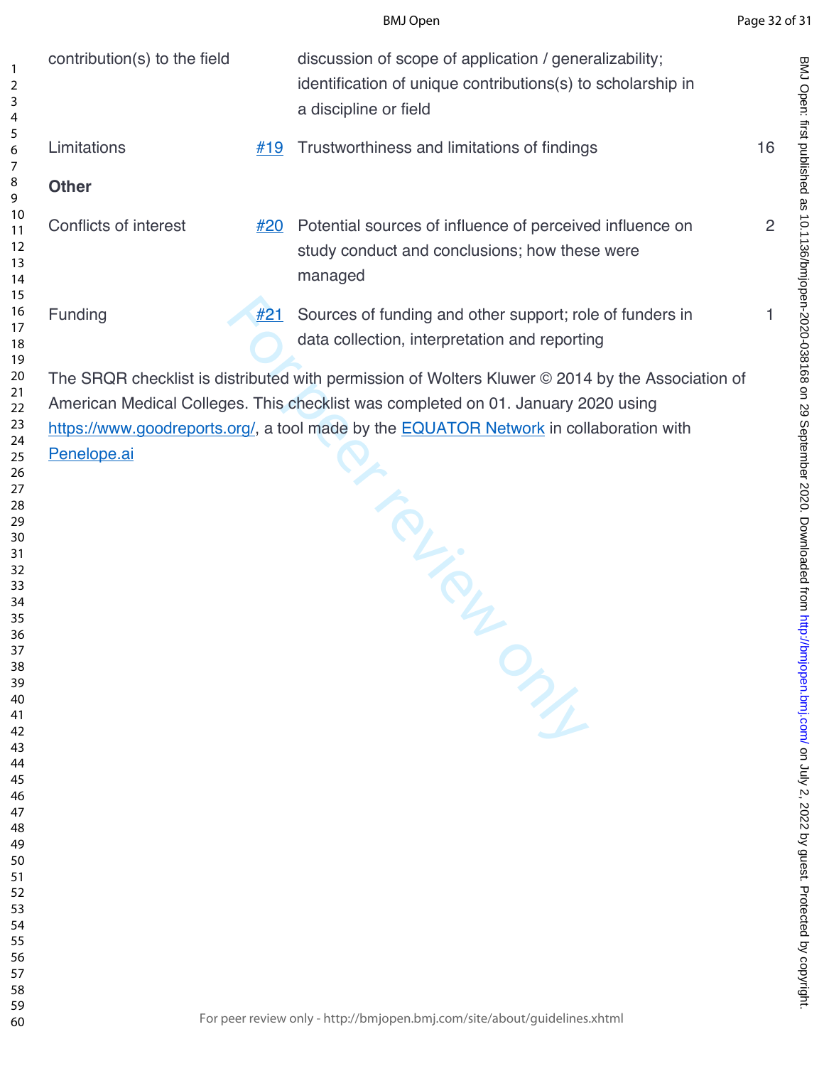| | | | |
|---|---|---|---|
| contribution(s) to the field | | discussion of scope of application / generalizability; identification of unique contributions(s) to scholarship in a discipline or field | |
| Limitations | #19 | Trustworthiness and limitations of findings | 16 |
| **Other** | | | |
| Conflicts of interest | #20 | Potential sources of influence of perceived influence on study conduct and conclusions; how these were managed | 2 |
| Funding | #21 | Sources of funding and other support; role of funders in data collection, interpretation and reporting | 1 |

The SRQR checklist is distributed with permission of Wolters Kluwer © 2014 by the Association of American Medical Colleges. This checklist was completed on 01. January 2020 using https://www.goodreports.org/, a tool made by the EQUATOR Network in collaboration with Penelope.ai